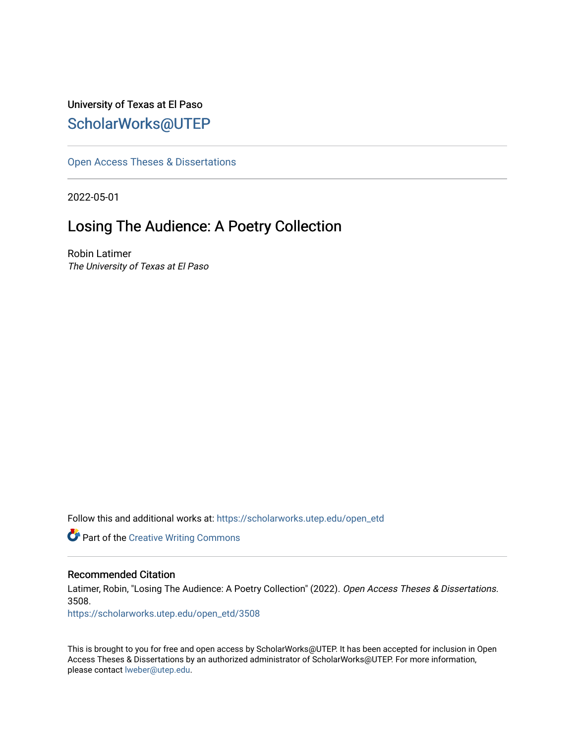University of Texas at El Paso

ScholarWorks@UTEP

---

Open Access Theses & Dissertations

---

2022-05-01

# Losing The Audience: A Poetry Collection

Robin Latimer
*The University of Texas at El Paso*

Follow this and additional works at: https://scholarworks.utep.edu/open_etd

Part of the Creative Writing Commons

---

### Recommended Citation

Latimer, Robin, "Losing The Audience: A Poetry Collection" (2022). *Open Access Theses & Dissertations*. 3508.
https://scholarworks.utep.edu/open_etd/3508

This is brought to you for free and open access by ScholarWorks@UTEP. It has been accepted for inclusion in Open Access Theses & Dissertations by an authorized administrator of ScholarWorks@UTEP. For more information, please contact lweber@utep.edu.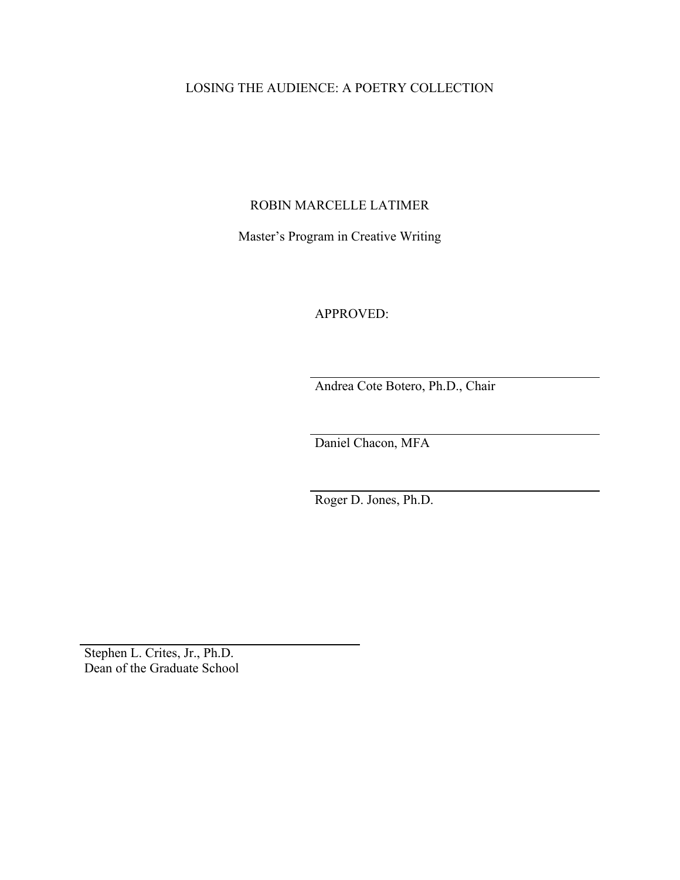LOSING THE AUDIENCE: A POETRY COLLECTION

ROBIN MARCELLE LATIMER

Master's Program in Creative Writing

APPROVED:

Andrea Cote Botero, Ph.D., Chair

Daniel Chacon, MFA

Roger D. Jones, Ph.D.

Stephen L. Crites, Jr., Ph.D.
Dean of the Graduate School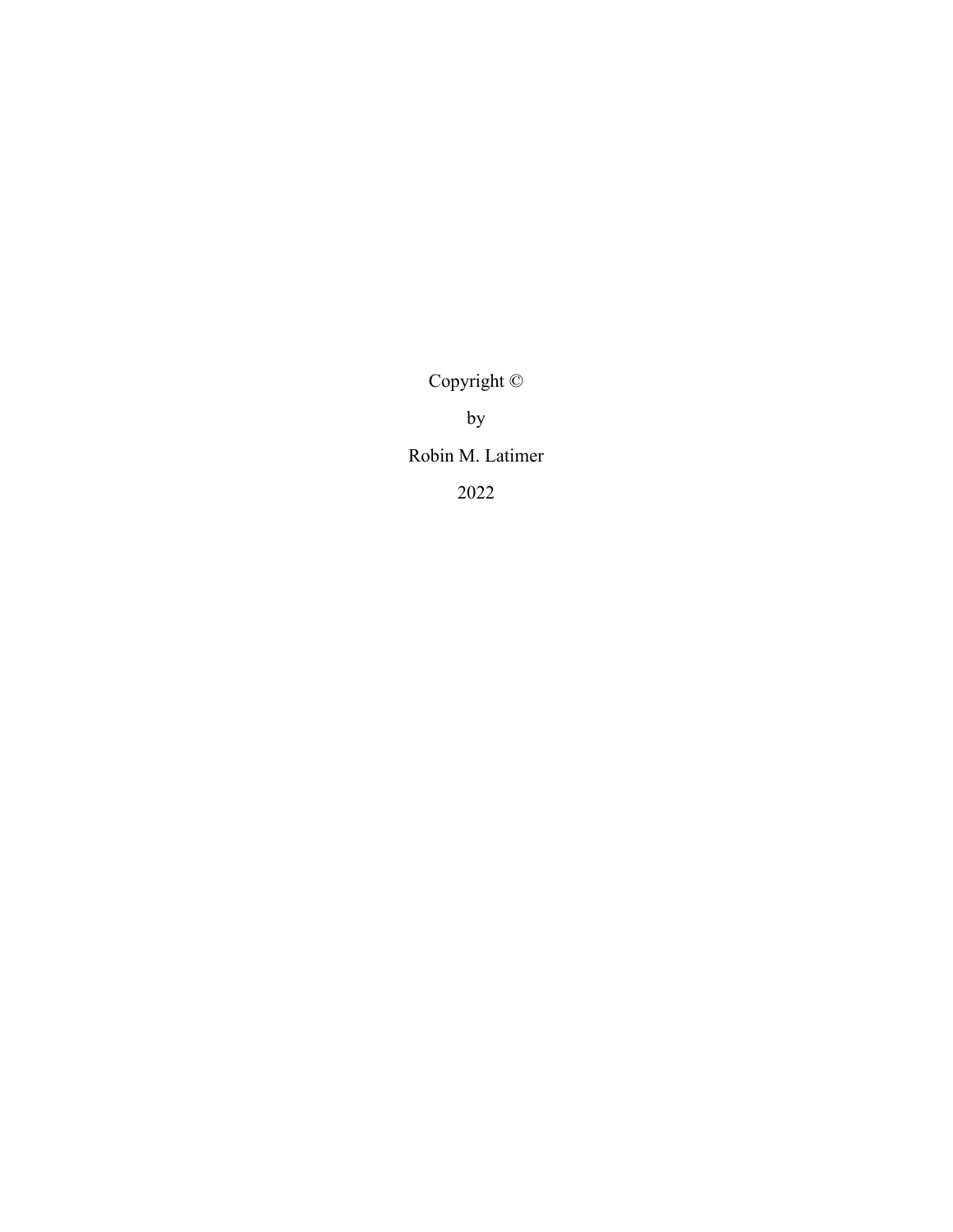Copyright ©

by

Robin M. Latimer

2022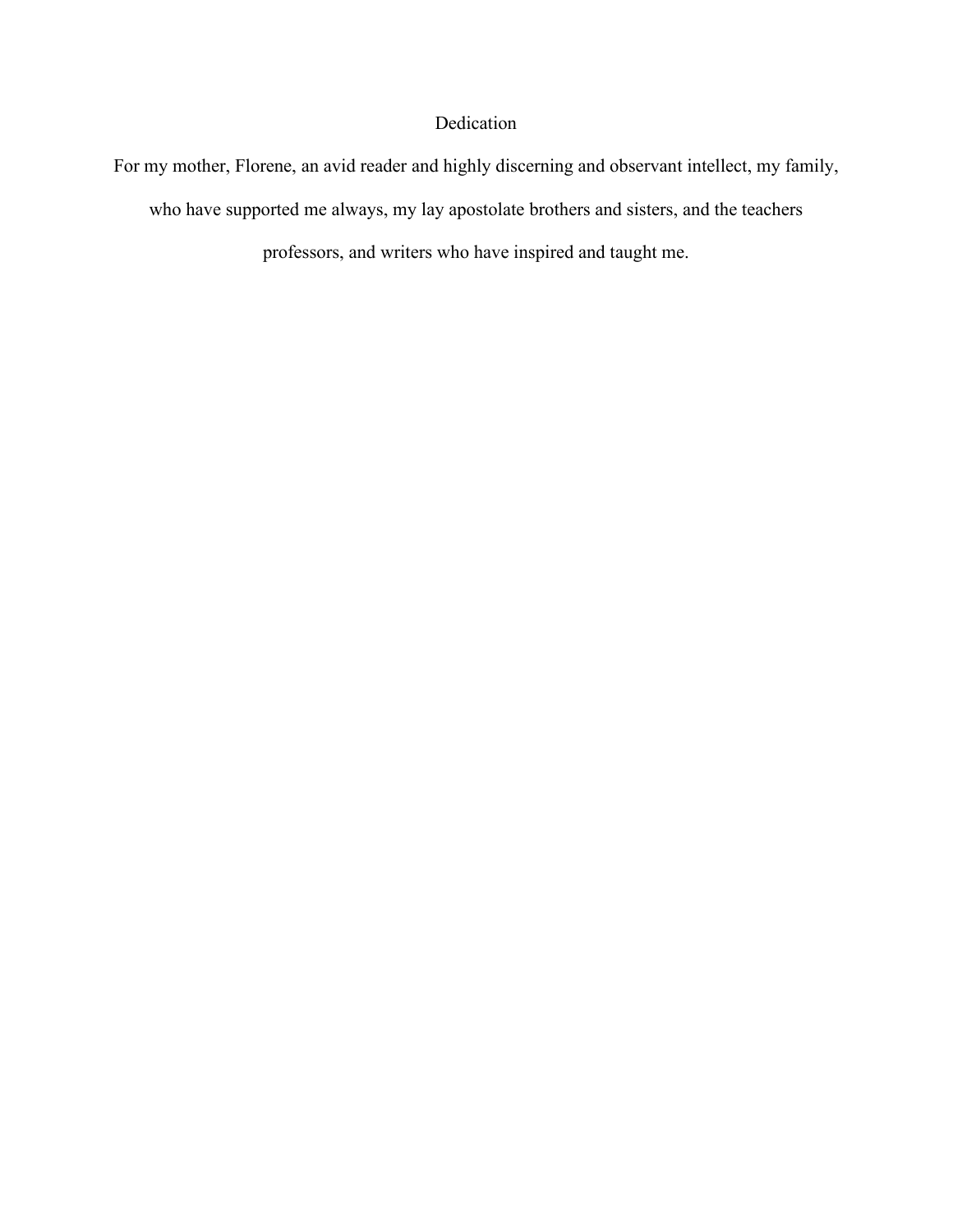# Dedication

For my mother, Florene, an avid reader and highly discerning and observant intellect, my family, who have supported me always, my lay apostolate brothers and sisters, and the teachers professors, and writers who have inspired and taught me.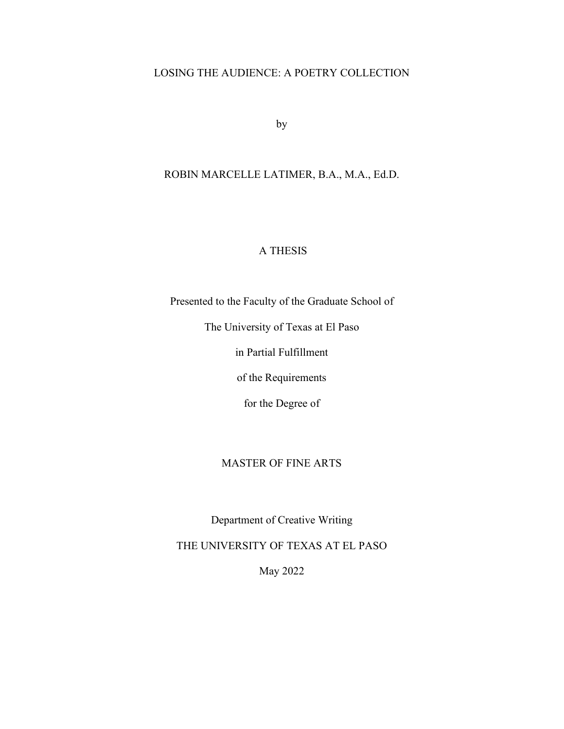LOSING THE AUDIENCE: A POETRY COLLECTION

by

ROBIN MARCELLE LATIMER, B.A., M.A., Ed.D.

A THESIS

Presented to the Faculty of the Graduate School of

The University of Texas at El Paso

in Partial Fulfillment

of the Requirements

for the Degree of

MASTER OF FINE ARTS

Department of Creative Writing

THE UNIVERSITY OF TEXAS AT EL PASO

May 2022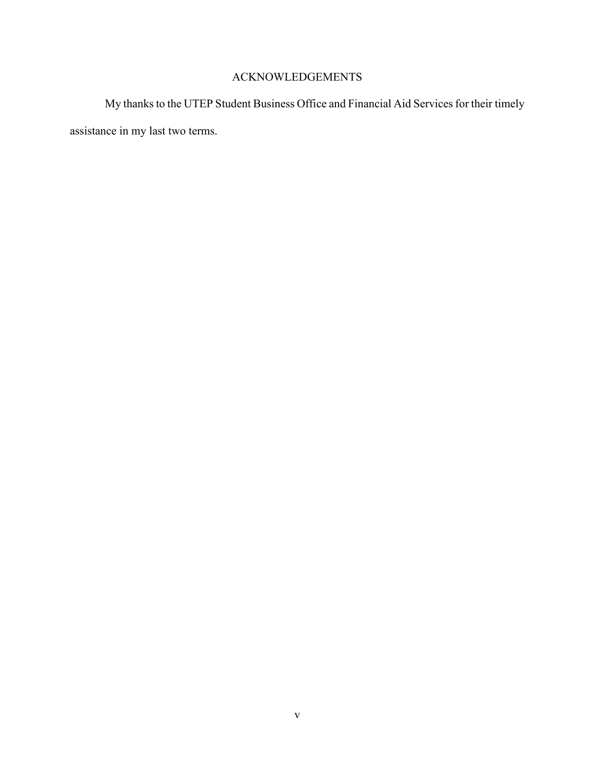# ACKNOWLEDGEMENTS

My thanks to the UTEP Student Business Office and Financial Aid Services for their timely assistance in my last two terms.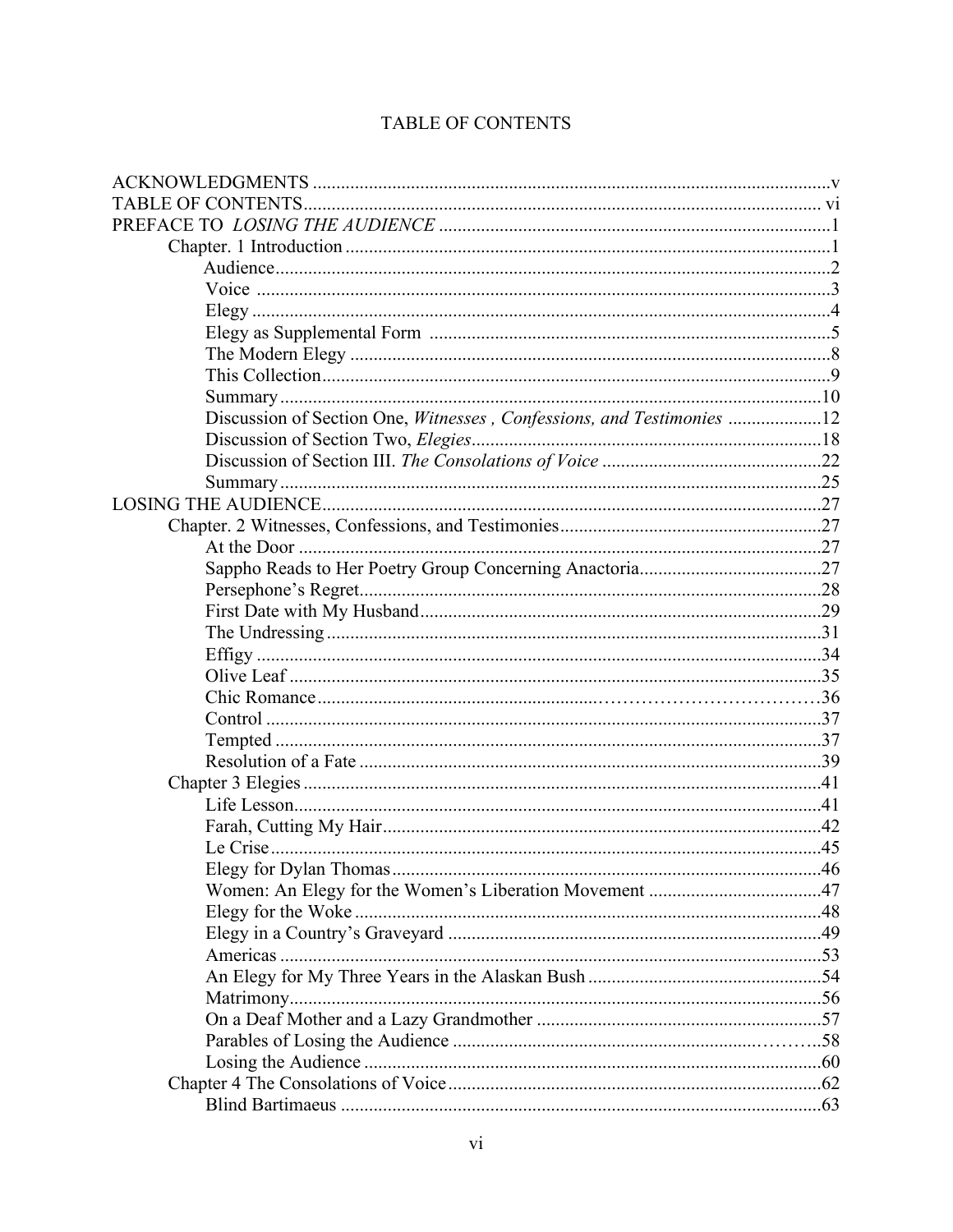# TABLE OF CONTENTS

ACKNOWLEDGMENTS ..... v
TABLE OF CONTENTS ..... vi
PREFACE TO *LOSING THE AUDIENCE* ..... 1
- Chapter. 1 Introduction ..... 1
  - Audience ..... 2
  - Voice ..... 3
  - Elegy ..... 4
  - Elegy as Supplemental Form ..... 5
  - The Modern Elegy ..... 8
  - This Collection ..... 9
  - Summary ..... 10
  - Discussion of Section One, *Witnesses , Confessions, and Testimonies* ..... 12
  - Discussion of Section Two, *Elegies* ..... 18
  - Discussion of Section III. *The Consolations of Voice* ..... 22
  - Summary ..... 25

LOSING THE AUDIENCE ..... 27
- Chapter. 2 Witnesses, Confessions, and Testimonies ..... 27
  - At the Door ..... 27
  - Sappho Reads to Her Poetry Group Concerning Anactoria ..... 27
  - Persephone's Regret ..... 28
  - First Date with My Husband ..... 29
  - The Undressing ..... 31
  - Effigy ..... 34
  - Olive Leaf ..... 35
  - Chic Romance ..... 36
  - Control ..... 37
  - Tempted ..... 37
  - Resolution of a Fate ..... 39
- Chapter 3 Elegies ..... 41
  - Life Lesson ..... 41
  - Farah, Cutting My Hair ..... 42
  - Le Crise ..... 45
  - Elegy for Dylan Thomas ..... 46
  - Women: An Elegy for the Women's Liberation Movement ..... 47
  - Elegy for the Woke ..... 48
  - Elegy in a Country's Graveyard ..... 49
  - Americas ..... 53
  - An Elegy for My Three Years in the Alaskan Bush ..... 54
  - Matrimony ..... 56
  - On a Deaf Mother and a Lazy Grandmother ..... 57
  - Parables of Losing the Audience ..... 58
  - Losing the Audience ..... 60
- Chapter 4 The Consolations of Voice ..... 62
  - Blind Bartimaeus ..... 63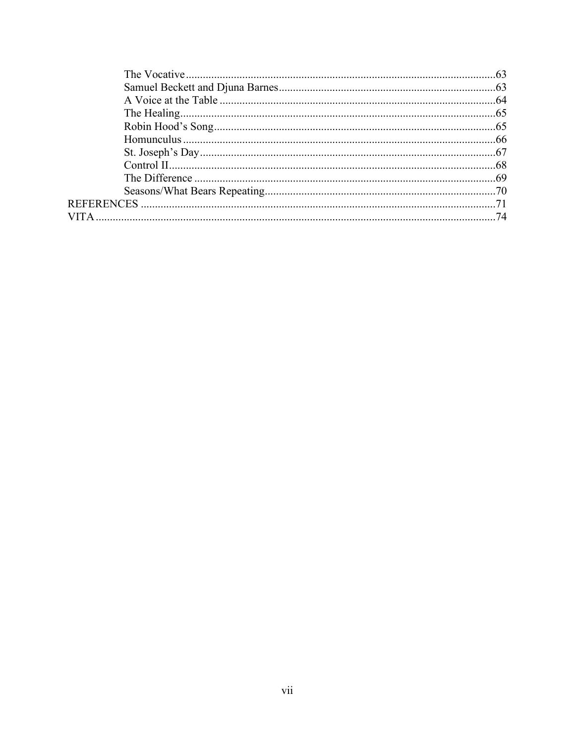The Vocative .....63
Samuel Beckett and Djuna Barnes .....63
A Voice at the Table .....64
The Healing .....65
Robin Hood's Song .....65
Homunculus .....66
St. Joseph's Day .....67
Control II .....68
The Difference .....69
Seasons/What Bears Repeating .....70

REFERENCES .....71

VITA .....74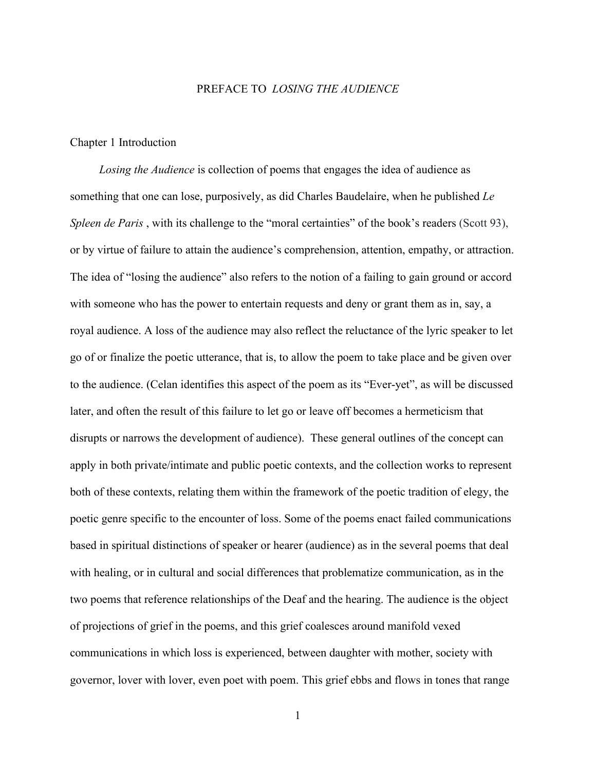# PREFACE TO *LOSING THE AUDIENCE*

## Chapter 1 Introduction

*Losing the Audience* is collection of poems that engages the idea of audience as something that one can lose, purposively, as did Charles Baudelaire, when he published *Le Spleen de Paris* , with its challenge to the "moral certainties" of the book's readers (Scott 93), or by virtue of failure to attain the audience's comprehension, attention, empathy, or attraction. The idea of "losing the audience" also refers to the notion of a failing to gain ground or accord with someone who has the power to entertain requests and deny or grant them as in, say, a royal audience. A loss of the audience may also reflect the reluctance of the lyric speaker to let go of or finalize the poetic utterance, that is, to allow the poem to take place and be given over to the audience. (Celan identifies this aspect of the poem as its "Ever-yet", as will be discussed later, and often the result of this failure to let go or leave off becomes a hermeticism that disrupts or narrows the development of audience). These general outlines of the concept can apply in both private/intimate and public poetic contexts, and the collection works to represent both of these contexts, relating them within the framework of the poetic tradition of elegy, the poetic genre specific to the encounter of loss. Some of the poems enact failed communications based in spiritual distinctions of speaker or hearer (audience) as in the several poems that deal with healing, or in cultural and social differences that problematize communication, as in the two poems that reference relationships of the Deaf and the hearing. The audience is the object of projections of grief in the poems, and this grief coalesces around manifold vexed communications in which loss is experienced, between daughter with mother, society with governor, lover with lover, even poet with poem. This grief ebbs and flows in tones that range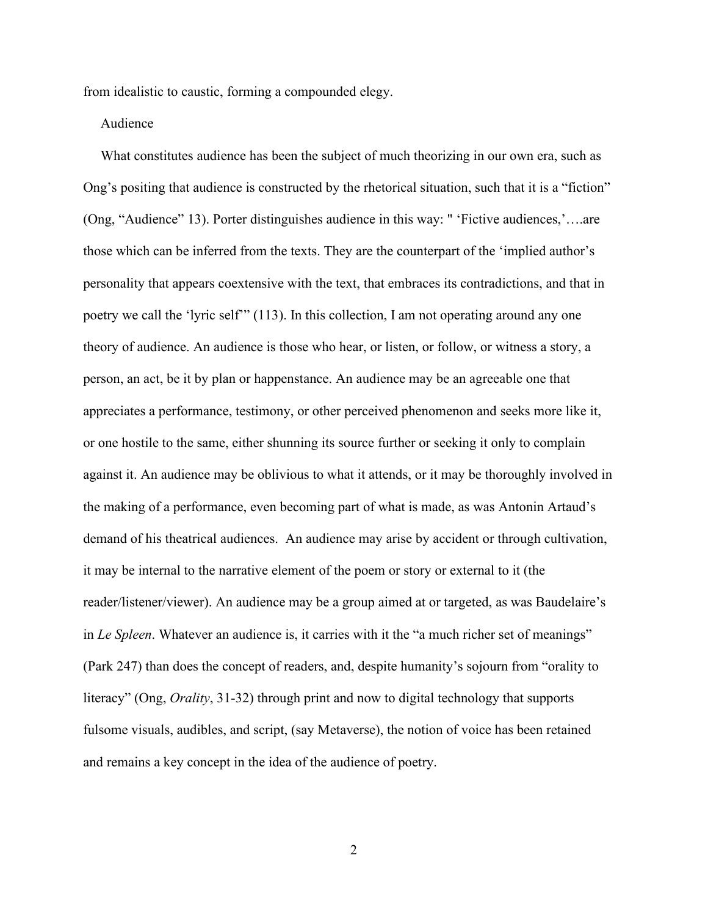from idealistic to caustic, forming a compounded elegy.

## Audience

What constitutes audience has been the subject of much theorizing in our own era, such as Ong's positing that audience is constructed by the rhetorical situation, such that it is a "fiction" (Ong, "Audience" 13). Porter distinguishes audience in this way: " 'Fictive audiences,'….are those which can be inferred from the texts. They are the counterpart of the 'implied author's personality that appears coextensive with the text, that embraces its contradictions, and that in poetry we call the 'lyric self'" (113). In this collection, I am not operating around any one theory of audience. An audience is those who hear, or listen, or follow, or witness a story, a person, an act, be it by plan or happenstance. An audience may be an agreeable one that appreciates a performance, testimony, or other perceived phenomenon and seeks more like it, or one hostile to the same, either shunning its source further or seeking it only to complain against it. An audience may be oblivious to what it attends, or it may be thoroughly involved in the making of a performance, even becoming part of what is made, as was Antonin Artaud's demand of his theatrical audiences. An audience may arise by accident or through cultivation, it may be internal to the narrative element of the poem or story or external to it (the reader/listener/viewer). An audience may be a group aimed at or targeted, as was Baudelaire's in *Le Spleen*. Whatever an audience is, it carries with it the "a much richer set of meanings" (Park 247) than does the concept of readers, and, despite humanity's sojourn from "orality to literacy" (Ong, *Orality*, 31-32) through print and now to digital technology that supports fulsome visuals, audibles, and script, (say Metaverse), the notion of voice has been retained and remains a key concept in the idea of the audience of poetry.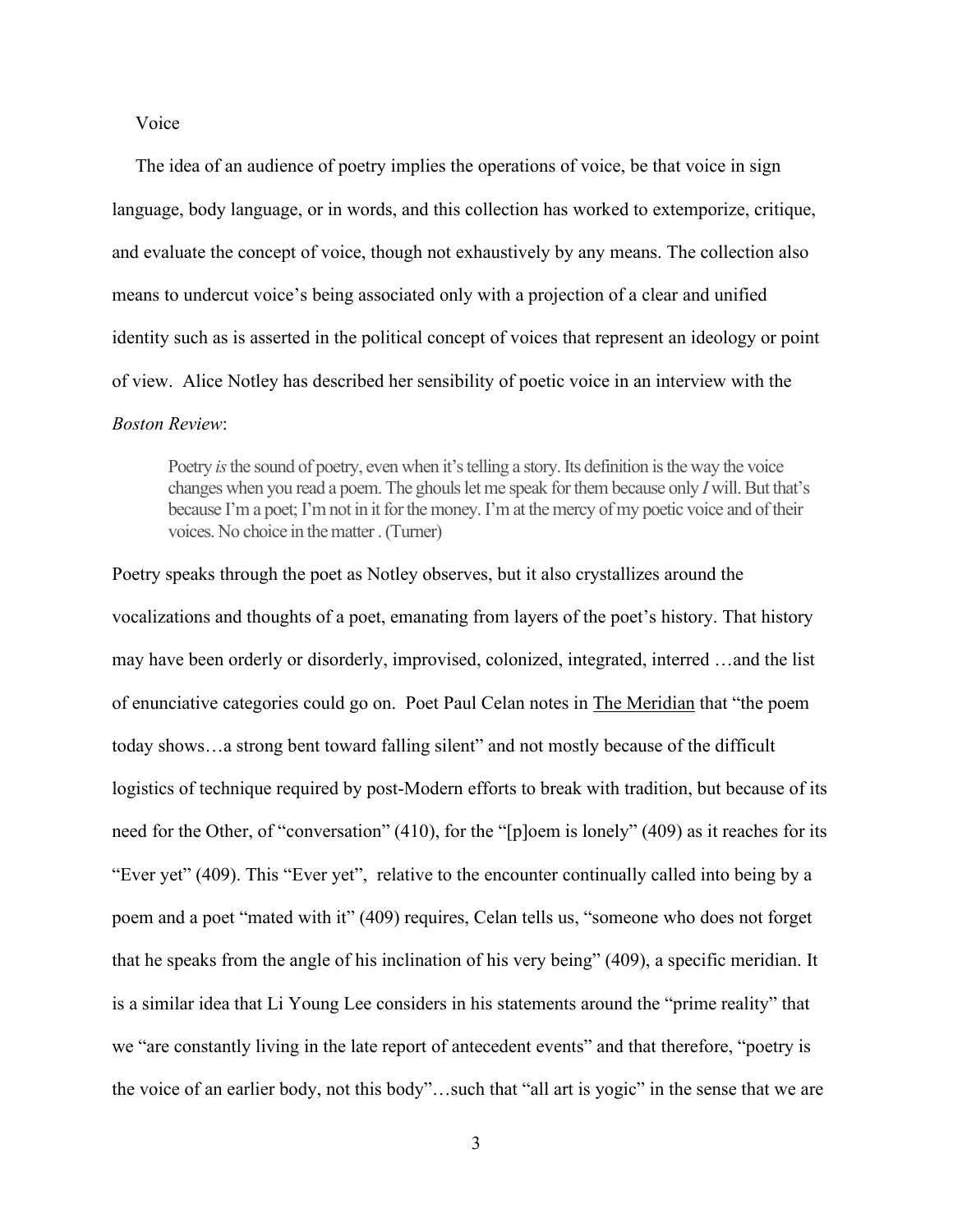Voice

The idea of an audience of poetry implies the operations of voice, be that voice in sign language, body language, or in words, and this collection has worked to extemporize, critique, and evaluate the concept of voice, though not exhaustively by any means. The collection also means to undercut voice's being associated only with a projection of a clear and unified identity such as is asserted in the political concept of voices that represent an ideology or point of view. Alice Notley has described her sensibility of poetic voice in an interview with the *Boston Review*:

> Poetry *is* the sound of poetry, even when it's telling a story. Its definition is the way the voice changes when you read a poem. The ghouls let me speak for them because only *I* will. But that's because I'm a poet; I'm not in it for the money. I'm at the mercy of my poetic voice and of their voices. No choice in the matter . (Turner)

Poetry speaks through the poet as Notley observes, but it also crystallizes around the vocalizations and thoughts of a poet, emanating from layers of the poet's history. That history may have been orderly or disorderly, improvised, colonized, integrated, interred …and the list of enunciative categories could go on. Poet Paul Celan notes in The Meridian that "the poem today shows…a strong bent toward falling silent" and not mostly because of the difficult logistics of technique required by post-Modern efforts to break with tradition, but because of its need for the Other, of "conversation" (410), for the "[p]oem is lonely" (409) as it reaches for its "Ever yet" (409). This "Ever yet", relative to the encounter continually called into being by a poem and a poet "mated with it" (409) requires, Celan tells us, "someone who does not forget that he speaks from the angle of his inclination of his very being" (409), a specific meridian. It is a similar idea that Li Young Lee considers in his statements around the "prime reality" that we "are constantly living in the late report of antecedent events" and that therefore, "poetry is the voice of an earlier body, not this body"…such that "all art is yogic" in the sense that we are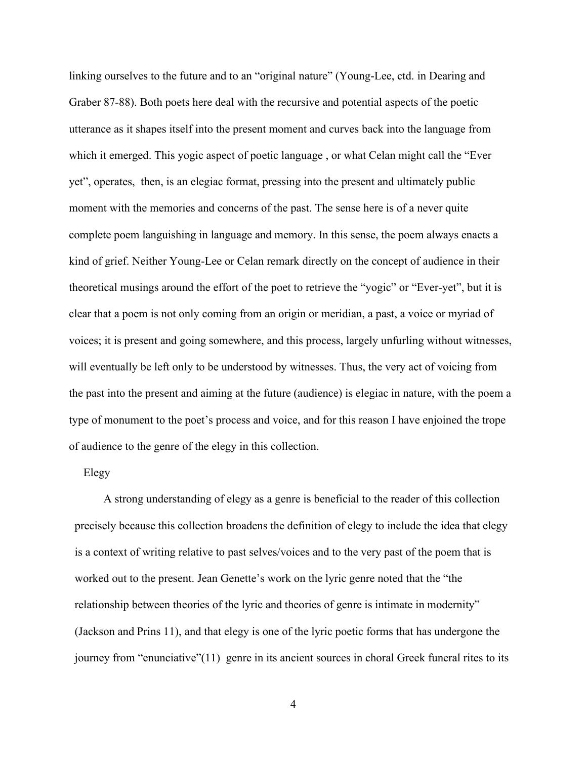linking ourselves to the future and to an "original nature" (Young-Lee, ctd. in Dearing and Graber 87-88). Both poets here deal with the recursive and potential aspects of the poetic utterance as it shapes itself into the present moment and curves back into the language from which it emerged. This yogic aspect of poetic language , or what Celan might call the "Ever yet", operates, then, is an elegiac format, pressing into the present and ultimately public moment with the memories and concerns of the past. The sense here is of a never quite complete poem languishing in language and memory. In this sense, the poem always enacts a kind of grief. Neither Young-Lee or Celan remark directly on the concept of audience in their theoretical musings around the effort of the poet to retrieve the "yogic" or "Ever-yet", but it is clear that a poem is not only coming from an origin or meridian, a past, a voice or myriad of voices; it is present and going somewhere, and this process, largely unfurling without witnesses, will eventually be left only to be understood by witnesses. Thus, the very act of voicing from the past into the present and aiming at the future (audience) is elegiac in nature, with the poem a type of monument to the poet's process and voice, and for this reason I have enjoined the trope of audience to the genre of the elegy in this collection.

## Elegy

A strong understanding of elegy as a genre is beneficial to the reader of this collection precisely because this collection broadens the definition of elegy to include the idea that elegy is a context of writing relative to past selves/voices and to the very past of the poem that is worked out to the present. Jean Genette's work on the lyric genre noted that the "the relationship between theories of the lyric and theories of genre is intimate in modernity" (Jackson and Prins 11), and that elegy is one of the lyric poetic forms that has undergone the journey from "enunciative"(11) genre in its ancient sources in choral Greek funeral rites to its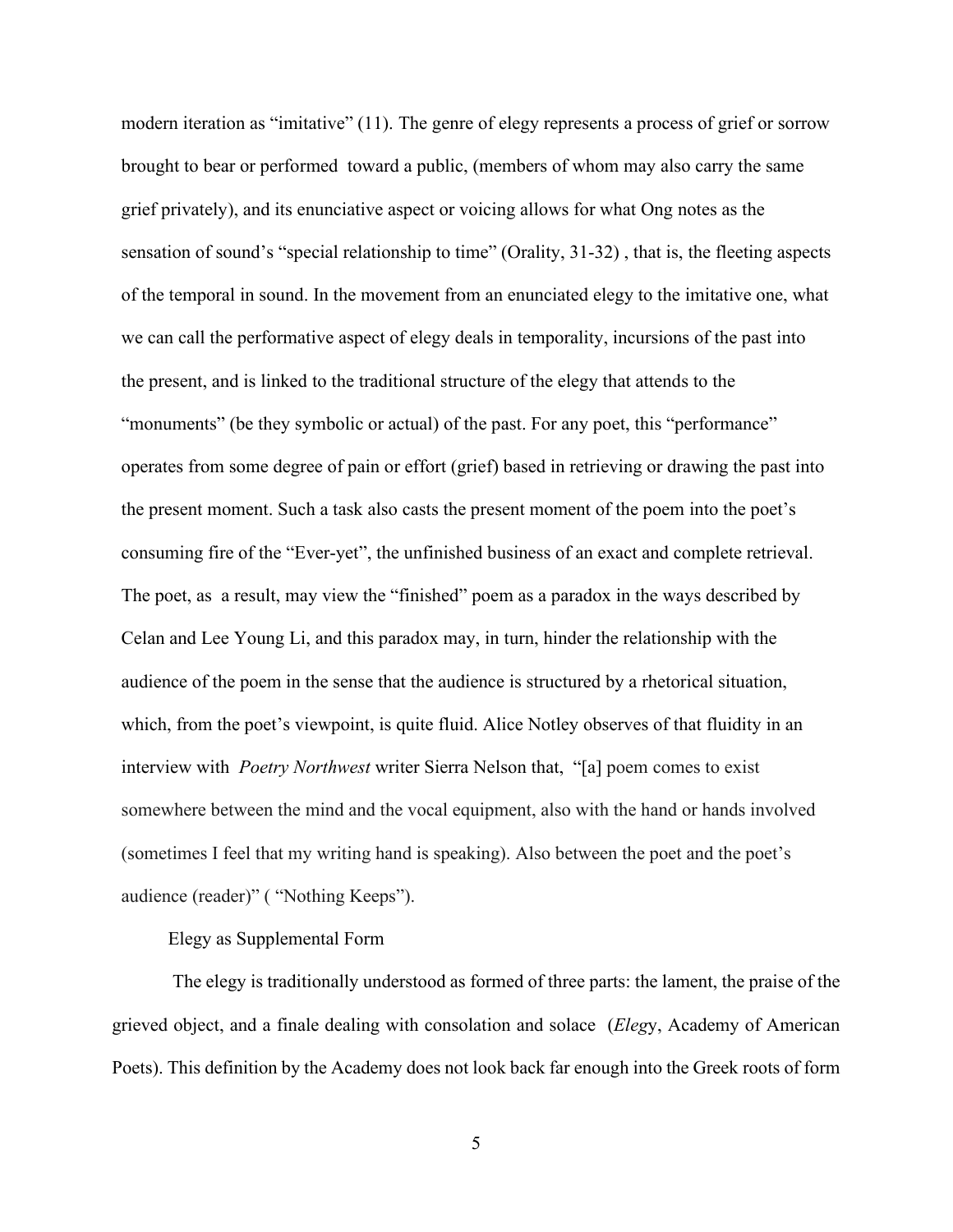modern iteration as "imitative" (11). The genre of elegy represents a process of grief or sorrow brought to bear or performed toward a public, (members of whom may also carry the same grief privately), and its enunciative aspect or voicing allows for what Ong notes as the sensation of sound's "special relationship to time" (Orality, 31-32) , that is, the fleeting aspects of the temporal in sound. In the movement from an enunciated elegy to the imitative one, what we can call the performative aspect of elegy deals in temporality, incursions of the past into the present, and is linked to the traditional structure of the elegy that attends to the "monuments" (be they symbolic or actual) of the past. For any poet, this "performance" operates from some degree of pain or effort (grief) based in retrieving or drawing the past into the present moment. Such a task also casts the present moment of the poem into the poet's consuming fire of the "Ever-yet", the unfinished business of an exact and complete retrieval. The poet, as a result, may view the "finished" poem as a paradox in the ways described by Celan and Lee Young Li, and this paradox may, in turn, hinder the relationship with the audience of the poem in the sense that the audience is structured by a rhetorical situation, which, from the poet's viewpoint, is quite fluid. Alice Notley observes of that fluidity in an interview with *Poetry Northwest* writer Sierra Nelson that, "[a] poem comes to exist somewhere between the mind and the vocal equipment, also with the hand or hands involved (sometimes I feel that my writing hand is speaking). Also between the poet and the poet's audience (reader)" ( "Nothing Keeps").

## Elegy as Supplemental Form

The elegy is traditionally understood as formed of three parts: the lament, the praise of the grieved object, and a finale dealing with consolation and solace (*Eleg*y, Academy of American Poets). This definition by the Academy does not look back far enough into the Greek roots of form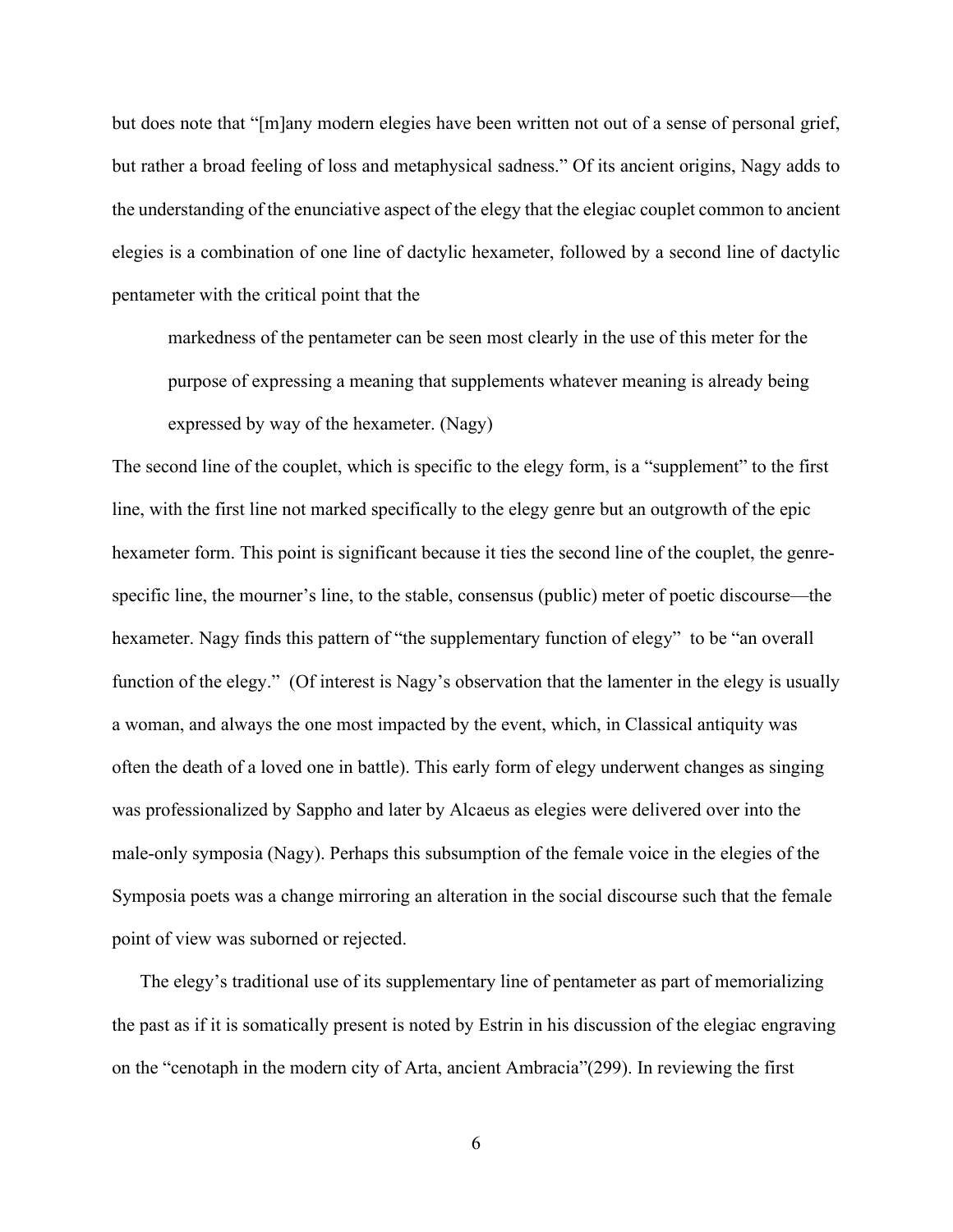but does note that "[m]any modern elegies have been written not out of a sense of personal grief, but rather a broad feeling of loss and metaphysical sadness." Of its ancient origins, Nagy adds to the understanding of the enunciative aspect of the elegy that the elegiac couplet common to ancient elegies is a combination of one line of dactylic hexameter, followed by a second line of dactylic pentameter with the critical point that the

> markedness of the pentameter can be seen most clearly in the use of this meter for the purpose of expressing a meaning that supplements whatever meaning is already being expressed by way of the hexameter. (Nagy)

The second line of the couplet, which is specific to the elegy form, is a "supplement" to the first line, with the first line not marked specifically to the elegy genre but an outgrowth of the epic hexameter form. This point is significant because it ties the second line of the couplet, the genre-specific line, the mourner's line, to the stable, consensus (public) meter of poetic discourse—the hexameter. Nagy finds this pattern of "the supplementary function of elegy" to be "an overall function of the elegy." (Of interest is Nagy's observation that the lamenter in the elegy is usually a woman, and always the one most impacted by the event, which, in Classical antiquity was often the death of a loved one in battle). This early form of elegy underwent changes as singing was professionalized by Sappho and later by Alcaeus as elegies were delivered over into the male-only symposia (Nagy). Perhaps this subsumption of the female voice in the elegies of the Symposia poets was a change mirroring an alteration in the social discourse such that the female point of view was suborned or rejected.

The elegy's traditional use of its supplementary line of pentameter as part of memorializing the past as if it is somatically present is noted by Estrin in his discussion of the elegiac engraving on the "cenotaph in the modern city of Arta, ancient Ambracia"(299). In reviewing the first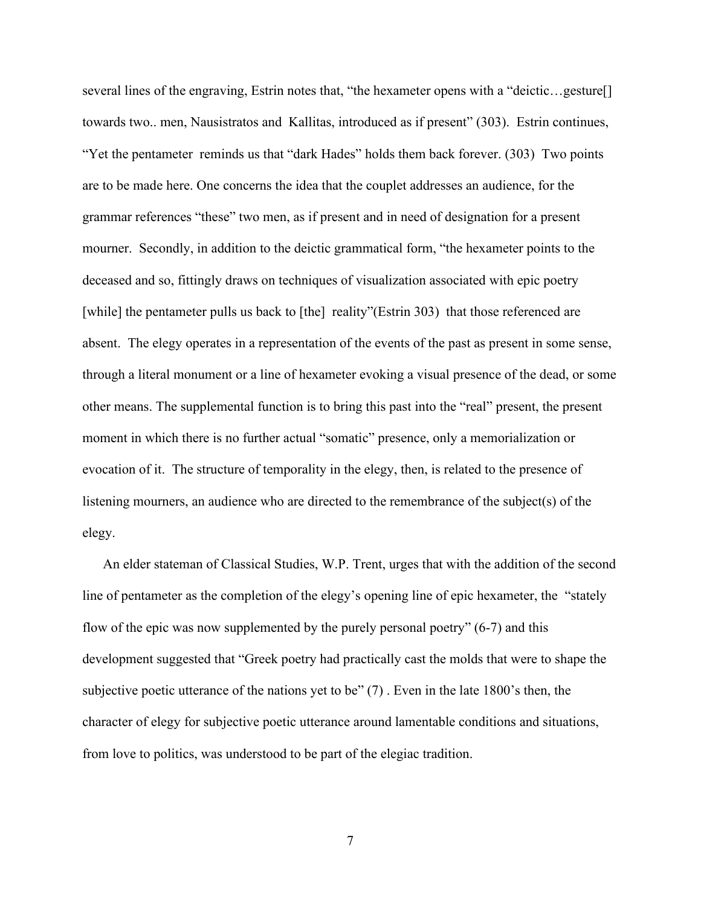several lines of the engraving, Estrin notes that, "the hexameter opens with a "deictic…gesture[] towards two.. men, Nausistratos and Kallitas, introduced as if present" (303). Estrin continues, "Yet the pentameter reminds us that "dark Hades" holds them back forever. (303) Two points are to be made here. One concerns the idea that the couplet addresses an audience, for the grammar references "these" two men, as if present and in need of designation for a present mourner. Secondly, in addition to the deictic grammatical form, "the hexameter points to the deceased and so, fittingly draws on techniques of visualization associated with epic poetry [while] the pentameter pulls us back to [the] reality"(Estrin 303) that those referenced are absent. The elegy operates in a representation of the events of the past as present in some sense, through a literal monument or a line of hexameter evoking a visual presence of the dead, or some other means. The supplemental function is to bring this past into the "real" present, the present moment in which there is no further actual "somatic" presence, only a memorialization or evocation of it. The structure of temporality in the elegy, then, is related to the presence of listening mourners, an audience who are directed to the remembrance of the subject(s) of the elegy.

An elder statesman of Classical Studies, W.P. Trent, urges that with the addition of the second line of pentameter as the completion of the elegy's opening line of epic hexameter, the "stately flow of the epic was now supplemented by the purely personal poetry" (6-7) and this development suggested that "Greek poetry had practically cast the molds that were to shape the subjective poetic utterance of the nations yet to be" (7) . Even in the late 1800's then, the character of elegy for subjective poetic utterance around lamentable conditions and situations, from love to politics, was understood to be part of the elegiac tradition.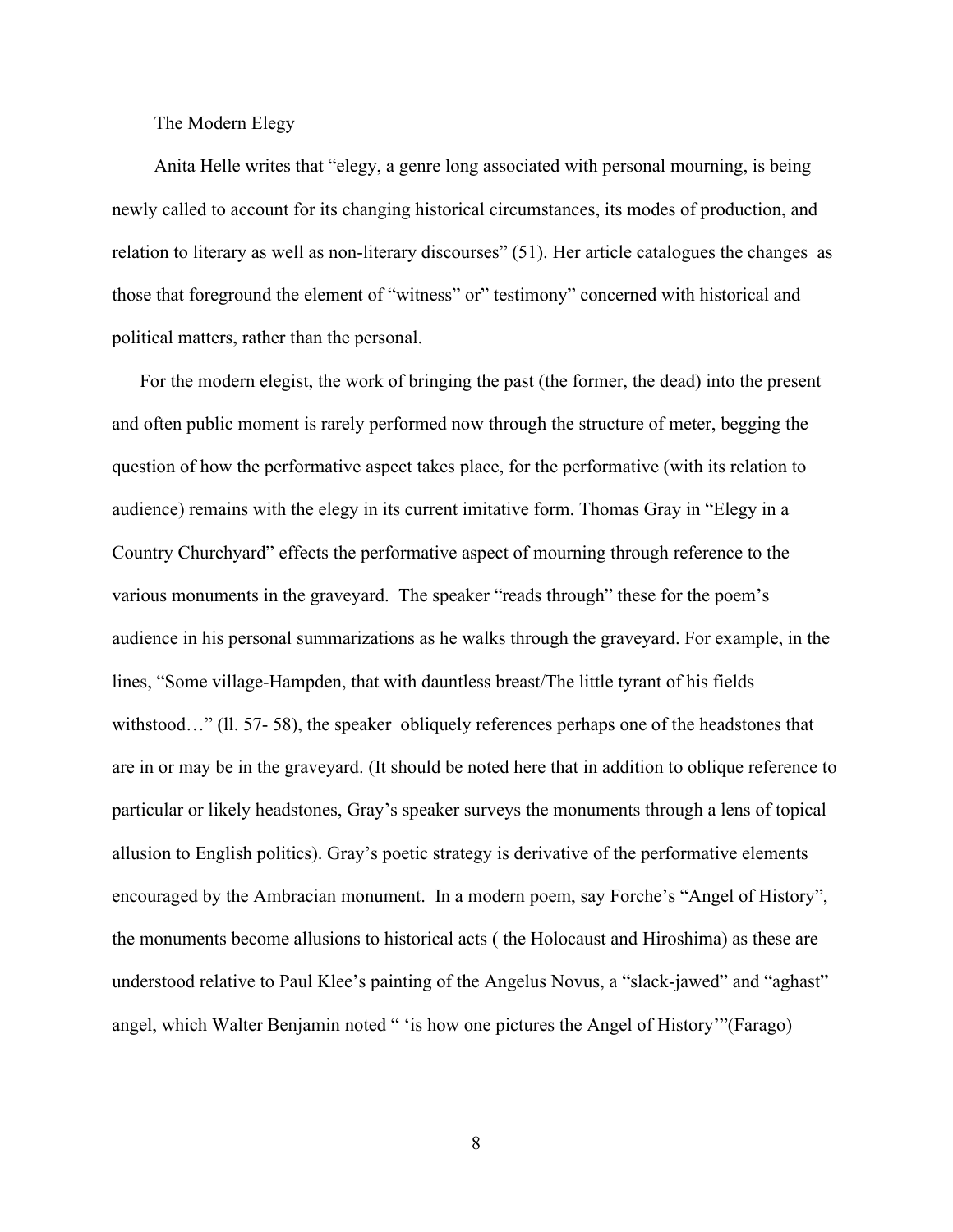## The Modern Elegy

Anita Helle writes that "elegy, a genre long associated with personal mourning, is being newly called to account for its changing historical circumstances, its modes of production, and relation to literary as well as non-literary discourses" (51). Her article catalogues the changes as those that foreground the element of "witness" or" testimony" concerned with historical and political matters, rather than the personal.

For the modern elegist, the work of bringing the past (the former, the dead) into the present and often public moment is rarely performed now through the structure of meter, begging the question of how the performative aspect takes place, for the performative (with its relation to audience) remains with the elegy in its current imitative form. Thomas Gray in "Elegy in a Country Churchyard" effects the performative aspect of mourning through reference to the various monuments in the graveyard. The speaker "reads through" these for the poem's audience in his personal summarizations as he walks through the graveyard. For example, in the lines, "Some village-Hampden, that with dauntless breast/The little tyrant of his fields withstood…" (ll. 57- 58), the speaker obliquely references perhaps one of the headstones that are in or may be in the graveyard. (It should be noted here that in addition to oblique reference to particular or likely headstones, Gray's speaker surveys the monuments through a lens of topical allusion to English politics). Gray's poetic strategy is derivative of the performative elements encouraged by the Ambracian monument. In a modern poem, say Forche's "Angel of History", the monuments become allusions to historical acts ( the Holocaust and Hiroshima) as these are understood relative to Paul Klee's painting of the Angelus Novus, a "slack-jawed" and "aghast" angel, which Walter Benjamin noted " 'is how one pictures the Angel of History'"(Farago)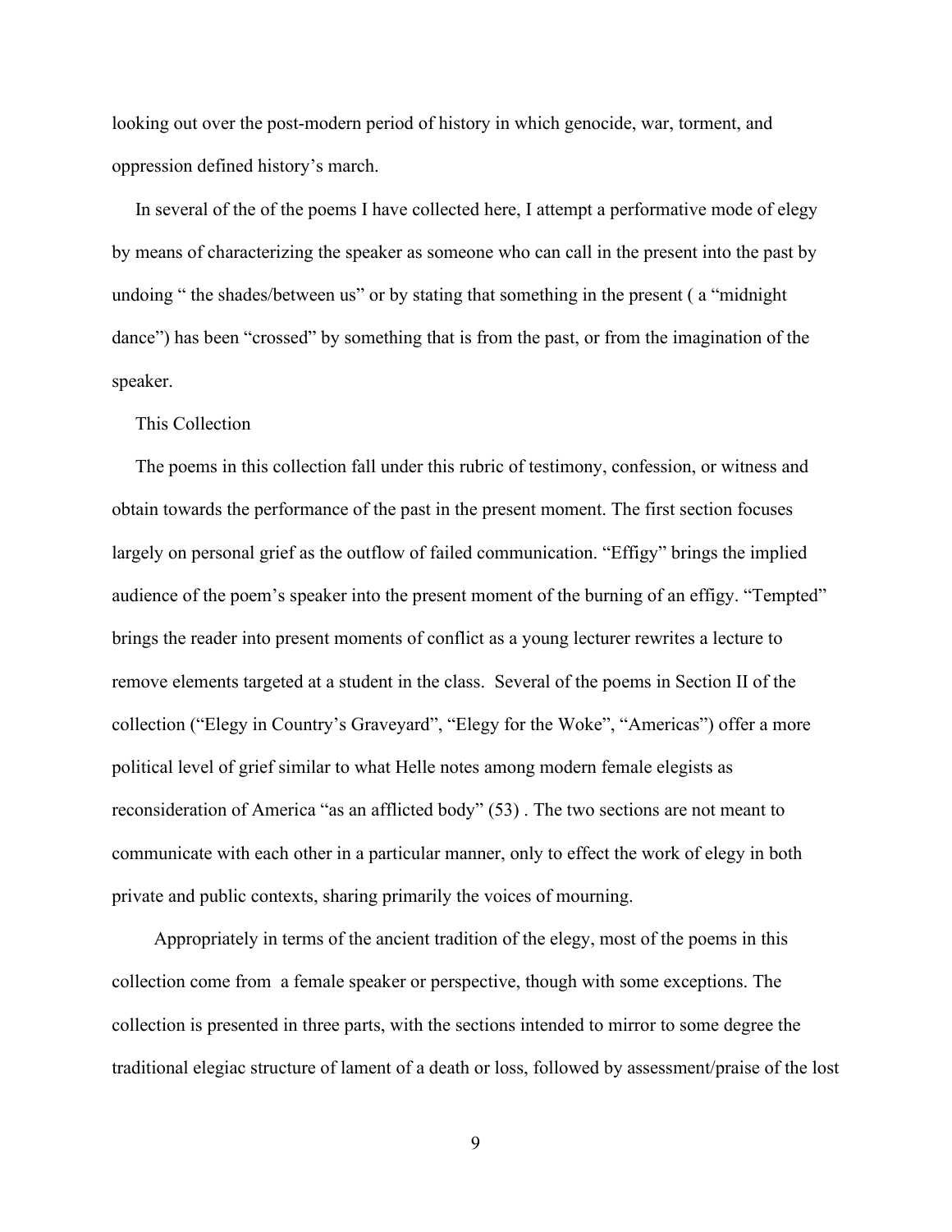looking out over the post-modern period of history in which genocide, war, torment, and oppression defined history's march.

In several of the of the poems I have collected here, I attempt a performative mode of elegy by means of characterizing the speaker as someone who can call in the present into the past by undoing " the shades/between us" or by stating that something in the present ( a "midnight dance") has been "crossed" by something that is from the past, or from the imagination of the speaker.

## This Collection

The poems in this collection fall under this rubric of testimony, confession, or witness and obtain towards the performance of the past in the present moment. The first section focuses largely on personal grief as the outflow of failed communication. "Effigy" brings the implied audience of the poem's speaker into the present moment of the burning of an effigy. "Tempted" brings the reader into present moments of conflict as a young lecturer rewrites a lecture to remove elements targeted at a student in the class. Several of the poems in Section II of the collection ("Elegy in Country's Graveyard", "Elegy for the Woke", "Americas") offer a more political level of grief similar to what Helle notes among modern female elegists as reconsideration of America "as an afflicted body" (53) . The two sections are not meant to communicate with each other in a particular manner, only to effect the work of elegy in both private and public contexts, sharing primarily the voices of mourning.

Appropriately in terms of the ancient tradition of the elegy, most of the poems in this collection come from a female speaker or perspective, though with some exceptions. The collection is presented in three parts, with the sections intended to mirror to some degree the traditional elegiac structure of lament of a death or loss, followed by assessment/praise of the lost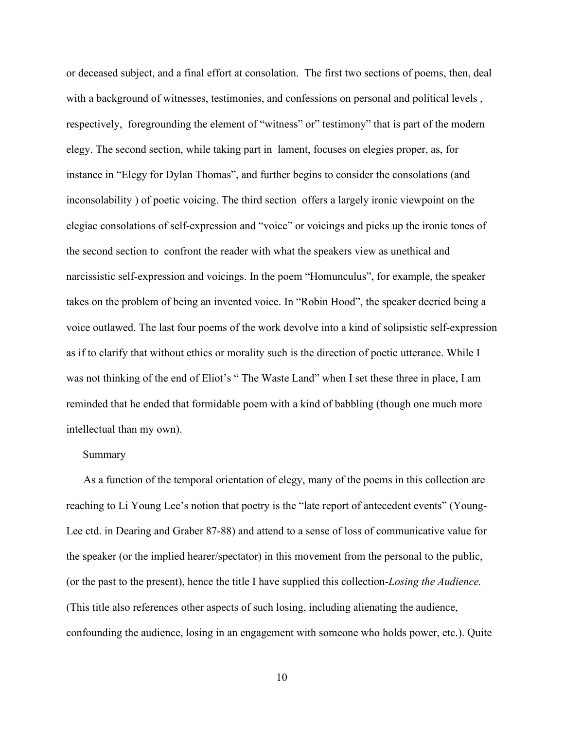or deceased subject, and a final effort at consolation. The first two sections of poems, then, deal with a background of witnesses, testimonies, and confessions on personal and political levels , respectively, foregrounding the element of "witness" or" testimony" that is part of the modern elegy. The second section, while taking part in lament, focuses on elegies proper, as, for instance in "Elegy for Dylan Thomas", and further begins to consider the consolations (and inconsolability ) of poetic voicing. The third section offers a largely ironic viewpoint on the elegiac consolations of self-expression and "voice" or voicings and picks up the ironic tones of the second section to confront the reader with what the speakers view as unethical and narcissistic self-expression and voicings. In the poem "Homunculus", for example, the speaker takes on the problem of being an invented voice. In "Robin Hood", the speaker decried being a voice outlawed. The last four poems of the work devolve into a kind of solipsistic self-expression as if to clarify that without ethics or morality such is the direction of poetic utterance. While I was not thinking of the end of Eliot's " The Waste Land" when I set these three in place, I am reminded that he ended that formidable poem with a kind of babbling (though one much more intellectual than my own).

Summary

As a function of the temporal orientation of elegy, many of the poems in this collection are reaching to Li Young Lee's notion that poetry is the "late report of antecedent events" (Young-Lee ctd. in Dearing and Graber 87-88) and attend to a sense of loss of communicative value for the speaker (or the implied hearer/spectator) in this movement from the personal to the public, (or the past to the present), hence the title I have supplied this collection-*Losing the Audience.* (This title also references other aspects of such losing, including alienating the audience, confounding the audience, losing in an engagement with someone who holds power, etc.). Quite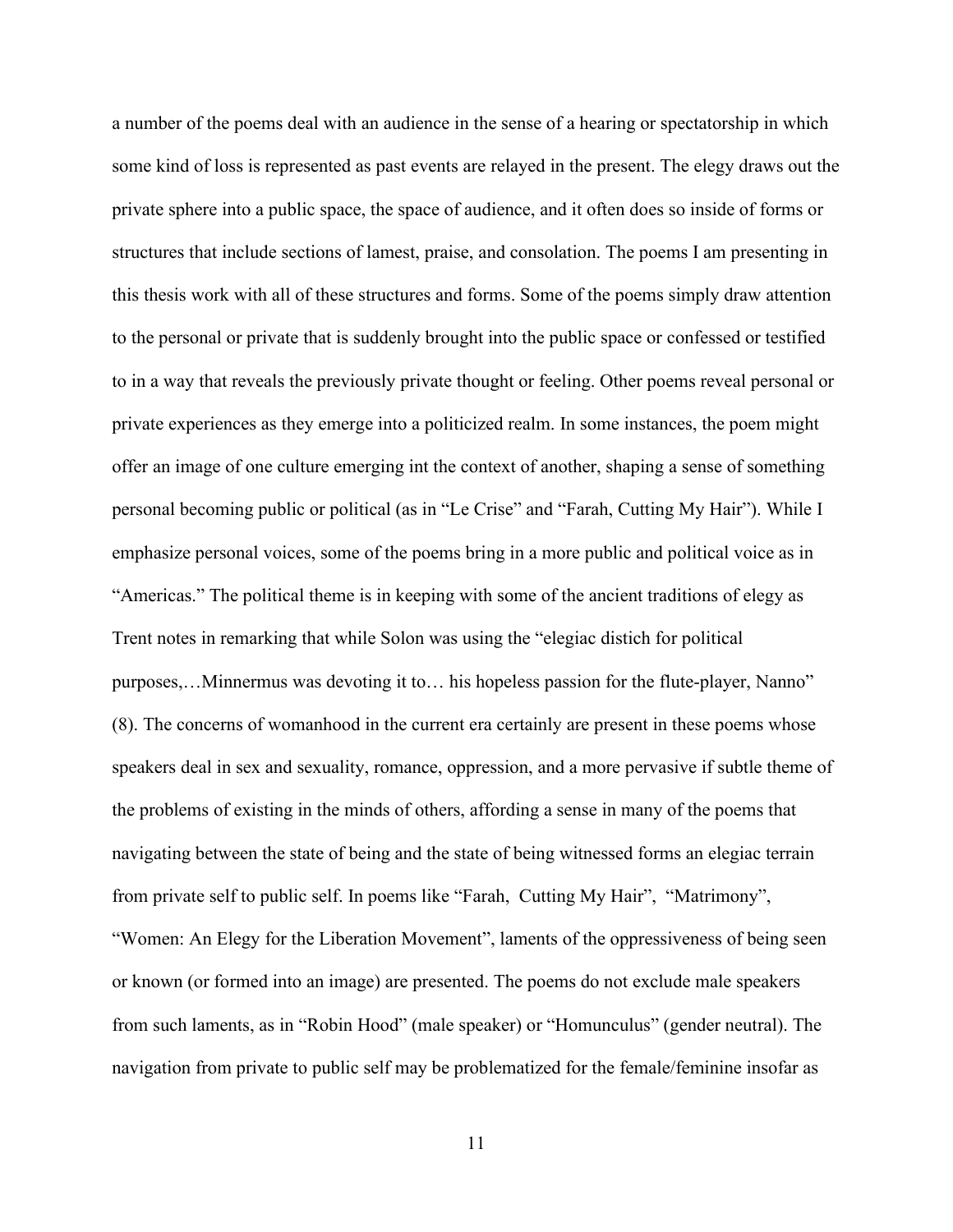a number of the poems deal with an audience in the sense of a hearing or spectatorship in which some kind of loss is represented as past events are relayed in the present. The elegy draws out the private sphere into a public space, the space of audience, and it often does so inside of forms or structures that include sections of lamest, praise, and consolation. The poems I am presenting in this thesis work with all of these structures and forms. Some of the poems simply draw attention to the personal or private that is suddenly brought into the public space or confessed or testified to in a way that reveals the previously private thought or feeling. Other poems reveal personal or private experiences as they emerge into a politicized realm. In some instances, the poem might offer an image of one culture emerging int the context of another, shaping a sense of something personal becoming public or political (as in "Le Crise" and "Farah, Cutting My Hair"). While I emphasize personal voices, some of the poems bring in a more public and political voice as in "Americas." The political theme is in keeping with some of the ancient traditions of elegy as Trent notes in remarking that while Solon was using the "elegiac distich for political purposes,…Minnermus was devoting it to… his hopeless passion for the flute-player, Nanno" (8). The concerns of womanhood in the current era certainly are present in these poems whose speakers deal in sex and sexuality, romance, oppression, and a more pervasive if subtle theme of the problems of existing in the minds of others, affording a sense in many of the poems that navigating between the state of being and the state of being witnessed forms an elegiac terrain from private self to public self. In poems like "Farah, Cutting My Hair", "Matrimony", "Women: An Elegy for the Liberation Movement", laments of the oppressiveness of being seen or known (or formed into an image) are presented. The poems do not exclude male speakers from such laments, as in "Robin Hood" (male speaker) or "Homunculus" (gender neutral). The navigation from private to public self may be problematized for the female/feminine insofar as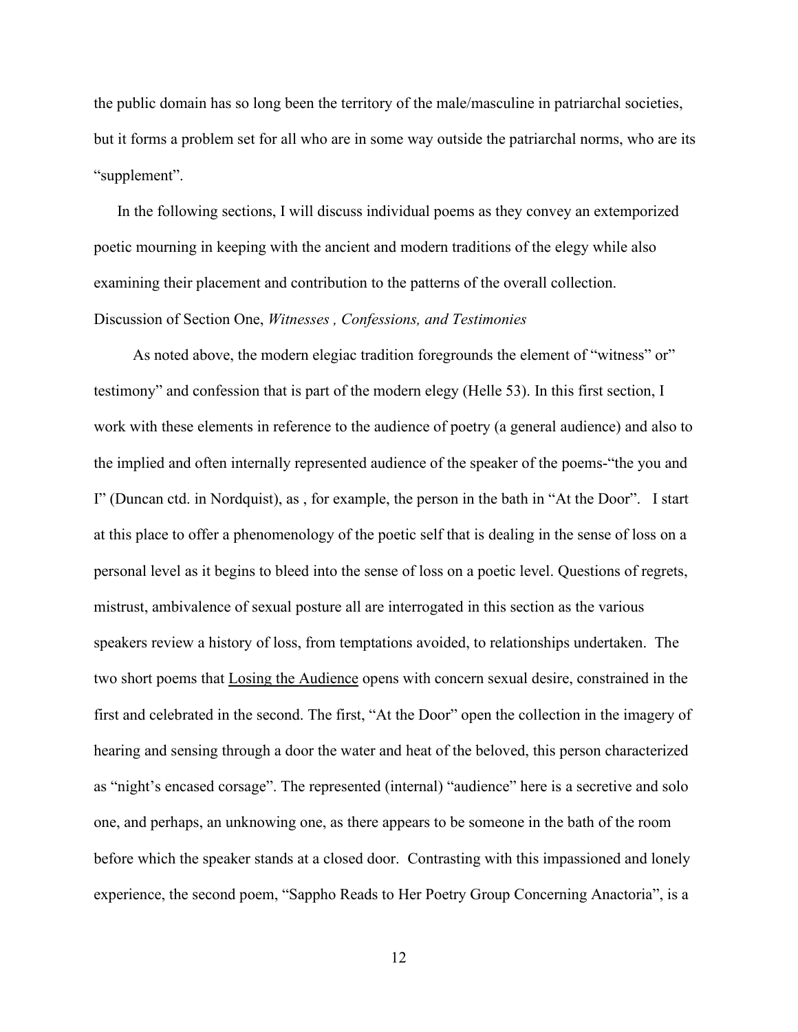the public domain has so long been the territory of the male/masculine in patriarchal societies, but it forms a problem set for all who are in some way outside the patriarchal norms, who are its "supplement".

In the following sections, I will discuss individual poems as they convey an extemporized poetic mourning in keeping with the ancient and modern traditions of the elegy while also examining their placement and contribution to the patterns of the overall collection.

Discussion of Section One, *Witnesses , Confessions, and Testimonies*

As noted above, the modern elegiac tradition foregrounds the element of "witness" or" testimony" and confession that is part of the modern elegy (Helle 53). In this first section, I work with these elements in reference to the audience of poetry (a general audience) and also to the implied and often internally represented audience of the speaker of the poems-"the you and I" (Duncan ctd. in Nordquist), as , for example, the person in the bath in "At the Door". I start at this place to offer a phenomenology of the poetic self that is dealing in the sense of loss on a personal level as it begins to bleed into the sense of loss on a poetic level. Questions of regrets, mistrust, ambivalence of sexual posture all are interrogated in this section as the various speakers review a history of loss, from temptations avoided, to relationships undertaken. The two short poems that <u>Losing the Audience</u> opens with concern sexual desire, constrained in the first and celebrated in the second. The first, "At the Door" open the collection in the imagery of hearing and sensing through a door the water and heat of the beloved, this person characterized as "night's encased corsage". The represented (internal) "audience" here is a secretive and solo one, and perhaps, an unknowing one, as there appears to be someone in the bath of the room before which the speaker stands at a closed door. Contrasting with this impassioned and lonely experience, the second poem, "Sappho Reads to Her Poetry Group Concerning Anactoria", is a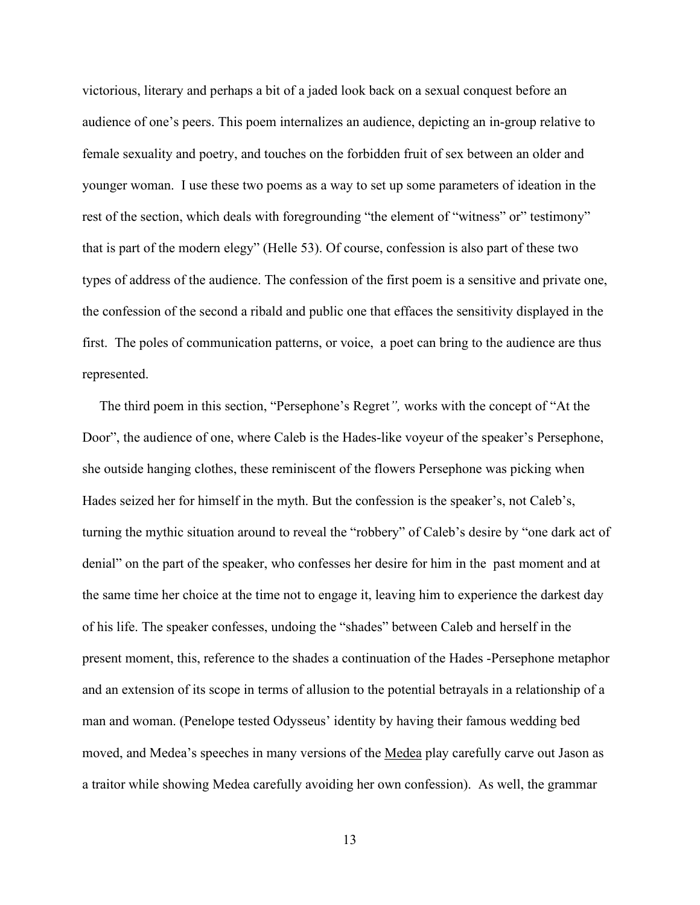victorious, literary and perhaps a bit of a jaded look back on a sexual conquest before an audience of one's peers. This poem internalizes an audience, depicting an in-group relative to female sexuality and poetry, and touches on the forbidden fruit of sex between an older and younger woman. I use these two poems as a way to set up some parameters of ideation in the rest of the section, which deals with foregrounding "the element of "witness" or" testimony" that is part of the modern elegy" (Helle 53). Of course, confession is also part of these two types of address of the audience. The confession of the first poem is a sensitive and private one, the confession of the second a ribald and public one that effaces the sensitivity displayed in the first. The poles of communication patterns, or voice, a poet can bring to the audience are thus represented.

The third poem in this section, "Persephone's Regret*",* works with the concept of "At the Door", the audience of one, where Caleb is the Hades-like voyeur of the speaker's Persephone, she outside hanging clothes, these reminiscent of the flowers Persephone was picking when Hades seized her for himself in the myth. But the confession is the speaker's, not Caleb's, turning the mythic situation around to reveal the "robbery" of Caleb's desire by "one dark act of denial" on the part of the speaker, who confesses her desire for him in the past moment and at the same time her choice at the time not to engage it, leaving him to experience the darkest day of his life. The speaker confesses, undoing the "shades" between Caleb and herself in the present moment, this, reference to the shades a continuation of the Hades -Persephone metaphor and an extension of its scope in terms of allusion to the potential betrayals in a relationship of a man and woman. (Penelope tested Odysseus' identity by having their famous wedding bed moved, and Medea's speeches in many versions of the <u>Medea</u> play carefully carve out Jason as a traitor while showing Medea carefully avoiding her own confession). As well, the grammar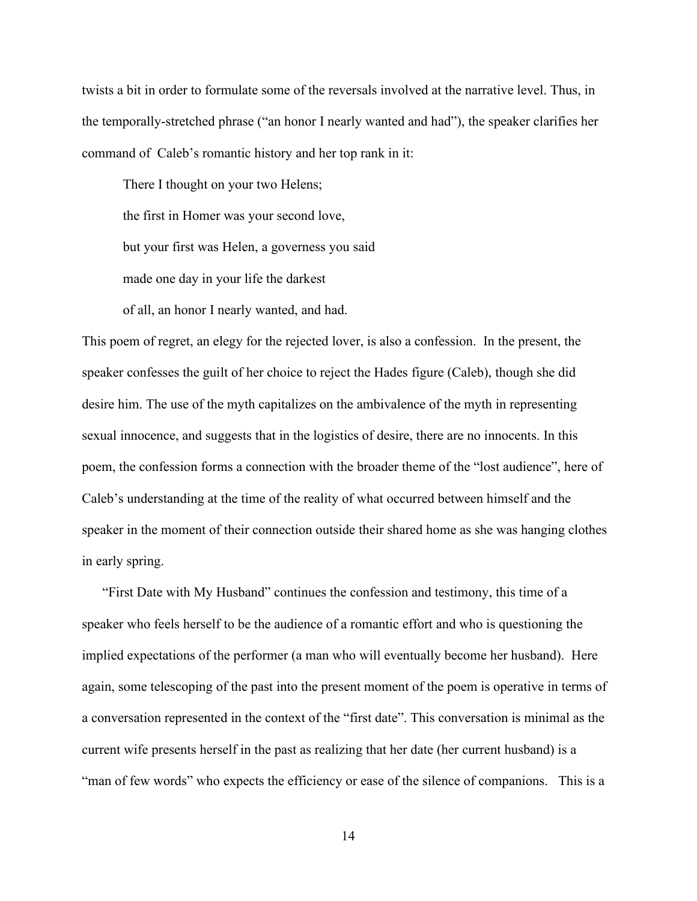twists a bit in order to formulate some of the reversals involved at the narrative level. Thus, in the temporally-stretched phrase ("an honor I nearly wanted and had"), the speaker clarifies her command of Caleb's romantic history and her top rank in it:

> There I thought on your two Helens;
>
> the first in Homer was your second love,
>
> but your first was Helen, a governess you said
>
> made one day in your life the darkest
>
> of all, an honor I nearly wanted, and had.

This poem of regret, an elegy for the rejected lover, is also a confession. In the present, the speaker confesses the guilt of her choice to reject the Hades figure (Caleb), though she did desire him. The use of the myth capitalizes on the ambivalence of the myth in representing sexual innocence, and suggests that in the logistics of desire, there are no innocents. In this poem, the confession forms a connection with the broader theme of the "lost audience", here of Caleb's understanding at the time of the reality of what occurred between himself and the speaker in the moment of their connection outside their shared home as she was hanging clothes in early spring.

"First Date with My Husband" continues the confession and testimony, this time of a speaker who feels herself to be the audience of a romantic effort and who is questioning the implied expectations of the performer (a man who will eventually become her husband). Here again, some telescoping of the past into the present moment of the poem is operative in terms of a conversation represented in the context of the "first date". This conversation is minimal as the current wife presents herself in the past as realizing that her date (her current husband) is a "man of few words" who expects the efficiency or ease of the silence of companions. This is a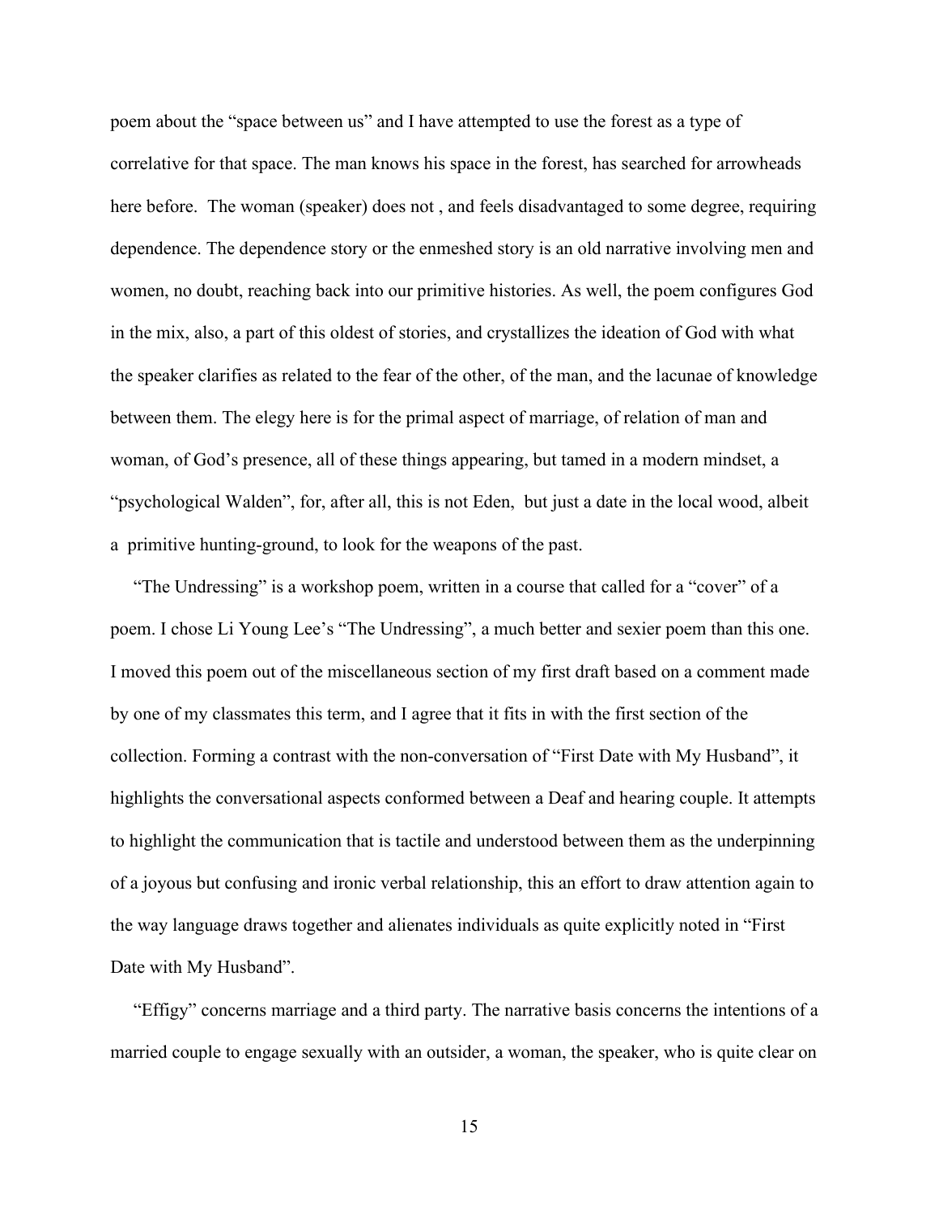poem about the "space between us" and I have attempted to use the forest as a type of correlative for that space. The man knows his space in the forest, has searched for arrowheads here before. The woman (speaker) does not , and feels disadvantaged to some degree, requiring dependence. The dependence story or the enmeshed story is an old narrative involving men and women, no doubt, reaching back into our primitive histories. As well, the poem configures God in the mix, also, a part of this oldest of stories, and crystallizes the ideation of God with what the speaker clarifies as related to the fear of the other, of the man, and the lacunae of knowledge between them. The elegy here is for the primal aspect of marriage, of relation of man and woman, of God's presence, all of these things appearing, but tamed in a modern mindset, a "psychological Walden", for, after all, this is not Eden, but just a date in the local wood, albeit a primitive hunting-ground, to look for the weapons of the past.

"The Undressing" is a workshop poem, written in a course that called for a "cover" of a poem. I chose Li Young Lee's "The Undressing", a much better and sexier poem than this one. I moved this poem out of the miscellaneous section of my first draft based on a comment made by one of my classmates this term, and I agree that it fits in with the first section of the collection. Forming a contrast with the non-conversation of "First Date with My Husband", it highlights the conversational aspects conformed between a Deaf and hearing couple. It attempts to highlight the communication that is tactile and understood between them as the underpinning of a joyous but confusing and ironic verbal relationship, this an effort to draw attention again to the way language draws together and alienates individuals as quite explicitly noted in "First Date with My Husband".

"Effigy" concerns marriage and a third party. The narrative basis concerns the intentions of a married couple to engage sexually with an outsider, a woman, the speaker, who is quite clear on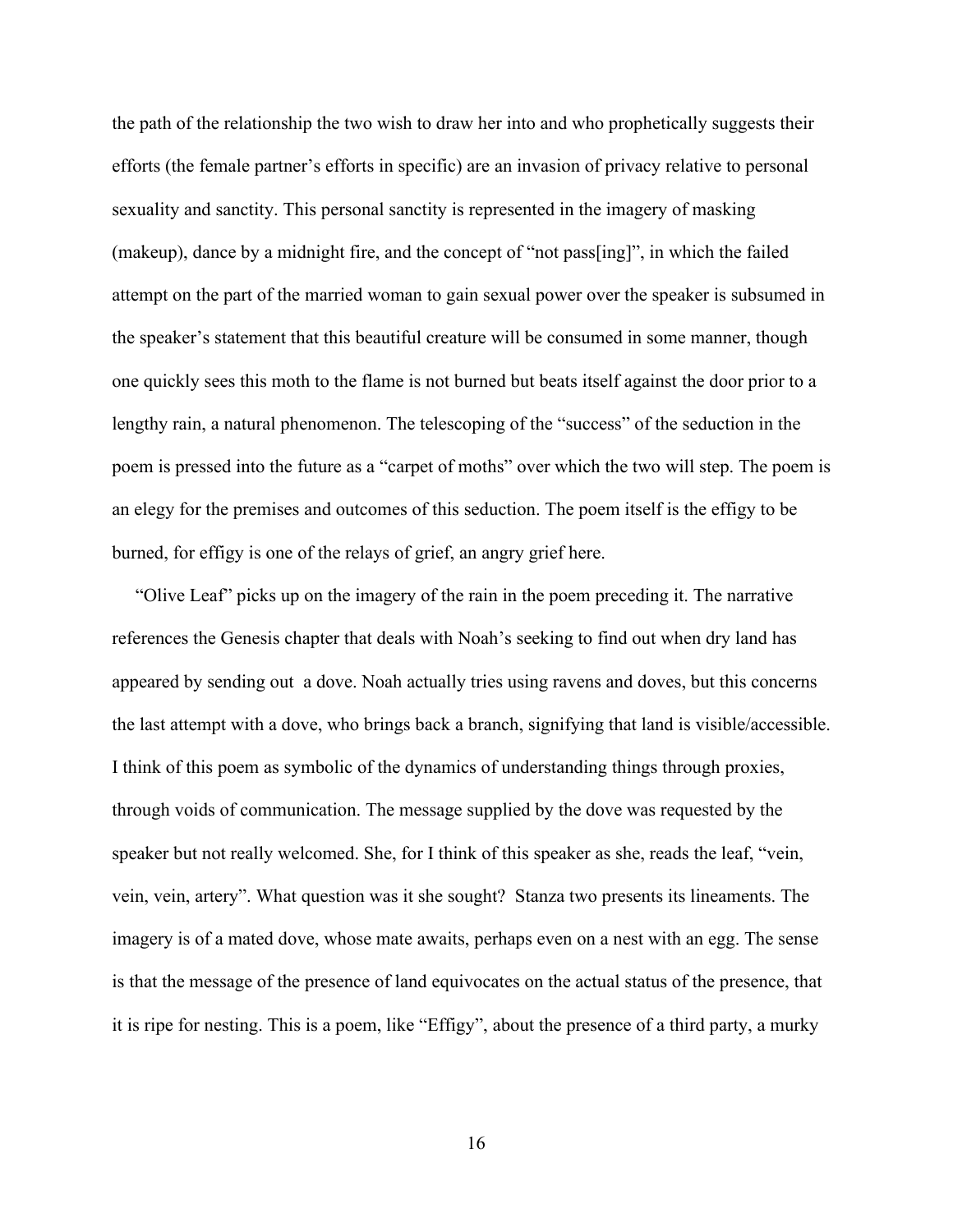the path of the relationship the two wish to draw her into and who prophetically suggests their efforts (the female partner's efforts in specific) are an invasion of privacy relative to personal sexuality and sanctity. This personal sanctity is represented in the imagery of masking (makeup), dance by a midnight fire, and the concept of "not pass[ing]", in which the failed attempt on the part of the married woman to gain sexual power over the speaker is subsumed in the speaker's statement that this beautiful creature will be consumed in some manner, though one quickly sees this moth to the flame is not burned but beats itself against the door prior to a lengthy rain, a natural phenomenon. The telescoping of the "success" of the seduction in the poem is pressed into the future as a "carpet of moths" over which the two will step. The poem is an elegy for the premises and outcomes of this seduction. The poem itself is the effigy to be burned, for effigy is one of the relays of grief, an angry grief here.

"Olive Leaf" picks up on the imagery of the rain in the poem preceding it. The narrative references the Genesis chapter that deals with Noah's seeking to find out when dry land has appeared by sending out a dove. Noah actually tries using ravens and doves, but this concerns the last attempt with a dove, who brings back a branch, signifying that land is visible/accessible. I think of this poem as symbolic of the dynamics of understanding things through proxies, through voids of communication. The message supplied by the dove was requested by the speaker but not really welcomed. She, for I think of this speaker as she, reads the leaf, "vein, vein, vein, artery". What question was it she sought? Stanza two presents its lineaments. The imagery is of a mated dove, whose mate awaits, perhaps even on a nest with an egg. The sense is that the message of the presence of land equivocates on the actual status of the presence, that it is ripe for nesting. This is a poem, like "Effigy", about the presence of a third party, a murky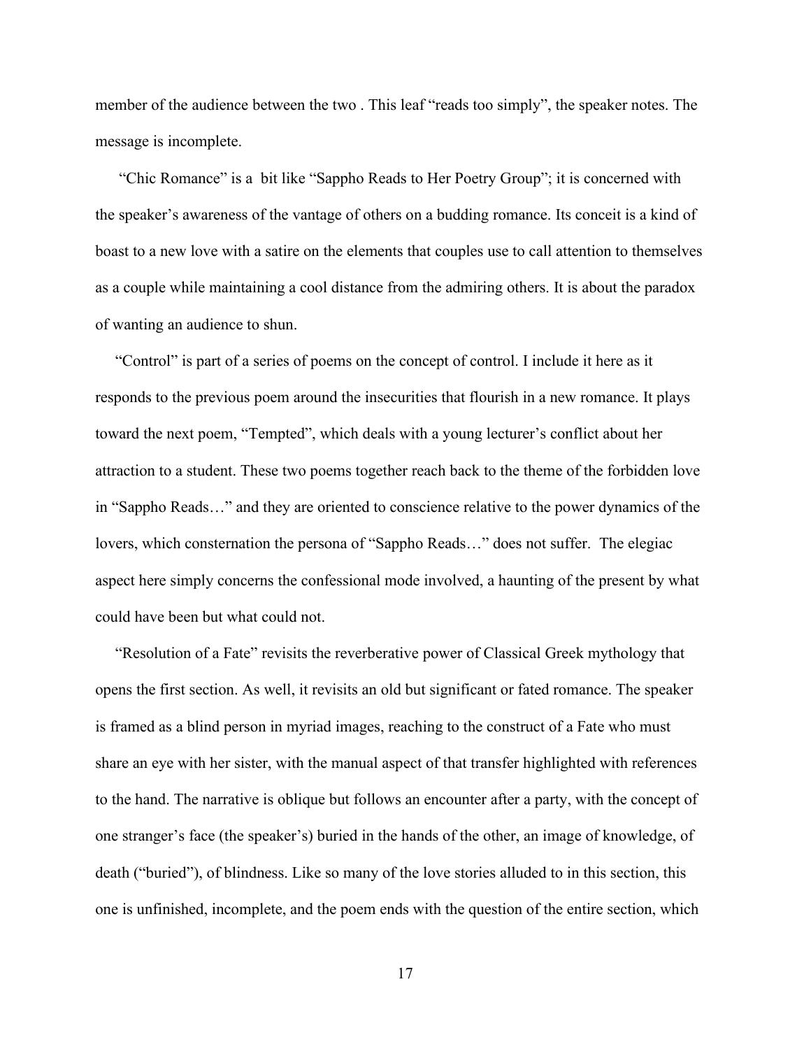member of the audience between the two . This leaf "reads too simply", the speaker notes. The message is incomplete.

"Chic Romance" is a bit like "Sappho Reads to Her Poetry Group"; it is concerned with the speaker's awareness of the vantage of others on a budding romance. Its conceit is a kind of boast to a new love with a satire on the elements that couples use to call attention to themselves as a couple while maintaining a cool distance from the admiring others. It is about the paradox of wanting an audience to shun.

"Control" is part of a series of poems on the concept of control. I include it here as it responds to the previous poem around the insecurities that flourish in a new romance. It plays toward the next poem, "Tempted", which deals with a young lecturer's conflict about her attraction to a student. These two poems together reach back to the theme of the forbidden love in "Sappho Reads…" and they are oriented to conscience relative to the power dynamics of the lovers, which consternation the persona of "Sappho Reads…" does not suffer. The elegiac aspect here simply concerns the confessional mode involved, a haunting of the present by what could have been but what could not.

"Resolution of a Fate" revisits the reverberative power of Classical Greek mythology that opens the first section. As well, it revisits an old but significant or fated romance. The speaker is framed as a blind person in myriad images, reaching to the construct of a Fate who must share an eye with her sister, with the manual aspect of that transfer highlighted with references to the hand. The narrative is oblique but follows an encounter after a party, with the concept of one stranger's face (the speaker's) buried in the hands of the other, an image of knowledge, of death ("buried"), of blindness. Like so many of the love stories alluded to in this section, this one is unfinished, incomplete, and the poem ends with the question of the entire section, which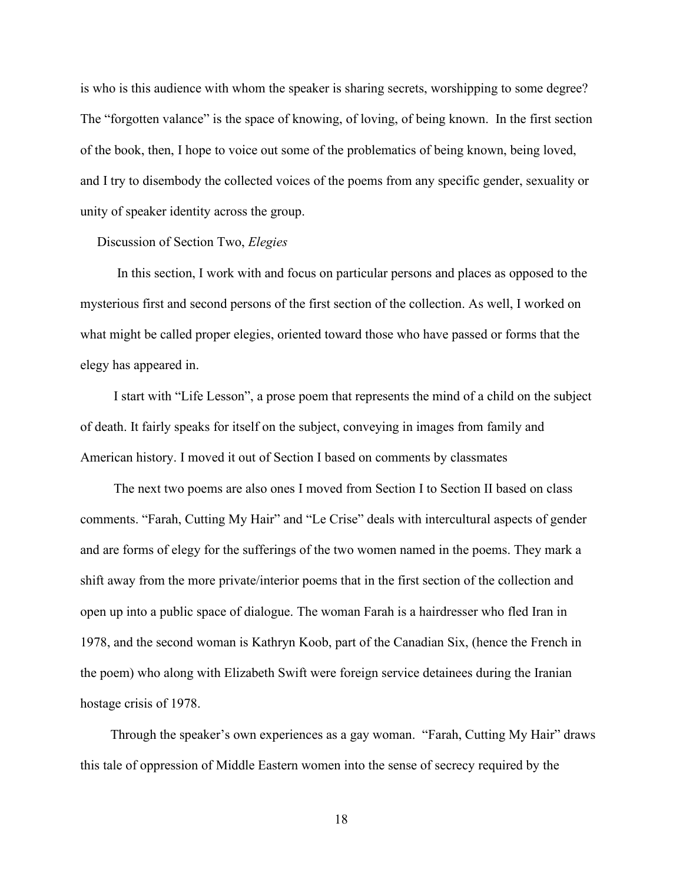is who is this audience with whom the speaker is sharing secrets, worshipping to some degree? The "forgotten valance" is the space of knowing, of loving, of being known. In the first section of the book, then, I hope to voice out some of the problematics of being known, being loved, and I try to disembody the collected voices of the poems from any specific gender, sexuality or unity of speaker identity across the group.

Discussion of Section Two, *Elegies*

In this section, I work with and focus on particular persons and places as opposed to the mysterious first and second persons of the first section of the collection. As well, I worked on what might be called proper elegies, oriented toward those who have passed or forms that the elegy has appeared in.

I start with "Life Lesson", a prose poem that represents the mind of a child on the subject of death. It fairly speaks for itself on the subject, conveying in images from family and American history. I moved it out of Section I based on comments by classmates

The next two poems are also ones I moved from Section I to Section II based on class comments. "Farah, Cutting My Hair" and "Le Crise" deals with intercultural aspects of gender and are forms of elegy for the sufferings of the two women named in the poems. They mark a shift away from the more private/interior poems that in the first section of the collection and open up into a public space of dialogue. The woman Farah is a hairdresser who fled Iran in 1978, and the second woman is Kathryn Koob, part of the Canadian Six, (hence the French in the poem) who along with Elizabeth Swift were foreign service detainees during the Iranian hostage crisis of 1978.

Through the speaker's own experiences as a gay woman. "Farah, Cutting My Hair" draws this tale of oppression of Middle Eastern women into the sense of secrecy required by the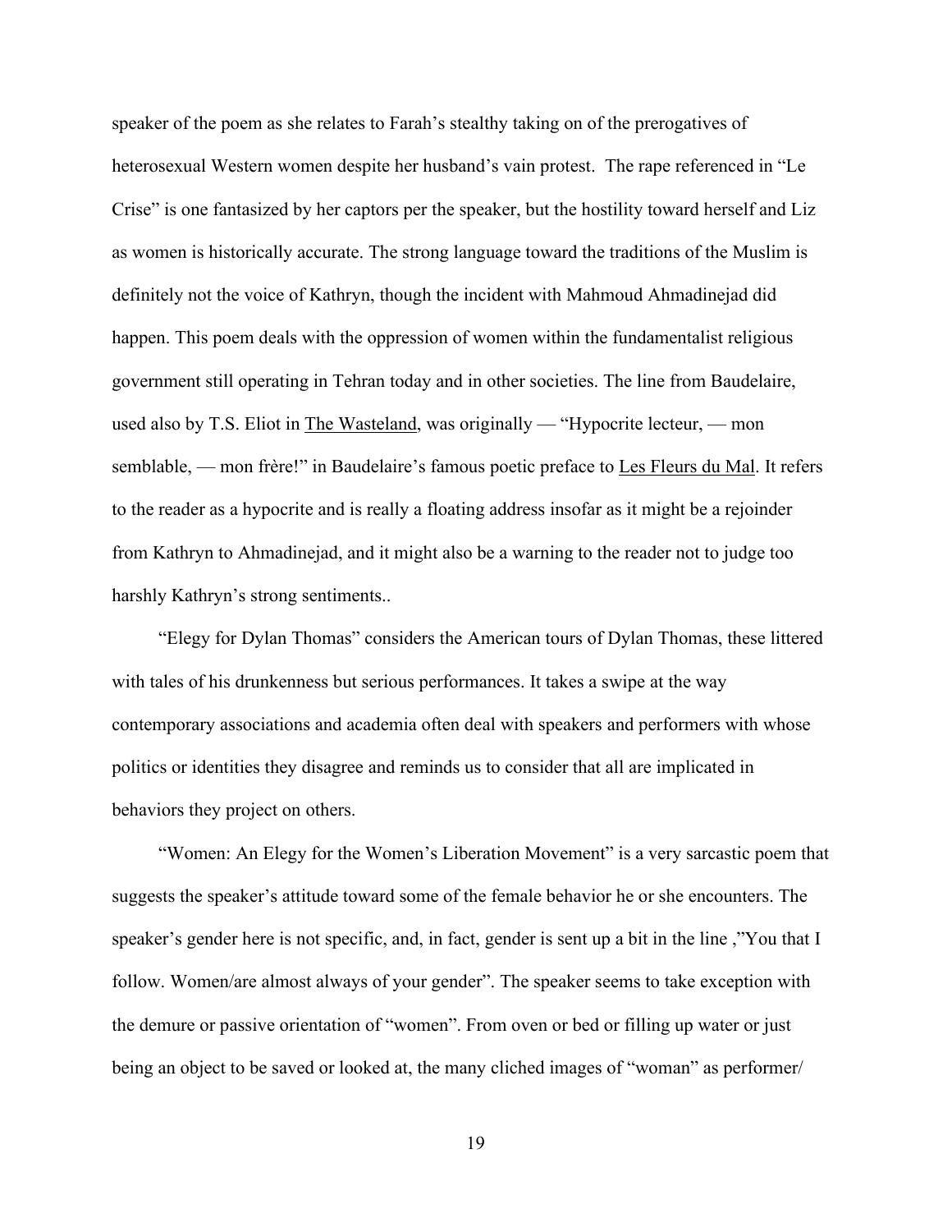speaker of the poem as she relates to Farah's stealthy taking on of the prerogatives of heterosexual Western women despite her husband's vain protest. The rape referenced in "Le Crise" is one fantasized by her captors per the speaker, but the hostility toward herself and Liz as women is historically accurate. The strong language toward the traditions of the Muslim is definitely not the voice of Kathryn, though the incident with Mahmoud Ahmadinejad did happen. This poem deals with the oppression of women within the fundamentalist religious government still operating in Tehran today and in other societies. The line from Baudelaire, used also by T.S. Eliot in <u>The Wasteland</u>, was originally — "Hypocrite lecteur, — mon semblable, — mon frère!" in Baudelaire's famous poetic preface to <u>Les Fleurs du Mal</u>. It refers to the reader as a hypocrite and is really a floating address insofar as it might be a rejoinder from Kathryn to Ahmadinejad, and it might also be a warning to the reader not to judge too harshly Kathryn's strong sentiments..

"Elegy for Dylan Thomas" considers the American tours of Dylan Thomas, these littered with tales of his drunkenness but serious performances. It takes a swipe at the way contemporary associations and academia often deal with speakers and performers with whose politics or identities they disagree and reminds us to consider that all are implicated in behaviors they project on others.

"Women: An Elegy for the Women's Liberation Movement" is a very sarcastic poem that suggests the speaker's attitude toward some of the female behavior he or she encounters. The speaker's gender here is not specific, and, in fact, gender is sent up a bit in the line ,"You that I follow. Women/are almost always of your gender". The speaker seems to take exception with the demure or passive orientation of "women". From oven or bed or filling up water or just being an object to be saved or looked at, the many cliched images of "woman" as performer/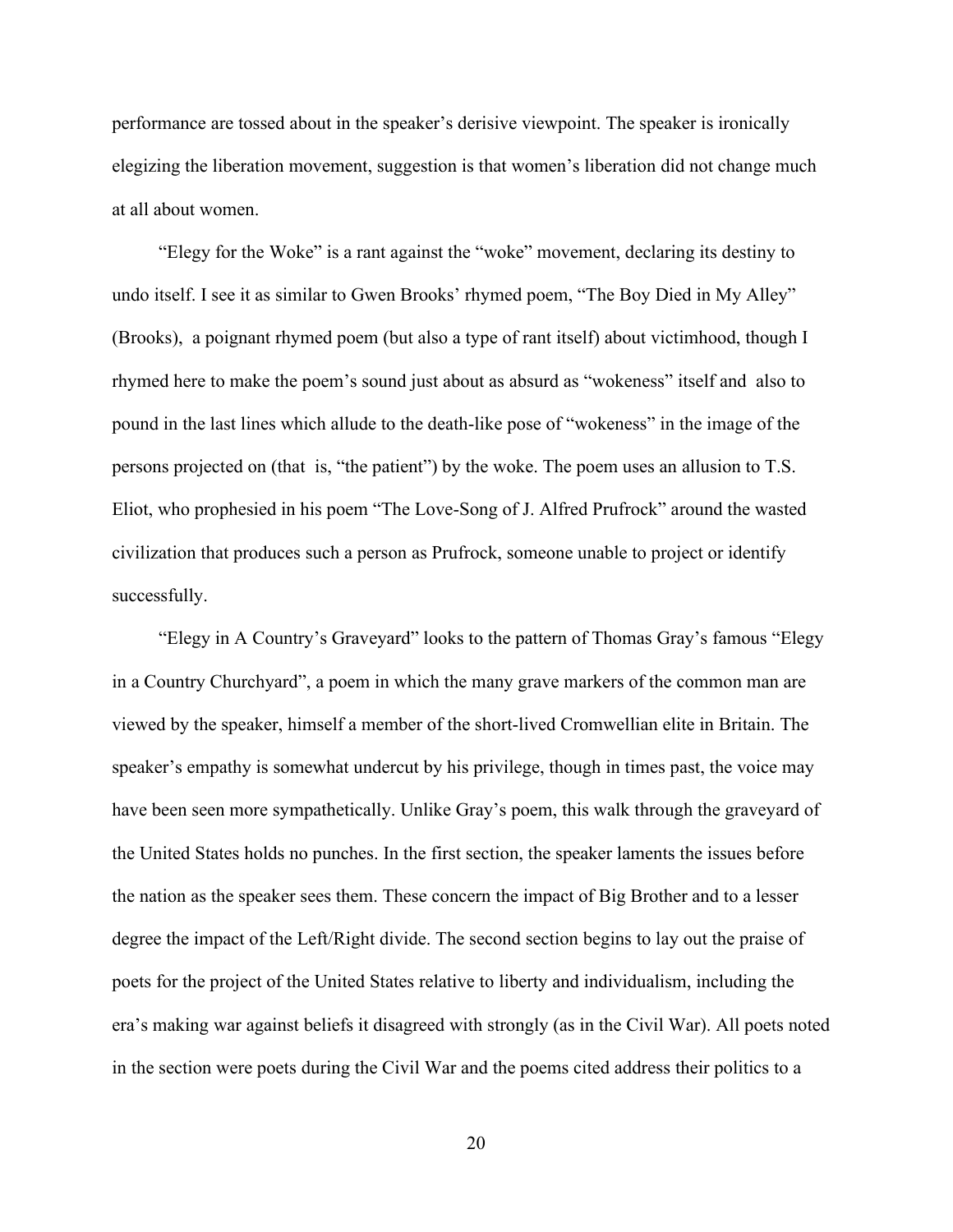performance are tossed about in the speaker's derisive viewpoint. The speaker is ironically elegizing the liberation movement, suggestion is that women's liberation did not change much at all about women.

"Elegy for the Woke" is a rant against the "woke" movement, declaring its destiny to undo itself. I see it as similar to Gwen Brooks' rhymed poem, "The Boy Died in My Alley" (Brooks), a poignant rhymed poem (but also a type of rant itself) about victimhood, though I rhymed here to make the poem's sound just about as absurd as "wokeness" itself and also to pound in the last lines which allude to the death-like pose of "wokeness" in the image of the persons projected on (that is, "the patient") by the woke. The poem uses an allusion to T.S. Eliot, who prophesied in his poem "The Love-Song of J. Alfred Prufrock" around the wasted civilization that produces such a person as Prufrock, someone unable to project or identify successfully.

"Elegy in A Country's Graveyard" looks to the pattern of Thomas Gray's famous "Elegy in a Country Churchyard", a poem in which the many grave markers of the common man are viewed by the speaker, himself a member of the short-lived Cromwellian elite in Britain. The speaker's empathy is somewhat undercut by his privilege, though in times past, the voice may have been seen more sympathetically. Unlike Gray's poem, this walk through the graveyard of the United States holds no punches. In the first section, the speaker laments the issues before the nation as the speaker sees them. These concern the impact of Big Brother and to a lesser degree the impact of the Left/Right divide. The second section begins to lay out the praise of poets for the project of the United States relative to liberty and individualism, including the era's making war against beliefs it disagreed with strongly (as in the Civil War). All poets noted in the section were poets during the Civil War and the poems cited address their politics to a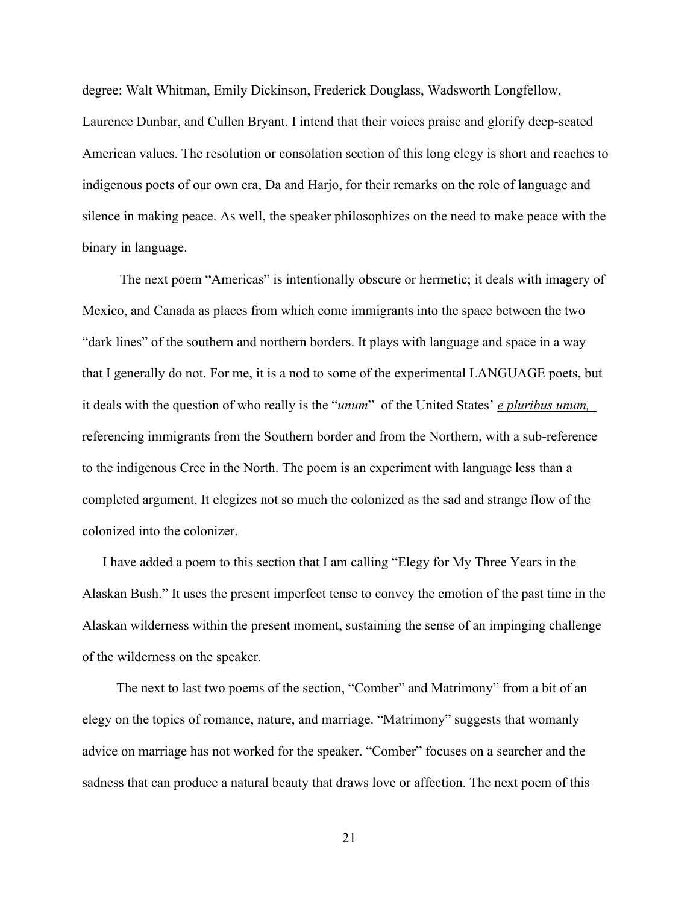degree: Walt Whitman, Emily Dickinson, Frederick Douglass, Wadsworth Longfellow, Laurence Dunbar, and Cullen Bryant. I intend that their voices praise and glorify deep-seated American values. The resolution or consolation section of this long elegy is short and reaches to indigenous poets of our own era, Da and Harjo, for their remarks on the role of language and silence in making peace. As well, the speaker philosophizes on the need to make peace with the binary in language.

The next poem "Americas" is intentionally obscure or hermetic; it deals with imagery of Mexico, and Canada as places from which come immigrants into the space between the two "dark lines" of the southern and northern borders. It plays with language and space in a way that I generally do not. For me, it is a nod to some of the experimental LANGUAGE poets, but it deals with the question of who really is the "*unum*" of the United States' *e pluribus unum,* referencing immigrants from the Southern border and from the Northern, with a sub-reference to the indigenous Cree in the North. The poem is an experiment with language less than a completed argument. It elegizes not so much the colonized as the sad and strange flow of the colonized into the colonizer.

I have added a poem to this section that I am calling "Elegy for My Three Years in the Alaskan Bush." It uses the present imperfect tense to convey the emotion of the past time in the Alaskan wilderness within the present moment, sustaining the sense of an impinging challenge of the wilderness on the speaker.

The next to last two poems of the section, "Comber" and Matrimony" from a bit of an elegy on the topics of romance, nature, and marriage. "Matrimony" suggests that womanly advice on marriage has not worked for the speaker. "Comber" focuses on a searcher and the sadness that can produce a natural beauty that draws love or affection. The next poem of this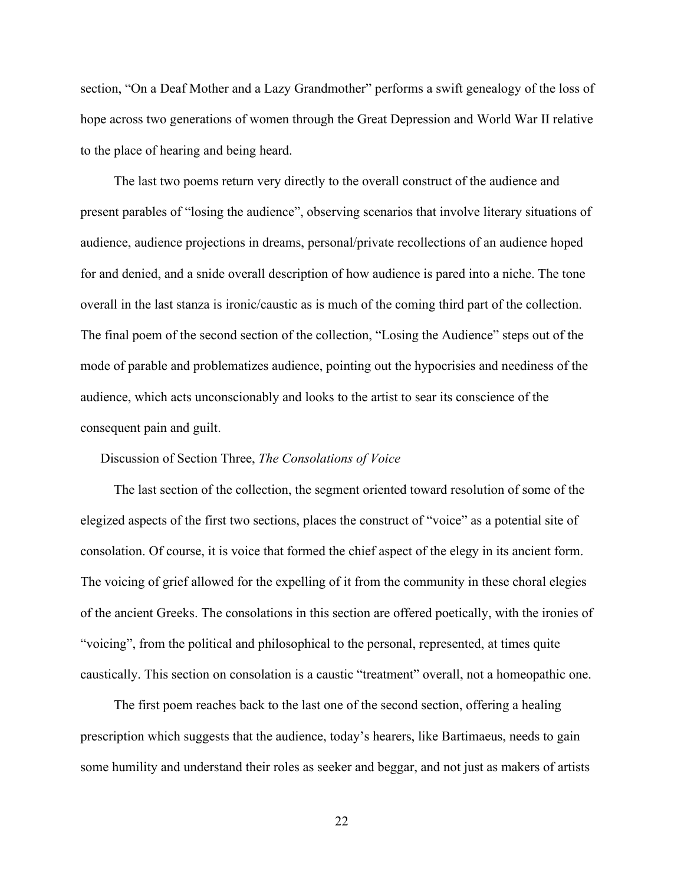section, "On a Deaf Mother and a Lazy Grandmother" performs a swift genealogy of the loss of hope across two generations of women through the Great Depression and World War II relative to the place of hearing and being heard.

The last two poems return very directly to the overall construct of the audience and present parables of "losing the audience", observing scenarios that involve literary situations of audience, audience projections in dreams, personal/private recollections of an audience hoped for and denied, and a snide overall description of how audience is pared into a niche. The tone overall in the last stanza is ironic/caustic as is much of the coming third part of the collection. The final poem of the second section of the collection, "Losing the Audience" steps out of the mode of parable and problematizes audience, pointing out the hypocrisies and neediness of the audience, which acts unconscionably and looks to the artist to sear its conscience of the consequent pain and guilt.

Discussion of Section Three, *The Consolations of Voice*

The last section of the collection, the segment oriented toward resolution of some of the elegized aspects of the first two sections, places the construct of "voice" as a potential site of consolation. Of course, it is voice that formed the chief aspect of the elegy in its ancient form. The voicing of grief allowed for the expelling of it from the community in these choral elegies of the ancient Greeks. The consolations in this section are offered poetically, with the ironies of "voicing", from the political and philosophical to the personal, represented, at times quite caustically. This section on consolation is a caustic "treatment" overall, not a homeopathic one.

The first poem reaches back to the last one of the second section, offering a healing prescription which suggests that the audience, today's hearers, like Bartimaeus, needs to gain some humility and understand their roles as seeker and beggar, and not just as makers of artists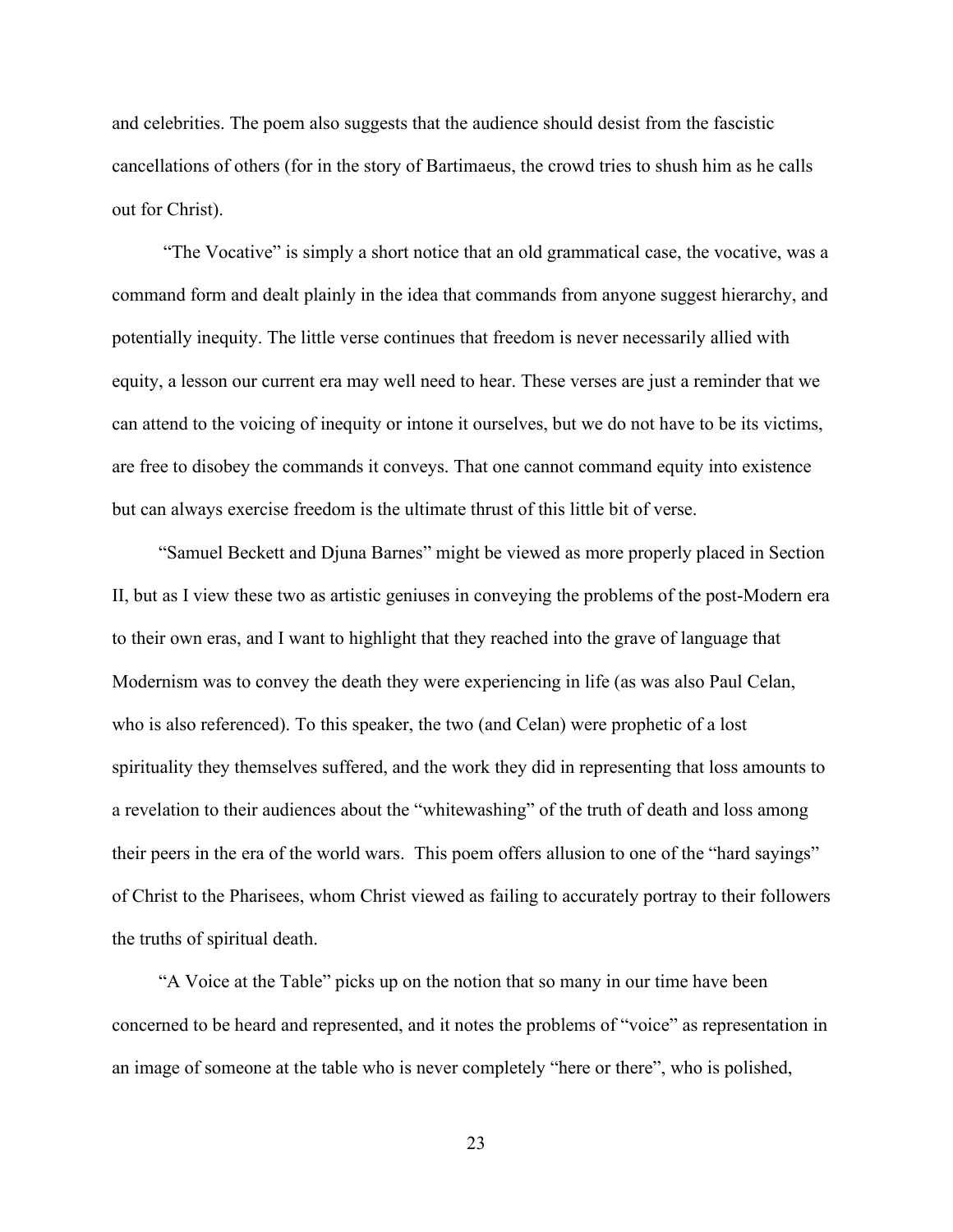and celebrities. The poem also suggests that the audience should desist from the fascistic cancellations of others (for in the story of Bartimaeus, the crowd tries to shush him as he calls out for Christ).

"The Vocative" is simply a short notice that an old grammatical case, the vocative, was a command form and dealt plainly in the idea that commands from anyone suggest hierarchy, and potentially inequity. The little verse continues that freedom is never necessarily allied with equity, a lesson our current era may well need to hear. These verses are just a reminder that we can attend to the voicing of inequity or intone it ourselves, but we do not have to be its victims, are free to disobey the commands it conveys. That one cannot command equity into existence but can always exercise freedom is the ultimate thrust of this little bit of verse.

"Samuel Beckett and Djuna Barnes" might be viewed as more properly placed in Section II, but as I view these two as artistic geniuses in conveying the problems of the post-Modern era to their own eras, and I want to highlight that they reached into the grave of language that Modernism was to convey the death they were experiencing in life (as was also Paul Celan, who is also referenced). To this speaker, the two (and Celan) were prophetic of a lost spirituality they themselves suffered, and the work they did in representing that loss amounts to a revelation to their audiences about the "whitewashing" of the truth of death and loss among their peers in the era of the world wars. This poem offers allusion to one of the "hard sayings" of Christ to the Pharisees, whom Christ viewed as failing to accurately portray to their followers the truths of spiritual death.

"A Voice at the Table" picks up on the notion that so many in our time have been concerned to be heard and represented, and it notes the problems of "voice" as representation in an image of someone at the table who is never completely "here or there", who is polished,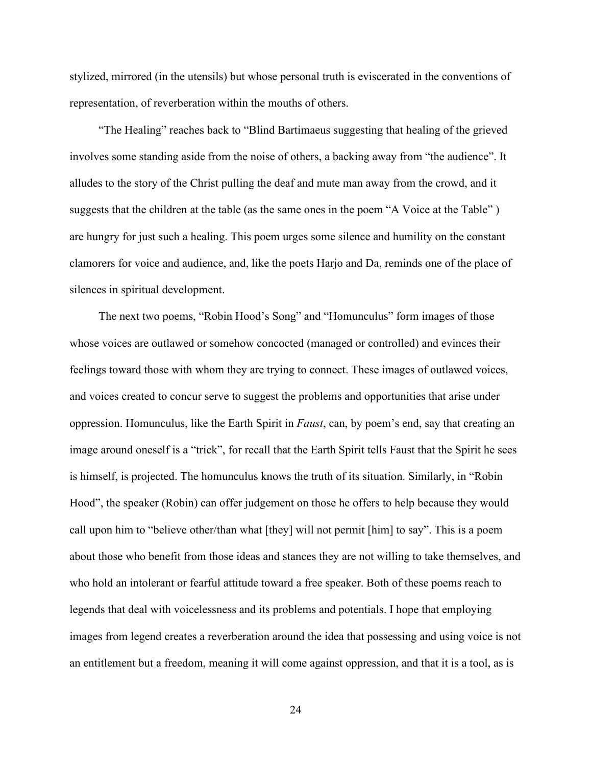stylized, mirrored (in the utensils) but whose personal truth is eviscerated in the conventions of representation, of reverberation within the mouths of others.

"The Healing" reaches back to "Blind Bartimaeus suggesting that healing of the grieved involves some standing aside from the noise of others, a backing away from "the audience". It alludes to the story of the Christ pulling the deaf and mute man away from the crowd, and it suggests that the children at the table (as the same ones in the poem "A Voice at the Table" ) are hungry for just such a healing. This poem urges some silence and humility on the constant clamorers for voice and audience, and, like the poets Harjo and Da, reminds one of the place of silences in spiritual development.

The next two poems, "Robin Hood's Song" and "Homunculus" form images of those whose voices are outlawed or somehow concocted (managed or controlled) and evinces their feelings toward those with whom they are trying to connect. These images of outlawed voices, and voices created to concur serve to suggest the problems and opportunities that arise under oppression. Homunculus, like the Earth Spirit in *Faust*, can, by poem's end, say that creating an image around oneself is a "trick", for recall that the Earth Spirit tells Faust that the Spirit he sees is himself, is projected. The homunculus knows the truth of its situation. Similarly, in "Robin Hood", the speaker (Robin) can offer judgement on those he offers to help because they would call upon him to "believe other/than what [they] will not permit [him] to say". This is a poem about those who benefit from those ideas and stances they are not willing to take themselves, and who hold an intolerant or fearful attitude toward a free speaker. Both of these poems reach to legends that deal with voicelessness and its problems and potentials. I hope that employing images from legend creates a reverberation around the idea that possessing and using voice is not an entitlement but a freedom, meaning it will come against oppression, and that it is a tool, as is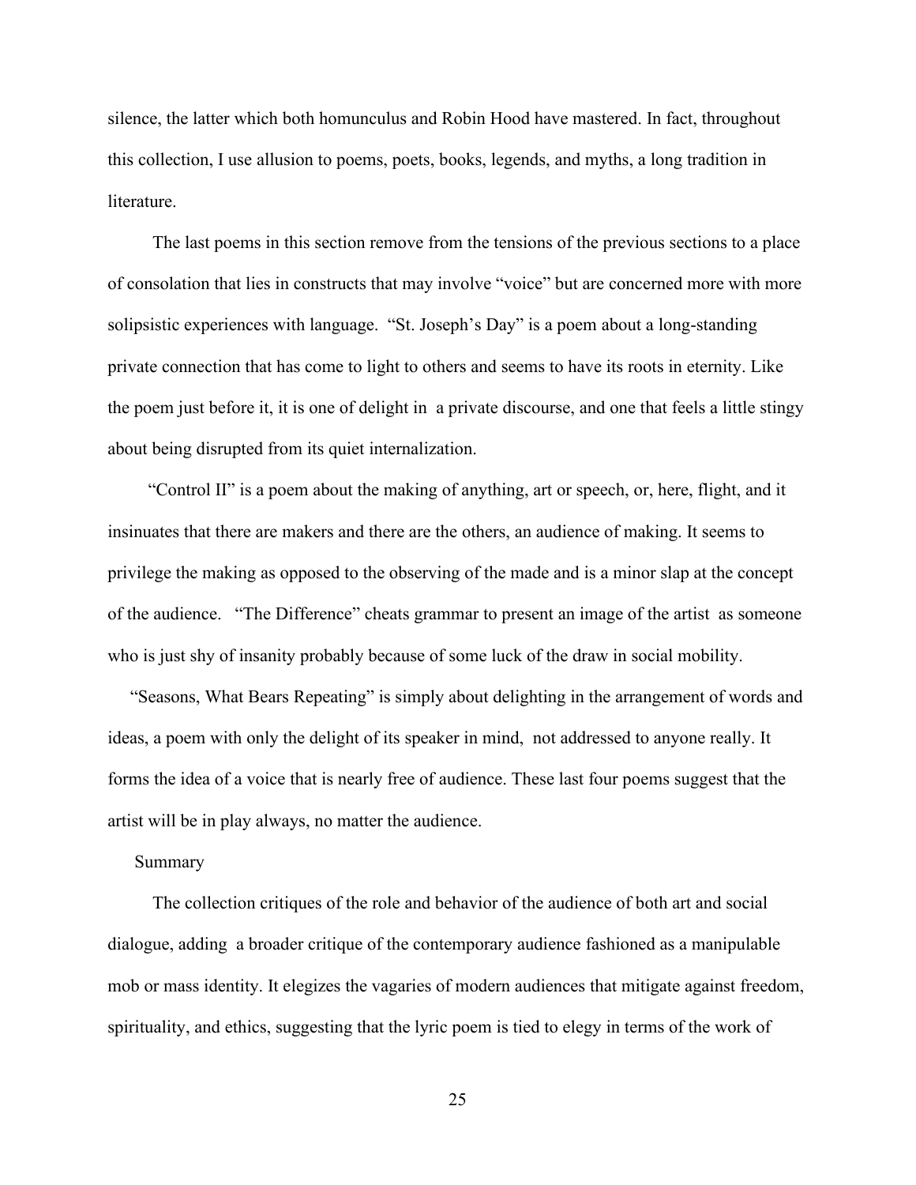silence, the latter which both homunculus and Robin Hood have mastered. In fact, throughout this collection, I use allusion to poems, poets, books, legends, and myths, a long tradition in literature.

The last poems in this section remove from the tensions of the previous sections to a place of consolation that lies in constructs that may involve "voice" but are concerned more with more solipsistic experiences with language. "St. Joseph's Day" is a poem about a long-standing private connection that has come to light to others and seems to have its roots in eternity. Like the poem just before it, it is one of delight in a private discourse, and one that feels a little stingy about being disrupted from its quiet internalization.

"Control II" is a poem about the making of anything, art or speech, or, here, flight, and it insinuates that there are makers and there are the others, an audience of making. It seems to privilege the making as opposed to the observing of the made and is a minor slap at the concept of the audience. "The Difference" cheats grammar to present an image of the artist as someone who is just shy of insanity probably because of some luck of the draw in social mobility.

"Seasons, What Bears Repeating" is simply about delighting in the arrangement of words and ideas, a poem with only the delight of its speaker in mind, not addressed to anyone really. It forms the idea of a voice that is nearly free of audience. These last four poems suggest that the artist will be in play always, no matter the audience.

## Summary

The collection critiques of the role and behavior of the audience of both art and social dialogue, adding a broader critique of the contemporary audience fashioned as a manipulable mob or mass identity. It elegizes the vagaries of modern audiences that mitigate against freedom, spirituality, and ethics, suggesting that the lyric poem is tied to elegy in terms of the work of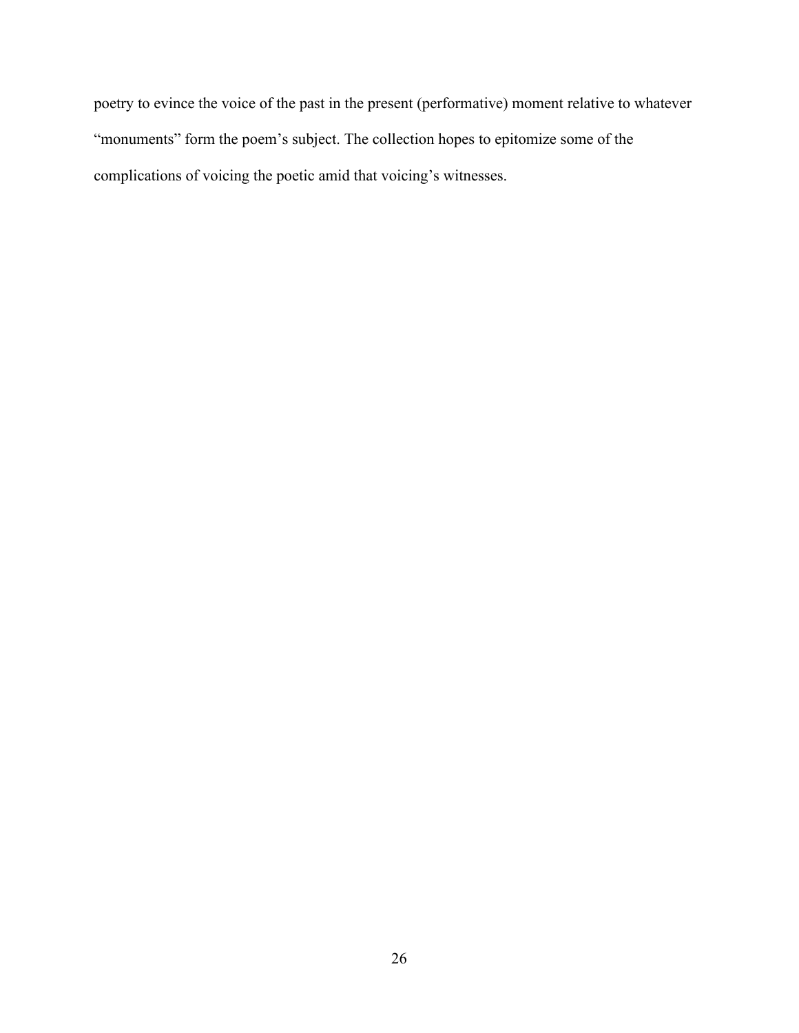poetry to evince the voice of the past in the present (performative) moment relative to whatever "monuments" form the poem's subject. The collection hopes to epitomize some of the complications of voicing the poetic amid that voicing's witnesses.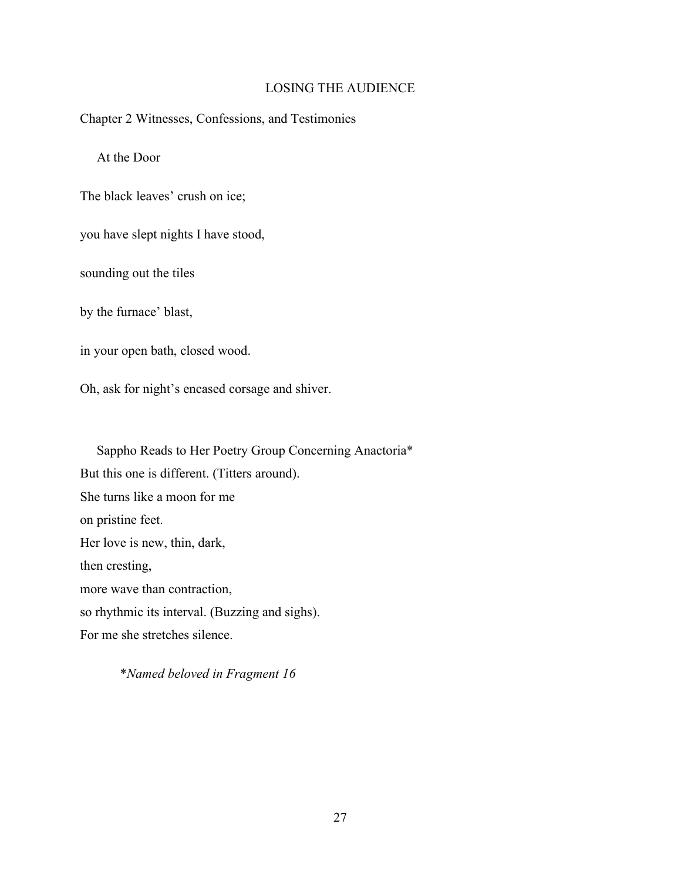LOSING THE AUDIENCE

## Chapter 2 Witnesses, Confessions, and Testimonies

### At the Door

The black leaves' crush on ice;

you have slept nights I have stood,

sounding out the tiles

by the furnace' blast,

in your open bath, closed wood.

Oh, ask for night's encased corsage and shiver.

### Sappho Reads to Her Poetry Group Concerning Anactoria*

But this one is different. (Titters around).  
She turns like a moon for me  
on pristine feet.  
Her love is new, thin, dark,  
then cresting,  
more wave than contraction,  
so rhythmic its interval. (Buzzing and sighs).  
For me she stretches silence.

*\*Named beloved in Fragment 16*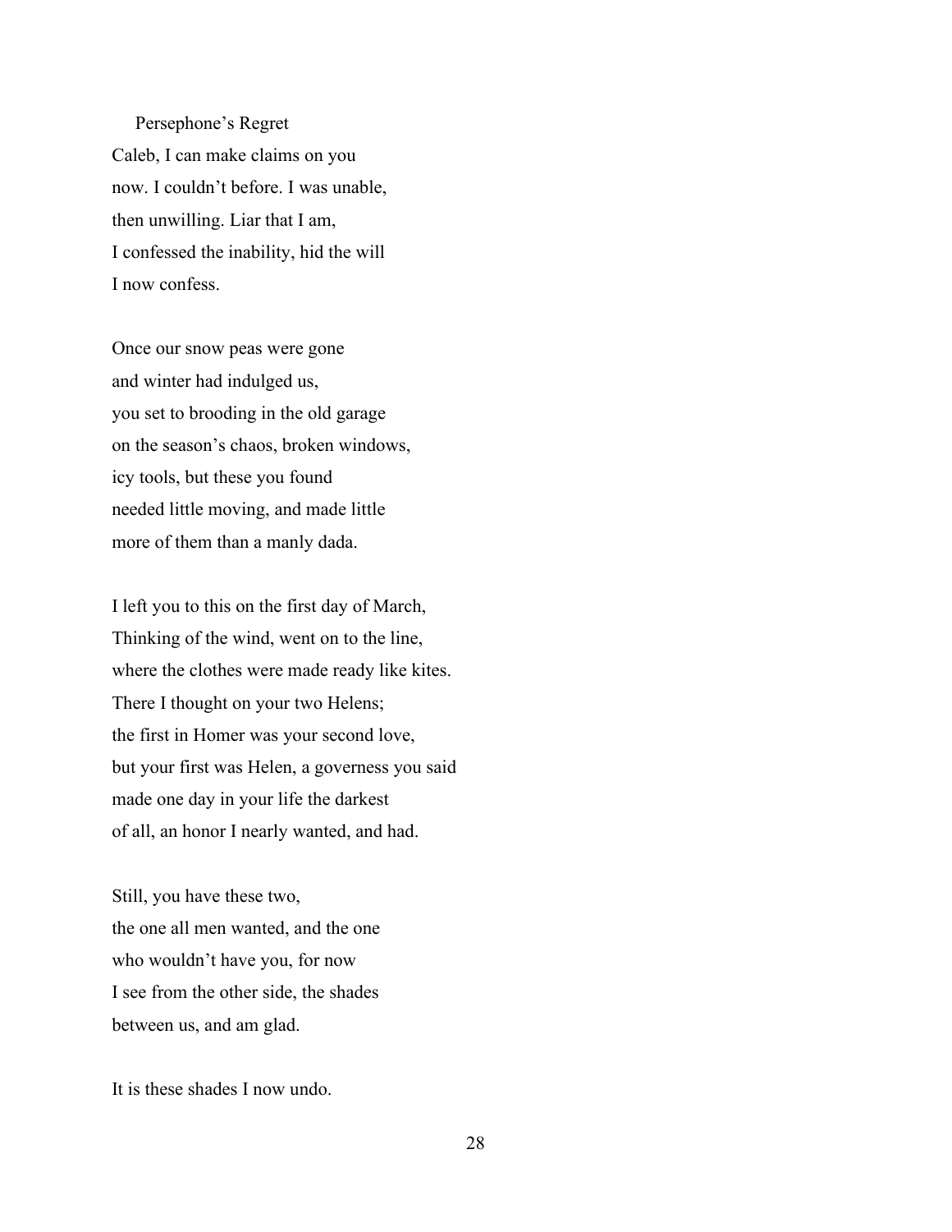## Persephone's Regret

Caleb, I can make claims on you  
now. I couldn't before. I was unable,  
then unwilling. Liar that I am,  
I confessed the inability, hid the will  
I now confess.

Once our snow peas were gone  
and winter had indulged us,  
you set to brooding in the old garage  
on the season's chaos, broken windows,  
icy tools, but these you found  
needed little moving, and made little  
more of them than a manly dada.

I left you to this on the first day of March,  
Thinking of the wind, went on to the line,  
where the clothes were made ready like kites.  
There I thought on your two Helens;  
the first in Homer was your second love,  
but your first was Helen, a governess you said  
made one day in your life the darkest  
of all, an honor I nearly wanted, and had.

Still, you have these two,  
the one all men wanted, and the one  
who wouldn't have you, for now  
I see from the other side, the shades  
between us, and am glad.

It is these shades I now undo.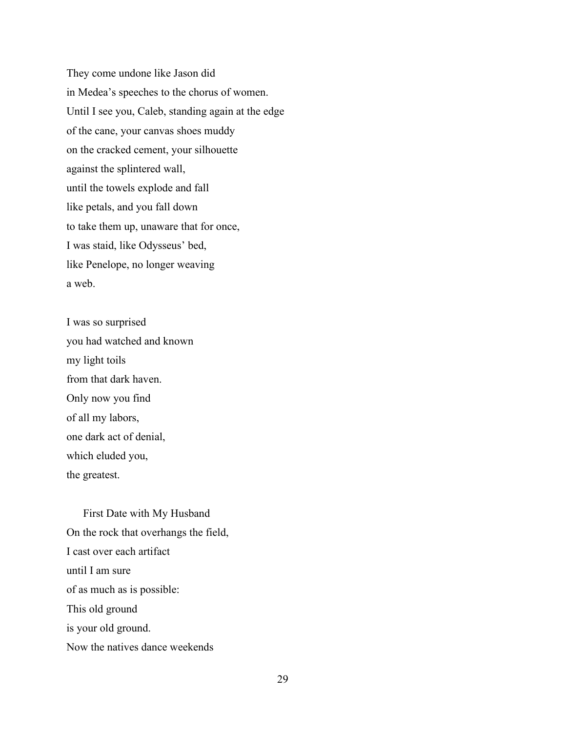They come undone like Jason did  
in Medea's speeches to the chorus of women.  
Until I see you, Caleb, standing again at the edge  
of the cane, your canvas shoes muddy  
on the cracked cement, your silhouette  
against the splintered wall,  
until the towels explode and fall  
like petals, and you fall down  
to take them up, unaware that for once,  
I was staid, like Odysseus' bed,  
like Penelope, no longer weaving  
a web.

I was so surprised  
you had watched and known  
my light toils  
from that dark haven.  
Only now you find  
of all my labors,  
one dark act of denial,  
which eluded you,  
the greatest.

## First Date with My Husband

On the rock that overhangs the field,  
I cast over each artifact  
until I am sure  
of as much as is possible:  
This old ground  
is your old ground.  
Now the natives dance weekends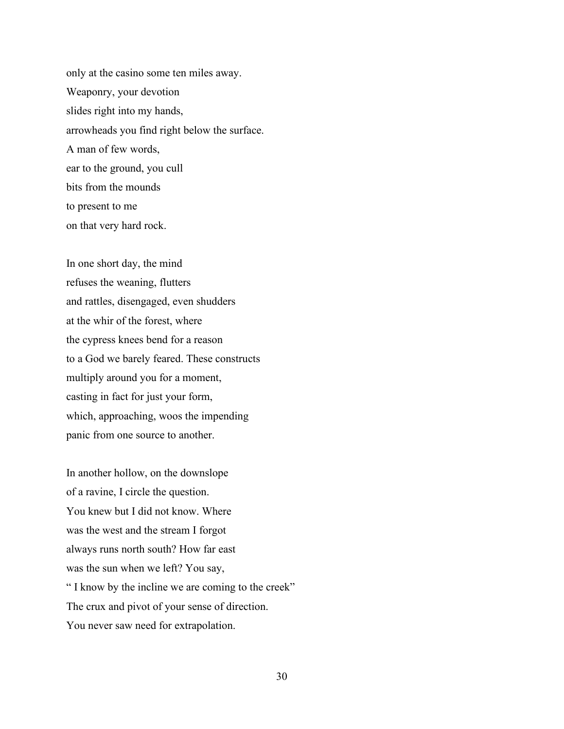only at the casino some ten miles away.  
Weaponry, your devotion  
slides right into my hands,  
arrowheads you find right below the surface.  
A man of few words,  
ear to the ground, you cull  
bits from the mounds  
to present to me  
on that very hard rock.

In one short day, the mind  
refuses the weaning, flutters  
and rattles, disengaged, even shudders  
at the whir of the forest, where  
the cypress knees bend for a reason  
to a God we barely feared. These constructs  
multiply around you for a moment,  
casting in fact for just your form,  
which, approaching, woos the impending  
panic from one source to another.

In another hollow, on the downslope  
of a ravine, I circle the question.  
You knew but I did not know. Where  
was the west and the stream I forgot  
always runs north south? How far east  
was the sun when we left? You say,  
" I know by the incline we are coming to the creek"  
The crux and pivot of your sense of direction.  
You never saw need for extrapolation.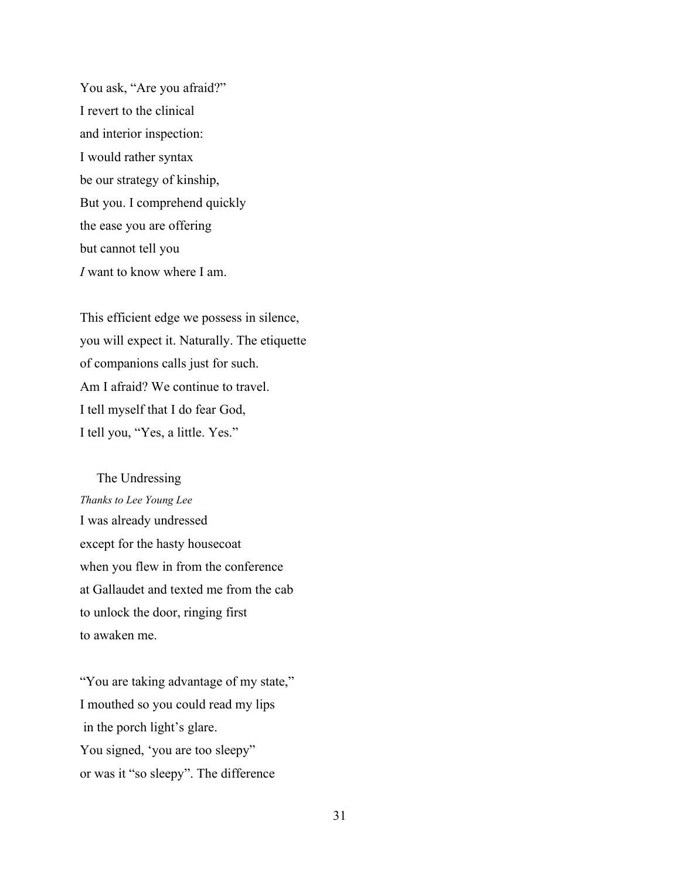You ask, “Are you afraid?”  
I revert to the clinical  
and interior inspection:  
I would rather syntax  
be our strategy of kinship,  
But you. I comprehend quickly  
the ease you are offering  
but cannot tell you  
*I* want to know where I am.

This efficient edge we possess in silence,  
you will expect it. Naturally. The etiquette  
of companions calls just for such.  
Am I afraid? We continue to travel.  
I tell myself that I do fear God,  
I tell you, “Yes, a little. Yes.”

## The Undressing

*Thanks to Lee Young Lee*

I was already undressed  
except for the hasty housecoat  
when you flew in from the conference  
at Gallaudet and texted me from the cab  
to unlock the door, ringing first  
to awaken me.

“You are taking advantage of my state,”  
I mouthed so you could read my lips  
in the porch light’s glare.  
You signed, ‘you are too sleepy”  
or was it “so sleepy”. The difference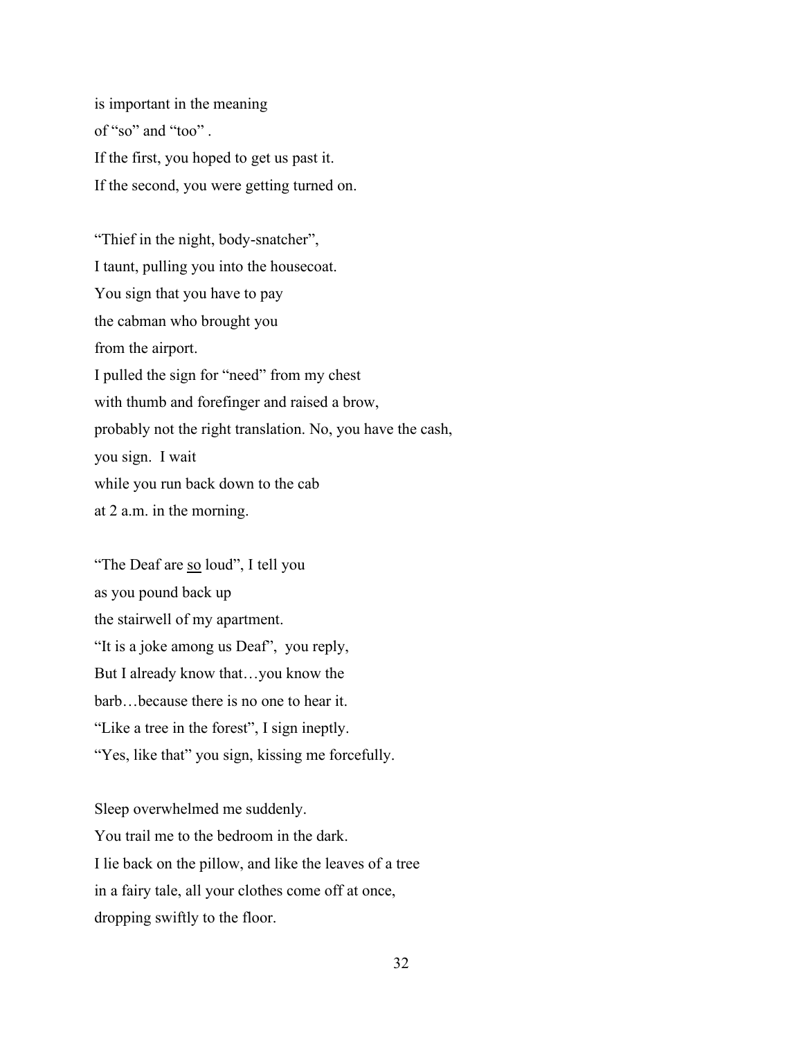is important in the meaning  
of “so” and “too” .  
If the first, you hoped to get us past it.  
If the second, you were getting turned on.

“Thief in the night, body-snatcher”,  
I taunt, pulling you into the housecoat.  
You sign that you have to pay  
the cabman who brought you  
from the airport.  
I pulled the sign for “need” from my chest  
with thumb and forefinger and raised a brow,  
probably not the right translation. No, you have the cash,  
you sign.  I wait  
while you run back down to the cab  
at 2 a.m. in the morning.

“The Deaf are <u>so</u> loud”, I tell you  
as you pound back up  
the stairwell of my apartment.  
“It is a joke among us Deaf”,  you reply,  
But I already know that…you know the  
barb…because there is no one to hear it.  
“Like a tree in the forest”, I sign ineptly.  
“Yes, like that” you sign, kissing me forcefully.

Sleep overwhelmed me suddenly.  
You trail me to the bedroom in the dark.  
I lie back on the pillow, and like the leaves of a tree  
in a fairy tale, all your clothes come off at once,  
dropping swiftly to the floor.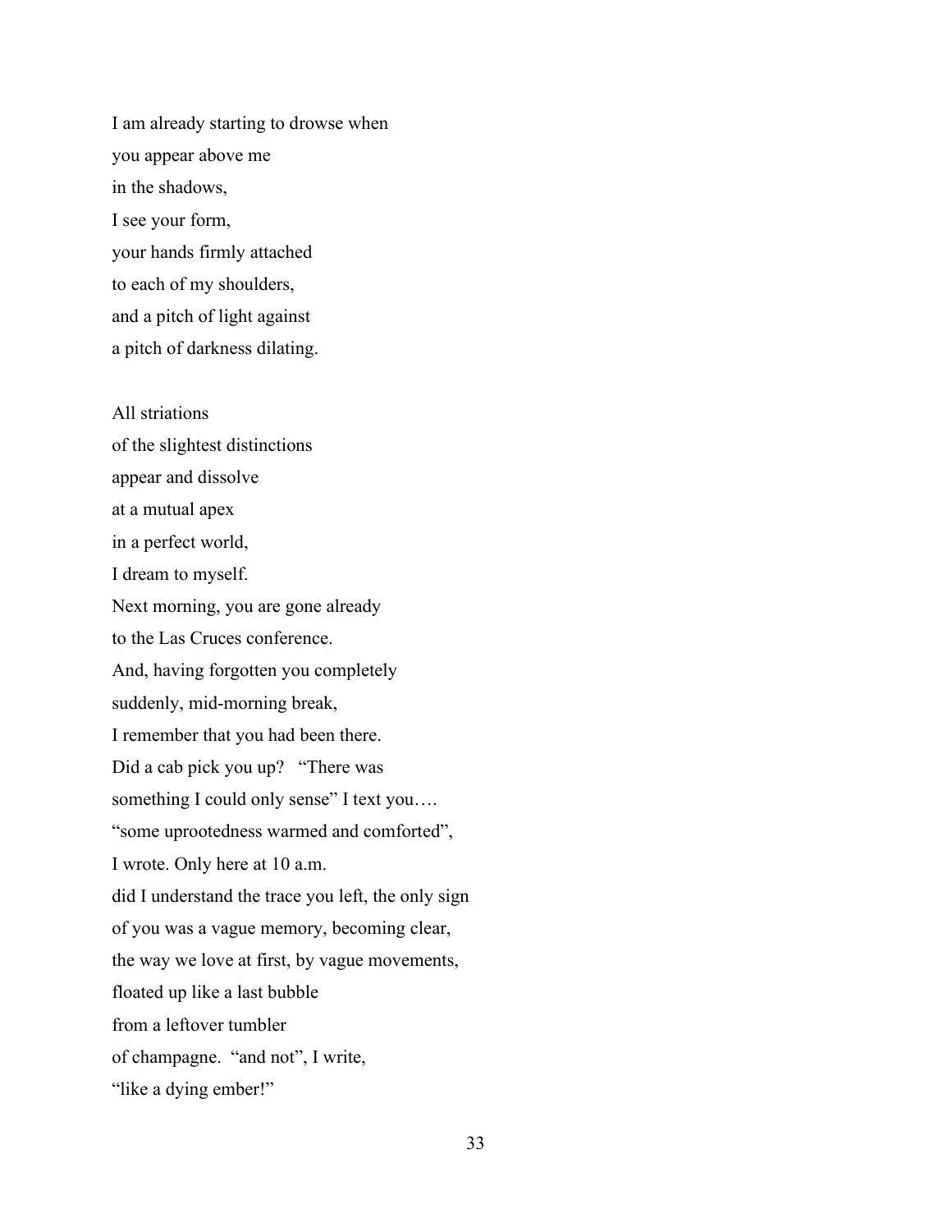I am already starting to drowse when  
you appear above me  
in the shadows,  
I see your form,  
your hands firmly attached  
to each of my shoulders,  
and a pitch of light against  
a pitch of darkness dilating.

All striations  
of the slightest distinctions  
appear and dissolve  
at a mutual apex  
in a perfect world,  
I dream to myself.  
Next morning, you are gone already  
to the Las Cruces conference.  
And, having forgotten you completely  
suddenly, mid-morning break,  
I remember that you had been there.  
Did a cab pick you up?   "There was  
something I could only sense" I text you….  
"some uprootedness warmed and comforted",  
I wrote. Only here at 10 a.m.  
did I understand the trace you left, the only sign  
of you was a vague memory, becoming clear,  
the way we love at first, by vague movements,  
floated up like a last bubble  
from a leftover tumbler  
of champagne.  "and not", I write,  
"like a dying ember!"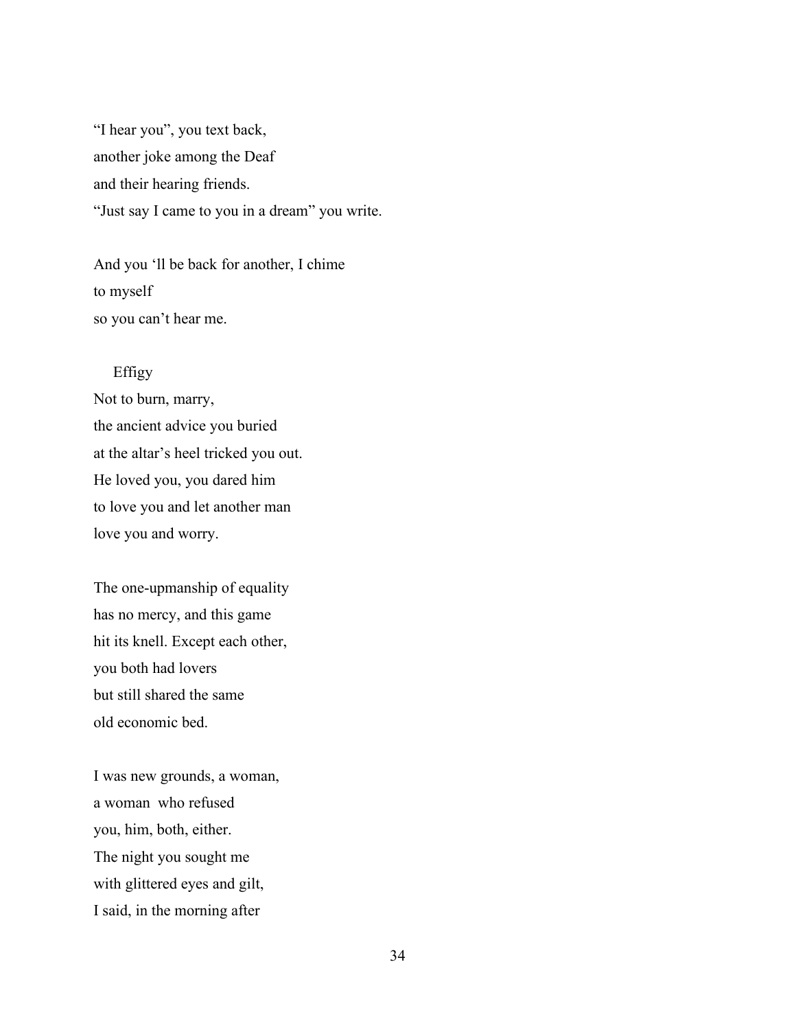"I hear you", you text back,
another joke among the Deaf
and their hearing friends.
"Just say I came to you in a dream" you write.

And you 'll be back for another, I chime
to myself
so you can't hear me.

### Effigy

Not to burn, marry,
the ancient advice you buried
at the altar's heel tricked you out.
He loved you, you dared him
to love you and let another man
love you and worry.

The one-upmanship of equality
has no mercy, and this game
hit its knell. Except each other,
you both had lovers
but still shared the same
old economic bed.

I was new grounds, a woman,
a woman  who refused
you, him, both, either.
The night you sought me
with glittered eyes and gilt,
I said, in the morning after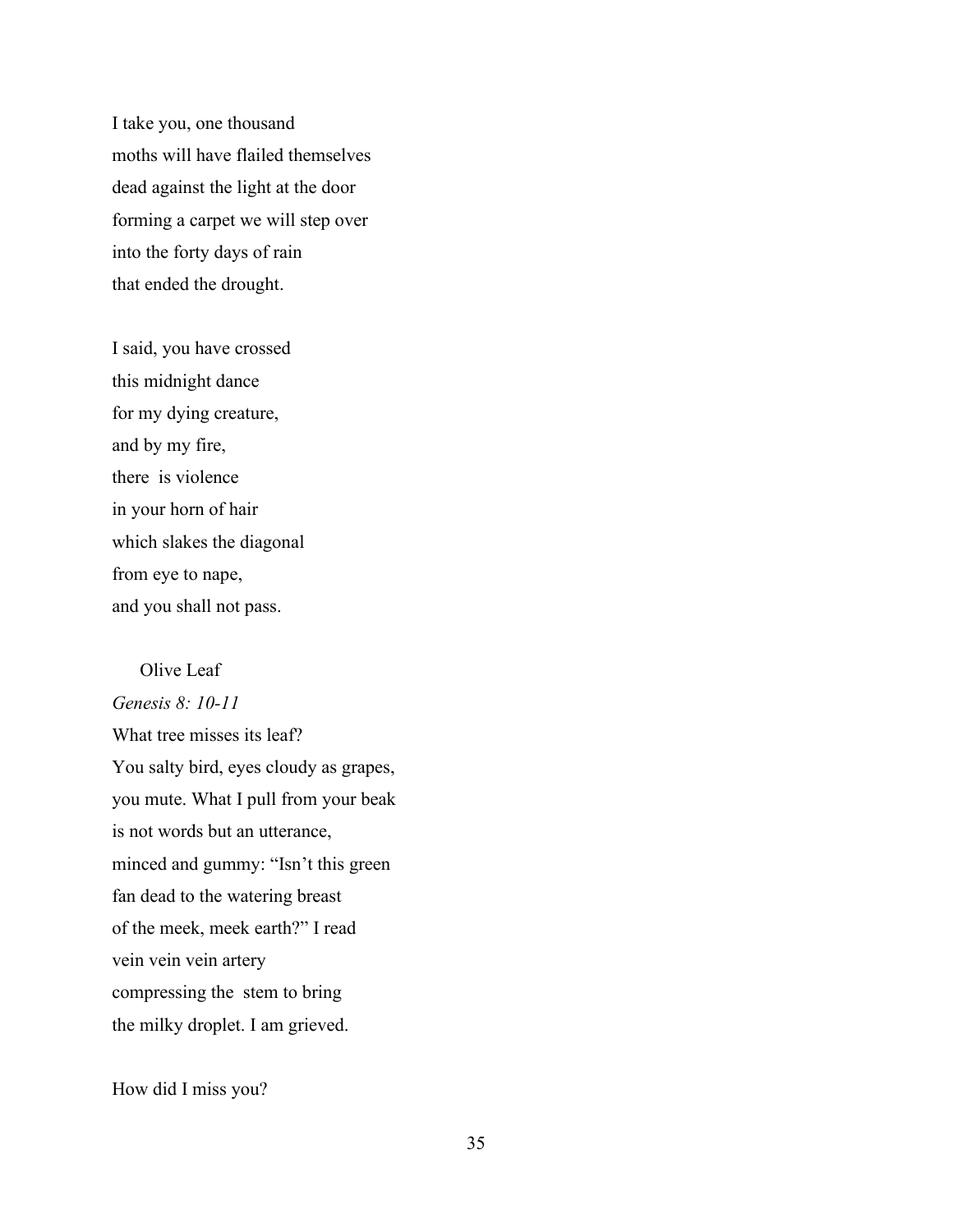I take you, one thousand  
moths will have flailed themselves  
dead against the light at the door  
forming a carpet we will step over  
into the forty days of rain  
that ended the drought.

I said, you have crossed  
this midnight dance  
for my dying creature,  
and by my fire,  
there is violence  
in your horn of hair  
which slakes the diagonal  
from eye to nape,  
and you shall not pass.

## Olive Leaf

*Genesis 8: 10-11*

What tree misses its leaf?  
You salty bird, eyes cloudy as grapes,  
you mute. What I pull from your beak  
is not words but an utterance,  
minced and gummy: "Isn't this green  
fan dead to the watering breast  
of the meek, meek earth?" I read  
vein vein vein artery  
compressing the stem to bring  
the milky droplet. I am grieved.

How did I miss you?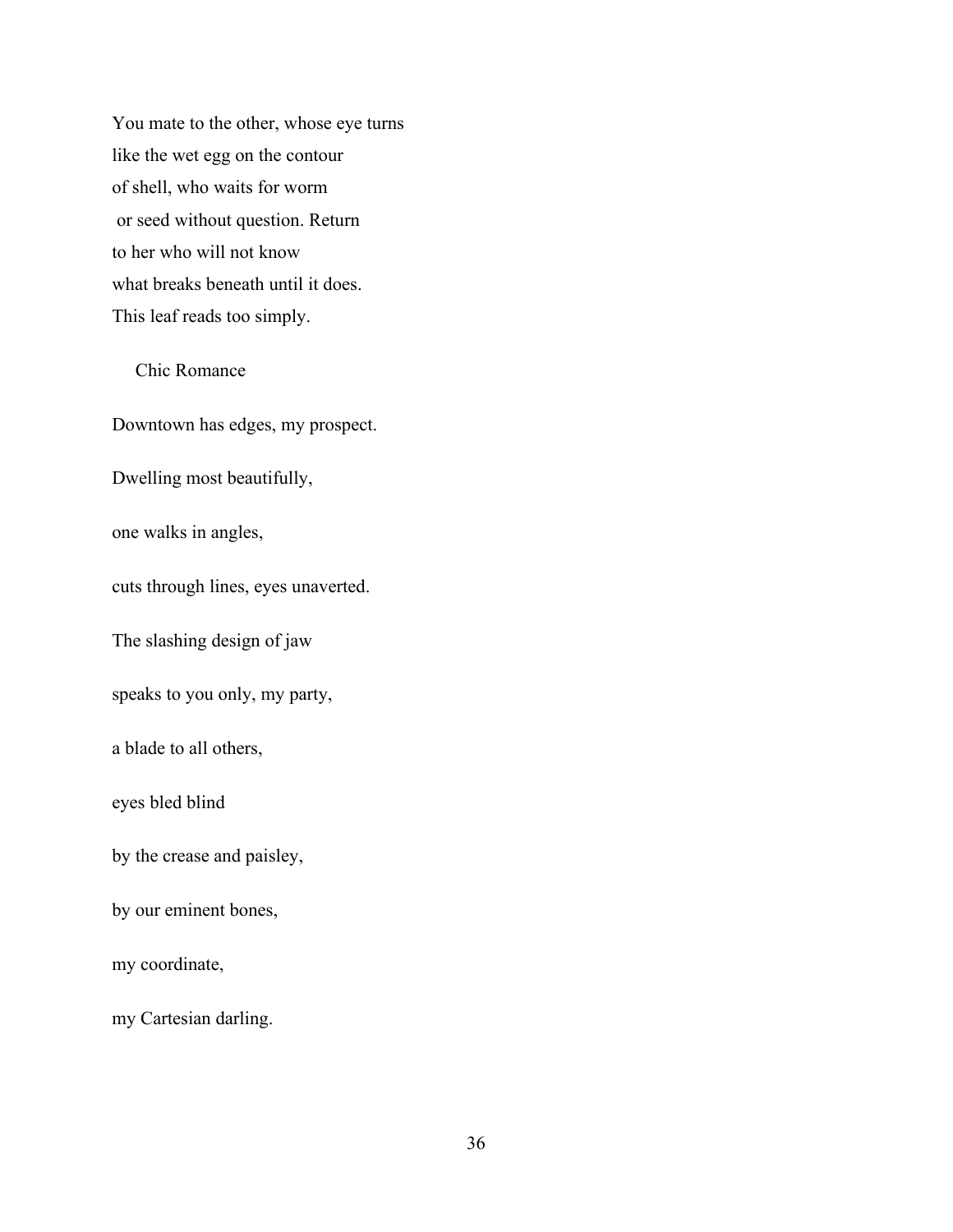You mate to the other, whose eye turns  
like the wet egg on the contour  
of shell, who waits for worm  
or seed without question. Return  
to her who will not know  
what breaks beneath until it does.  
This leaf reads too simply.

## Chic Romance

Downtown has edges, my prospect.

Dwelling most beautifully,

one walks in angles,

cuts through lines, eyes unaverted.

The slashing design of jaw

speaks to you only, my party,

a blade to all others,

eyes bled blind

by the crease and paisley,

by our eminent bones,

my coordinate,

my Cartesian darling.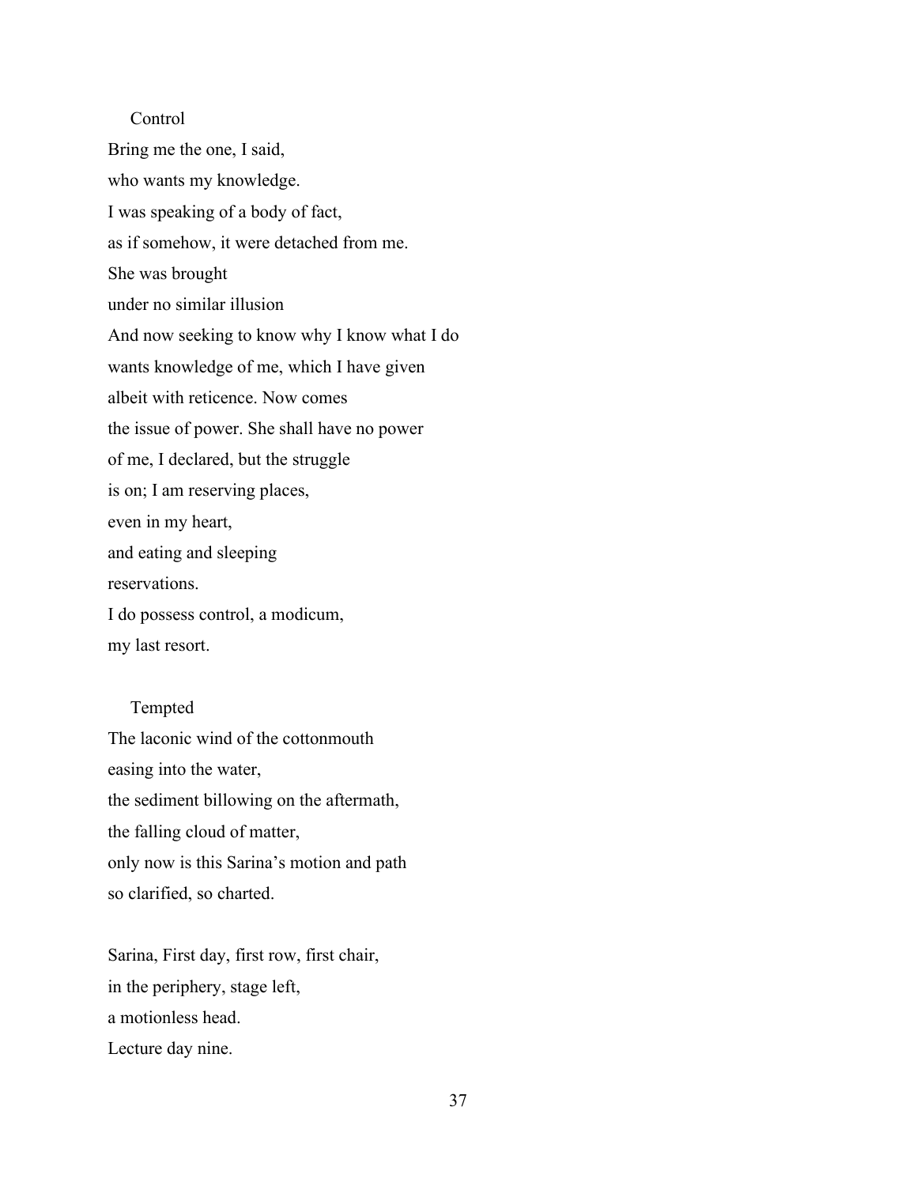### Control

Bring me the one, I said,  
who wants my knowledge.  
I was speaking of a body of fact,  
as if somehow, it were detached from me.  
She was brought  
under no similar illusion  
And now seeking to know why I know what I do  
wants knowledge of me, which I have given  
albeit with reticence. Now comes  
the issue of power. She shall have no power  
of me, I declared, but the struggle  
is on; I am reserving places,  
even in my heart,  
and eating and sleeping  
reservations.  
I do possess control, a modicum,  
my last resort.

### Tempted

The laconic wind of the cottonmouth  
easing into the water,  
the sediment billowing on the aftermath,  
the falling cloud of matter,  
only now is this Sarina's motion and path  
so clarified, so charted.

Sarina, First day, first row, first chair,  
in the periphery, stage left,  
a motionless head.  
Lecture day nine.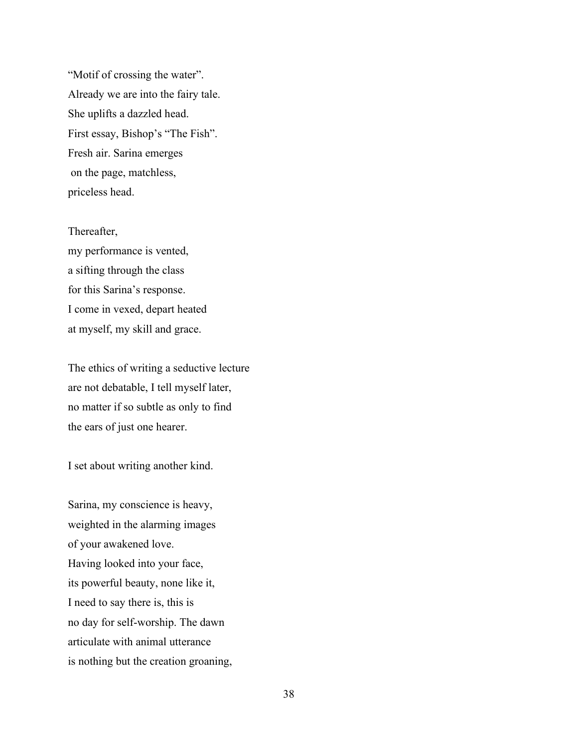"Motif of crossing the water".  
Already we are into the fairy tale.  
She uplifts a dazzled head.  
First essay, Bishop's "The Fish".  
Fresh air. Sarina emerges  
on the page, matchless,  
priceless head.

Thereafter,  
my performance is vented,  
a sifting through the class  
for this Sarina's response.  
I come in vexed, depart heated  
at myself, my skill and grace.

The ethics of writing a seductive lecture  
are not debatable, I tell myself later,  
no matter if so subtle as only to find  
the ears of just one hearer.

I set about writing another kind.

Sarina, my conscience is heavy,  
weighted in the alarming images  
of your awakened love.  
Having looked into your face,  
its powerful beauty, none like it,  
I need to say there is, this is  
no day for self-worship. The dawn  
articulate with animal utterance  
is nothing but the creation groaning,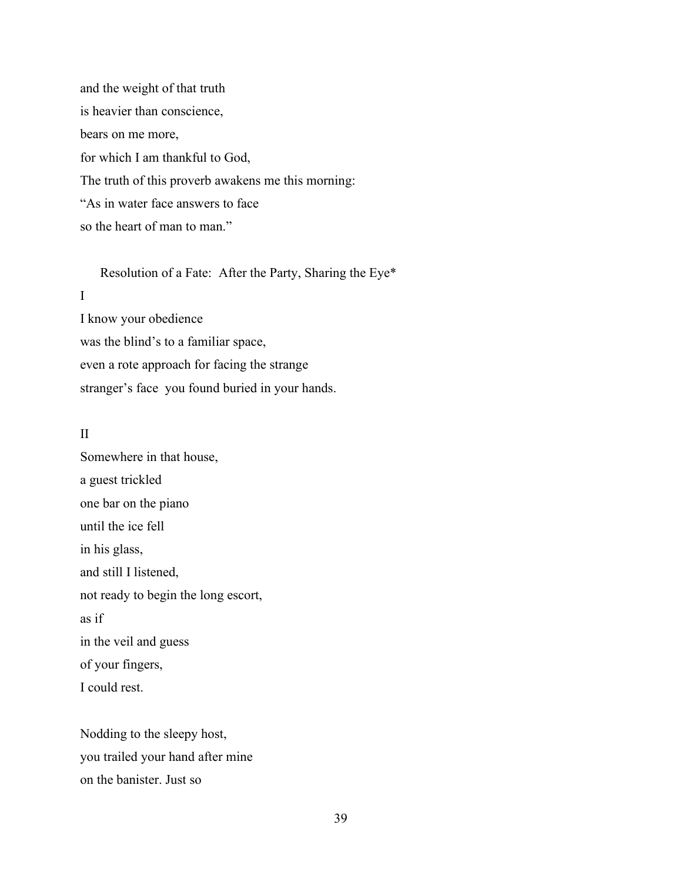and the weight of that truth  
is heavier than conscience,  
bears on me more,  
for which I am thankful to God,  
The truth of this proverb awakens me this morning:  
“As in water face answers to face  
so the heart of man to man.”

### Resolution of a Fate: After the Party, Sharing the Eye*

I

I know your obedience  
was the blind’s to a familiar space,  
even a rote approach for facing the strange  
stranger’s face  you found buried in your hands.

II

Somewhere in that house,  
a guest trickled  
one bar on the piano  
until the ice fell  
in his glass,  
and still I listened,  
not ready to begin the long escort,  
as if  
in the veil and guess  
of your fingers,  
I could rest.

Nodding to the sleepy host,  
you trailed your hand after mine  
on the banister. Just so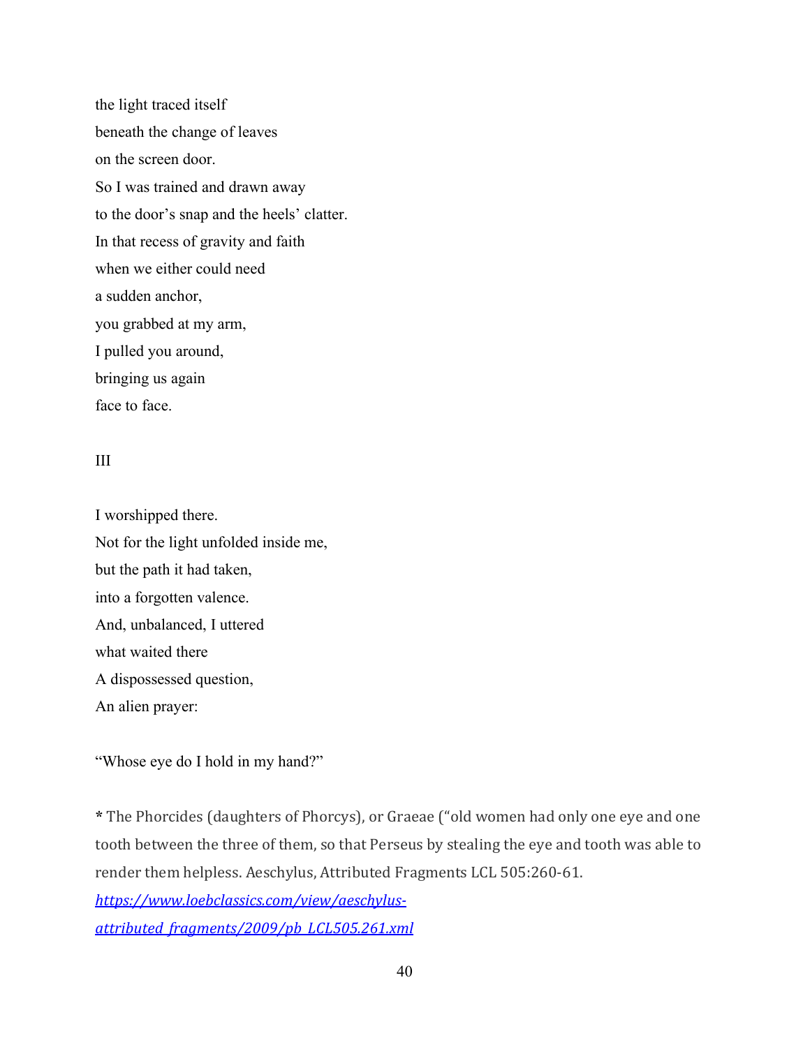the light traced itself  
beneath the change of leaves  
on the screen door.  
So I was trained and drawn away  
to the door's snap and the heels' clatter.  
In that recess of gravity and faith  
when we either could need  
a sudden anchor,  
you grabbed at my arm,  
I pulled you around,  
bringing us again  
face to face.

III

I worshipped there.  
Not for the light unfolded inside me,  
but the path it had taken,  
into a forgotten valence.  
And, unbalanced, I uttered  
what waited there  
A dispossessed question,  
An alien prayer:

"Whose eye do I hold in my hand?"

**\*** The Phorcides (daughters of Phorcys), or Graeae ("old women had only one eye and one tooth between the three of them, so that Perseus by stealing the eye and tooth was able to render them helpless. Aeschylus, Attributed Fragments LCL 505:260-61. [https://www.loebclassics.com/view/aeschylus-attributed_fragments/2009/pb_LCL505.261.xml](https://www.loebclassics.com/view/aeschylus-attributed_fragments/2009/pb_LCL505.261.xml)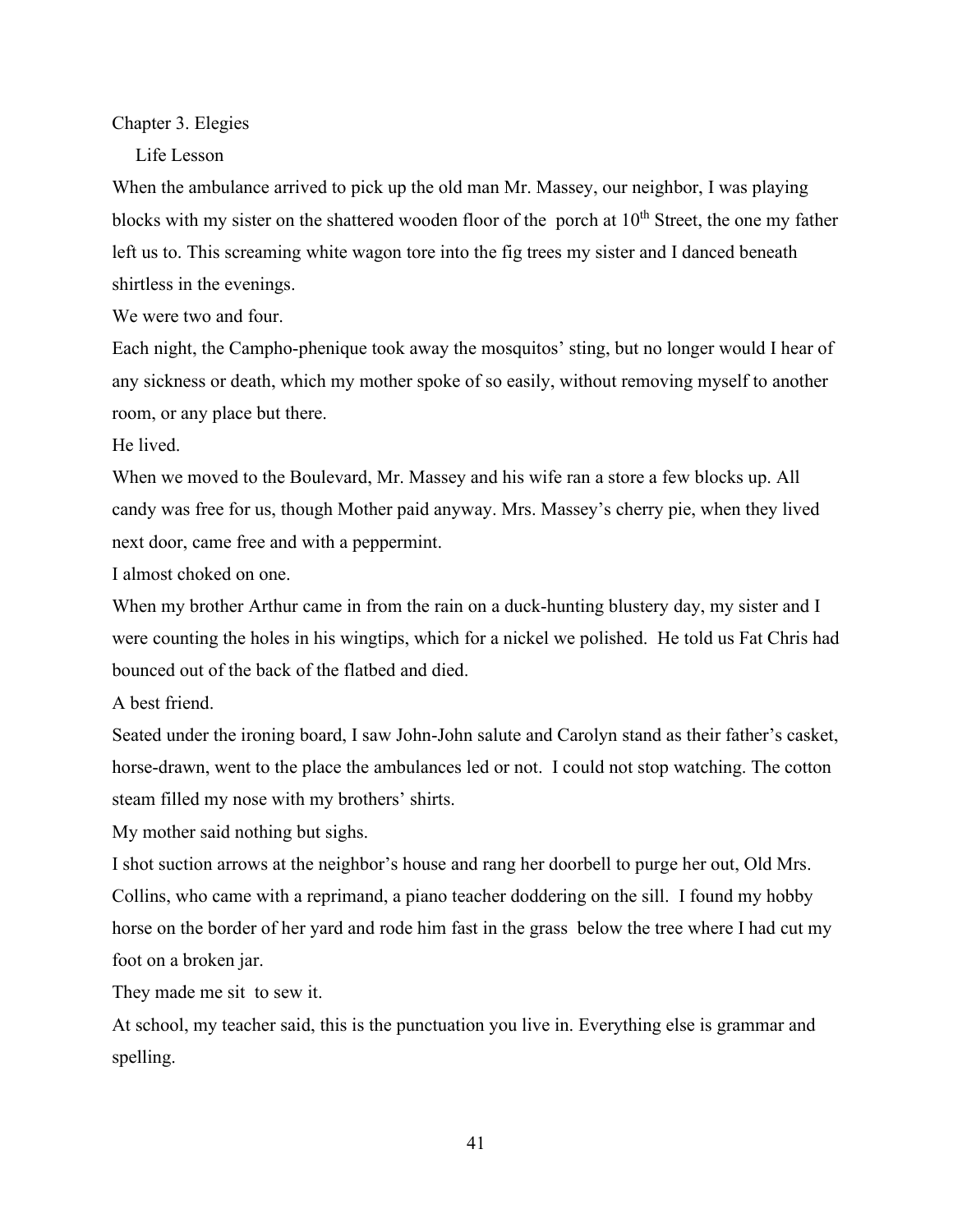# Chapter 3. Elegies

## Life Lesson

When the ambulance arrived to pick up the old man Mr. Massey, our neighbor, I was playing blocks with my sister on the shattered wooden floor of the porch at 10th Street, the one my father left us to. This screaming white wagon tore into the fig trees my sister and I danced beneath shirtless in the evenings.

We were two and four.

Each night, the Campho-phenique took away the mosquitos' sting, but no longer would I hear of any sickness or death, which my mother spoke of so easily, without removing myself to another room, or any place but there.

He lived.

When we moved to the Boulevard, Mr. Massey and his wife ran a store a few blocks up. All candy was free for us, though Mother paid anyway. Mrs. Massey's cherry pie, when they lived next door, came free and with a peppermint.

I almost choked on one.

When my brother Arthur came in from the rain on a duck-hunting blustery day, my sister and I were counting the holes in his wingtips, which for a nickel we polished. He told us Fat Chris had bounced out of the back of the flatbed and died.

A best friend.

Seated under the ironing board, I saw John-John salute and Carolyn stand as their father's casket, horse-drawn, went to the place the ambulances led or not. I could not stop watching. The cotton steam filled my nose with my brothers' shirts.

My mother said nothing but sighs.

I shot suction arrows at the neighbor's house and rang her doorbell to purge her out, Old Mrs. Collins, who came with a reprimand, a piano teacher doddering on the sill. I found my hobby horse on the border of her yard and rode him fast in the grass below the tree where I had cut my foot on a broken jar.

They made me sit to sew it.

At school, my teacher said, this is the punctuation you live in. Everything else is grammar and spelling.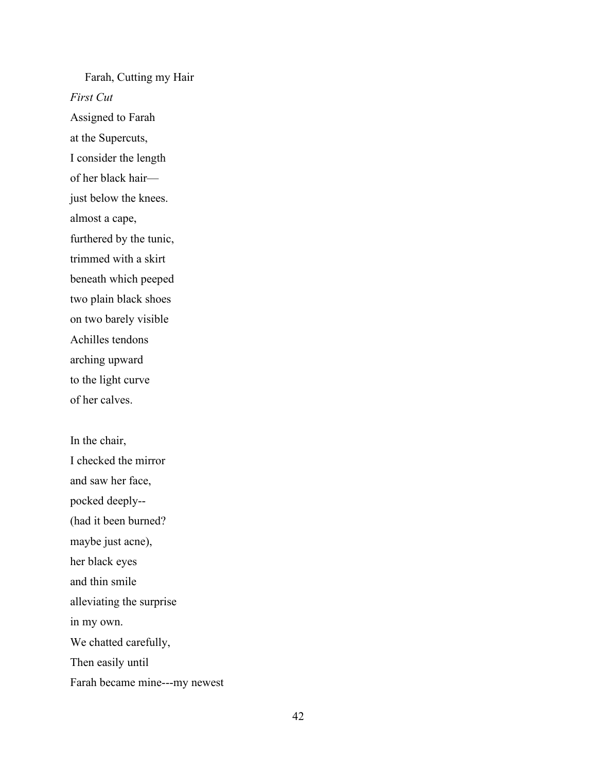Farah, Cutting my Hair

*First Cut*

Assigned to Farah  
at the Supercuts,  
I consider the length  
of her black hair—  
just below the knees.  
almost a cape,  
furthered by the tunic,  
trimmed with a skirt  
beneath which peeped  
two plain black shoes  
on two barely visible  
Achilles tendons  
arching upward  
to the light curve  
of her calves.

In the chair,  
I checked the mirror  
and saw her face,  
pocked deeply--  
(had it been burned?  
maybe just acne),  
her black eyes  
and thin smile  
alleviating the surprise  
in my own.  
We chatted carefully,  
Then easily until  
Farah became mine---my newest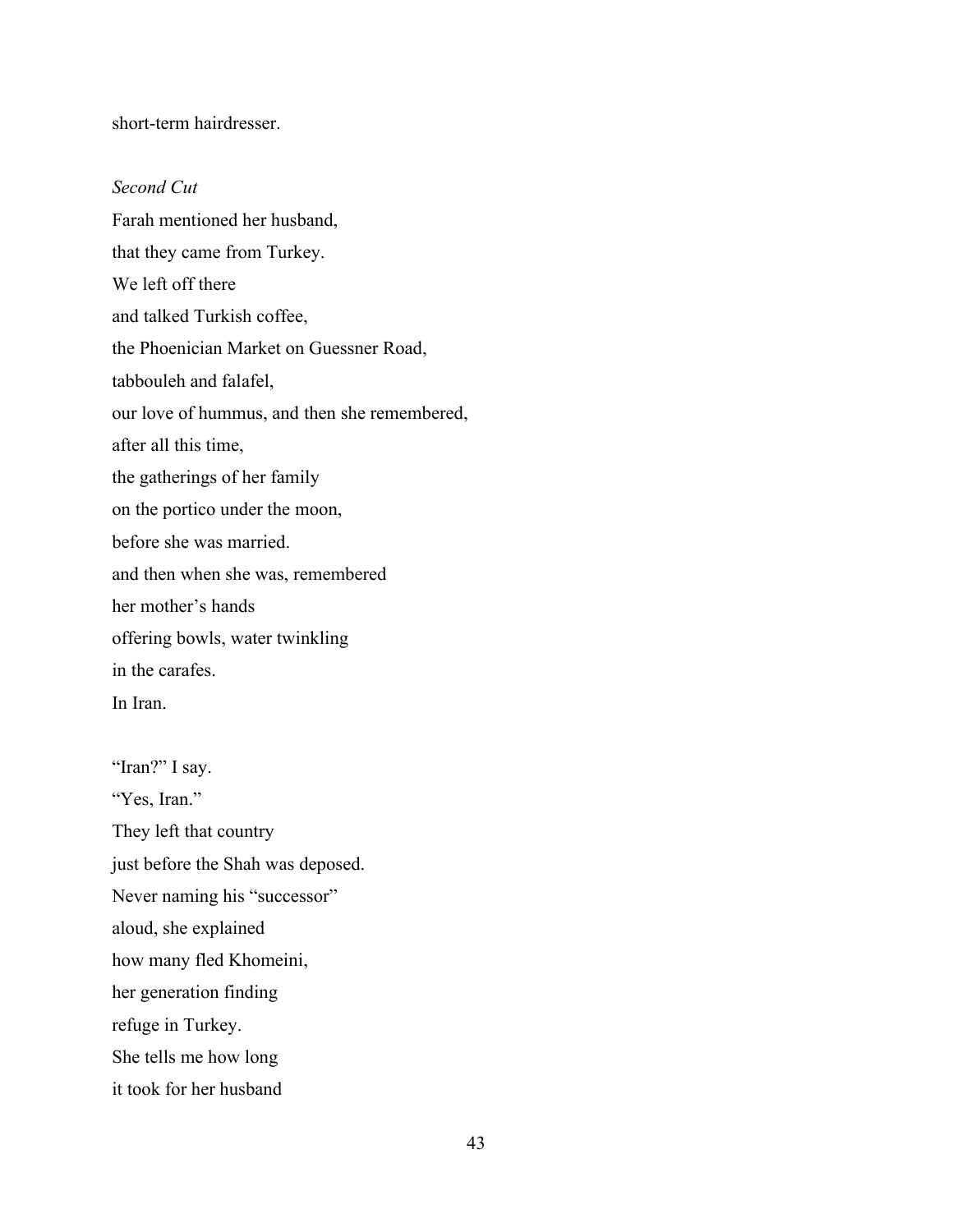short-term hairdresser.

*Second Cut*

Farah mentioned her husband,  
that they came from Turkey.  
We left off there  
and talked Turkish coffee,  
the Phoenician Market on Guessner Road,  
tabbouleh and falafel,  
our love of hummus, and then she remembered,  
after all this time,  
the gatherings of her family  
on the portico under the moon,  
before she was married.  
and then when she was, remembered  
her mother's hands  
offering bowls, water twinkling  
in the carafes.  
In Iran.

"Iran?" I say.  
"Yes, Iran."  
They left that country  
just before the Shah was deposed.  
Never naming his "successor"  
aloud, she explained  
how many fled Khomeini,  
her generation finding  
refuge in Turkey.  
She tells me how long  
it took for her husband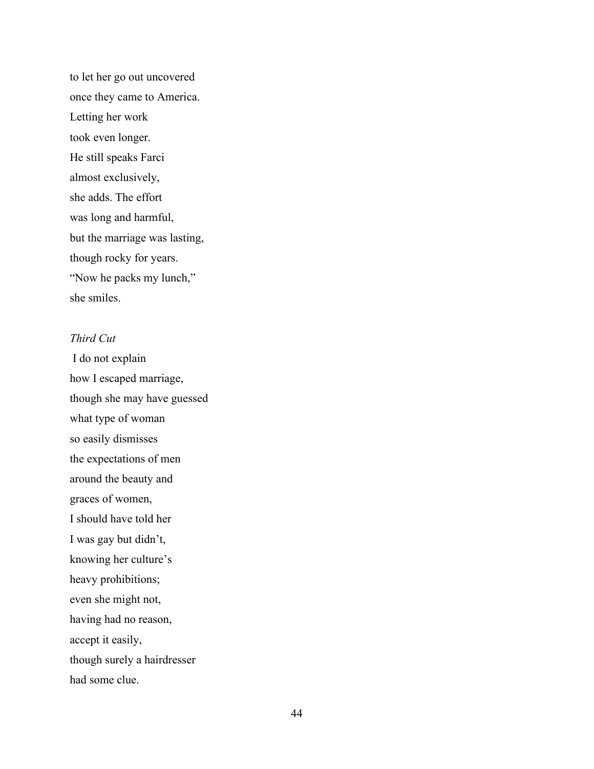to let her go out uncovered  
once they came to America.  
Letting her work  
took even longer.  
He still speaks Farci  
almost exclusively,  
she adds. The effort  
was long and harmful,  
but the marriage was lasting,  
though rocky for years.  
"Now he packs my lunch,"  
she smiles.

*Third Cut*

I do not explain  
how I escaped marriage,  
though she may have guessed  
what type of woman  
so easily dismisses  
the expectations of men  
around the beauty and  
graces of women,  
I should have told her  
I was gay but didn't,  
knowing her culture's  
heavy prohibitions;  
even she might not,  
having had no reason,  
accept it easily,  
though surely a hairdresser  
had some clue.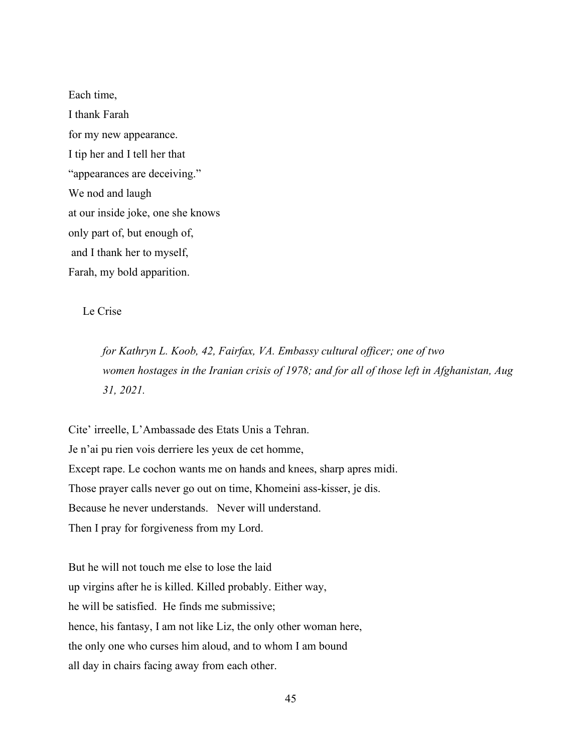Each time,  
I thank Farah  
for my new appearance.  
I tip her and I tell her that  
"appearances are deceiving."  
We nod and laugh  
at our inside joke, one she knows  
only part of, but enough of,  
and I thank her to myself,  
Farah, my bold apparition.

## Le Crise

*for Kathryn L. Koob, 42, Fairfax, VA. Embassy cultural officer; one of two women hostages in the Iranian crisis of 1978; and for all of those left in Afghanistan, Aug 31, 2021.*

Cite' irreelle, L'Ambassade des Etats Unis a Tehran.  
Je n'ai pu rien vois derriere les yeux de cet homme,  
Except rape. Le cochon wants me on hands and knees, sharp apres midi.  
Those prayer calls never go out on time, Khomeini ass-kisser, je dis.  
Because he never understands.   Never will understand.  
Then I pray for forgiveness from my Lord.

But he will not touch me else to lose the laid  
up virgins after he is killed. Killed probably. Either way,  
he will be satisfied.  He finds me submissive;  
hence, his fantasy, I am not like Liz, the only other woman here,  
the only one who curses him aloud, and to whom I am bound  
all day in chairs facing away from each other.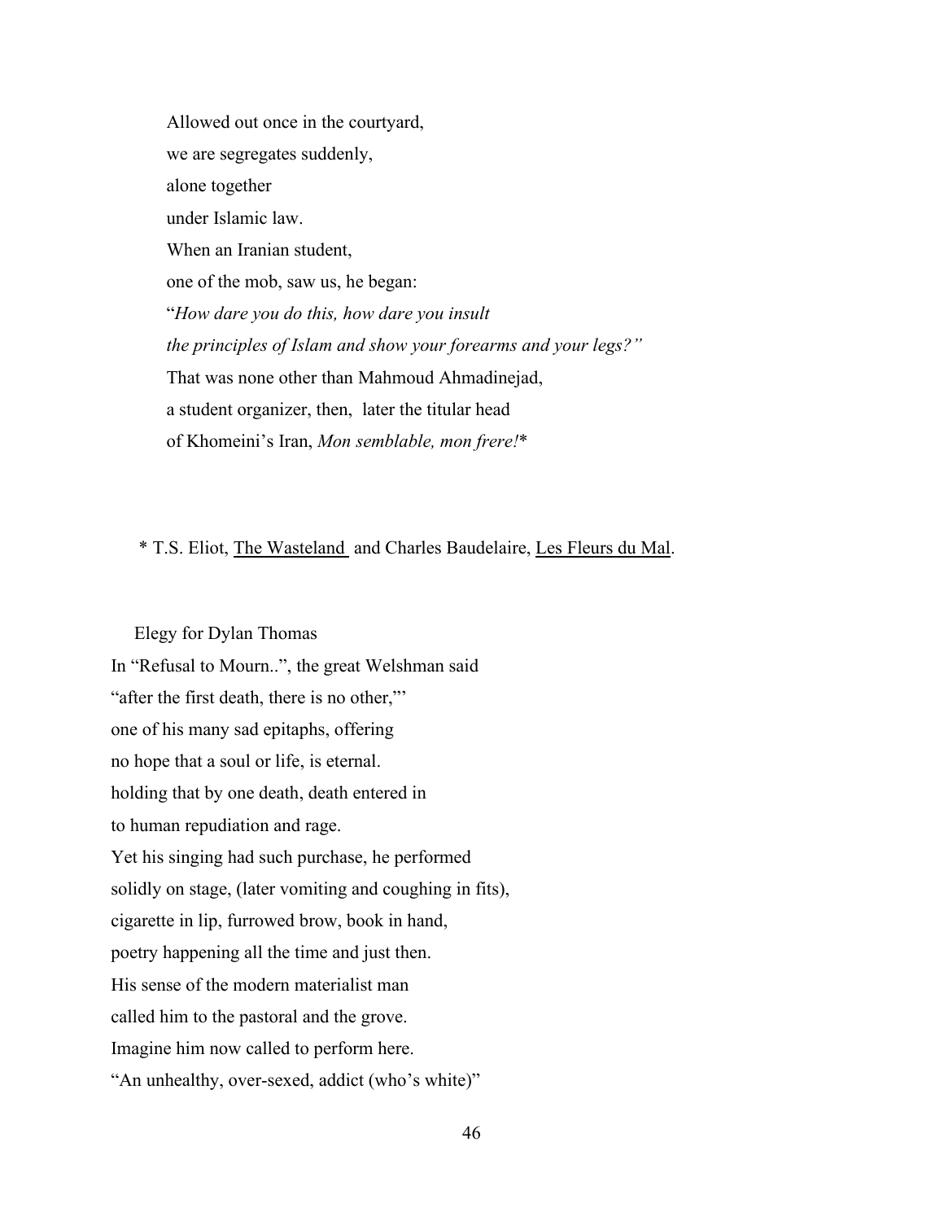Allowed out once in the courtyard,
we are segregates suddenly,
alone together
under Islamic law.
When an Iranian student,
one of the mob, saw us, he began:
"*How dare you do this, how dare you insult*
*the principles of Islam and show your forearms and your legs?"*
That was none other than Mahmoud Ahmadinejad,
a student organizer, then, later the titular head
of Khomeini's Iran, *Mon semblable, mon frere!**

\* T.S. Eliot, The Wasteland and Charles Baudelaire, Les Fleurs du Mal.

Elegy for Dylan Thomas

In "Refusal to Mourn..", the great Welshman said
"after the first death, there is no other,"'
one of his many sad epitaphs, offering
no hope that a soul or life, is eternal.
holding that by one death, death entered in
to human repudiation and rage.
Yet his singing had such purchase, he performed
solidly on stage, (later vomiting and coughing in fits),
cigarette in lip, furrowed brow, book in hand,
poetry happening all the time and just then.
His sense of the modern materialist man
called him to the pastoral and the grove.
Imagine him now called to perform here.
"An unhealthy, over-sexed, addict (who's white)"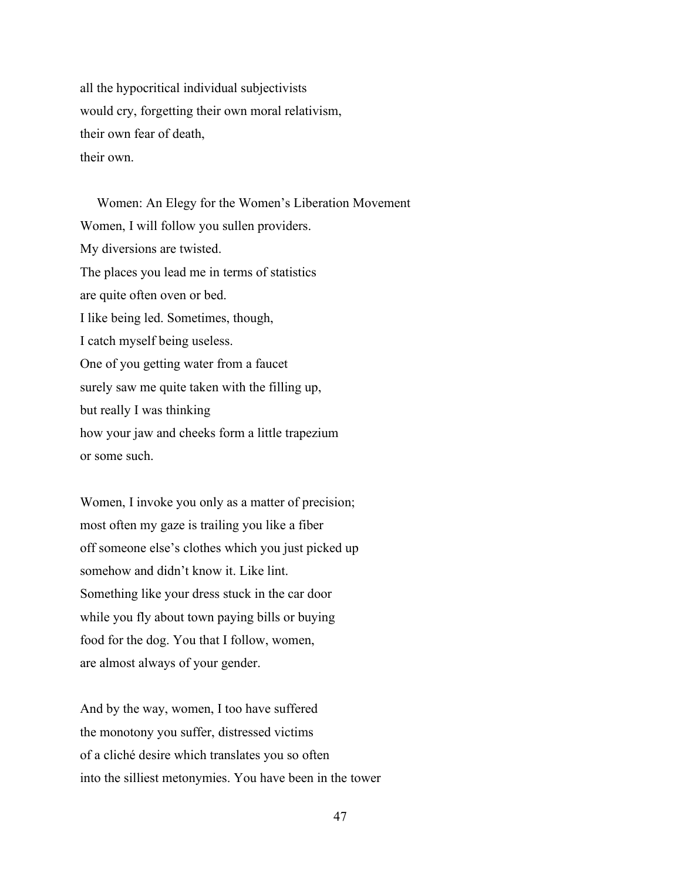all the hypocritical individual subjectivists
would cry, forgetting their own moral relativism,
their own fear of death,
their own.

## Women: An Elegy for the Women's Liberation Movement

Women, I will follow you sullen providers.
My diversions are twisted.
The places you lead me in terms of statistics
are quite often oven or bed.
I like being led. Sometimes, though,
I catch myself being useless.
One of you getting water from a faucet
surely saw me quite taken with the filling up,
but really I was thinking
how your jaw and cheeks form a little trapezium
or some such.

Women, I invoke you only as a matter of precision;
most often my gaze is trailing you like a fiber
off someone else's clothes which you just picked up
somehow and didn't know it. Like lint.
Something like your dress stuck in the car door
while you fly about town paying bills or buying
food for the dog. You that I follow, women,
are almost always of your gender.

And by the way, women, I too have suffered
the monotony you suffer, distressed victims
of a cliché desire which translates you so often
into the silliest metonymies. You have been in the tower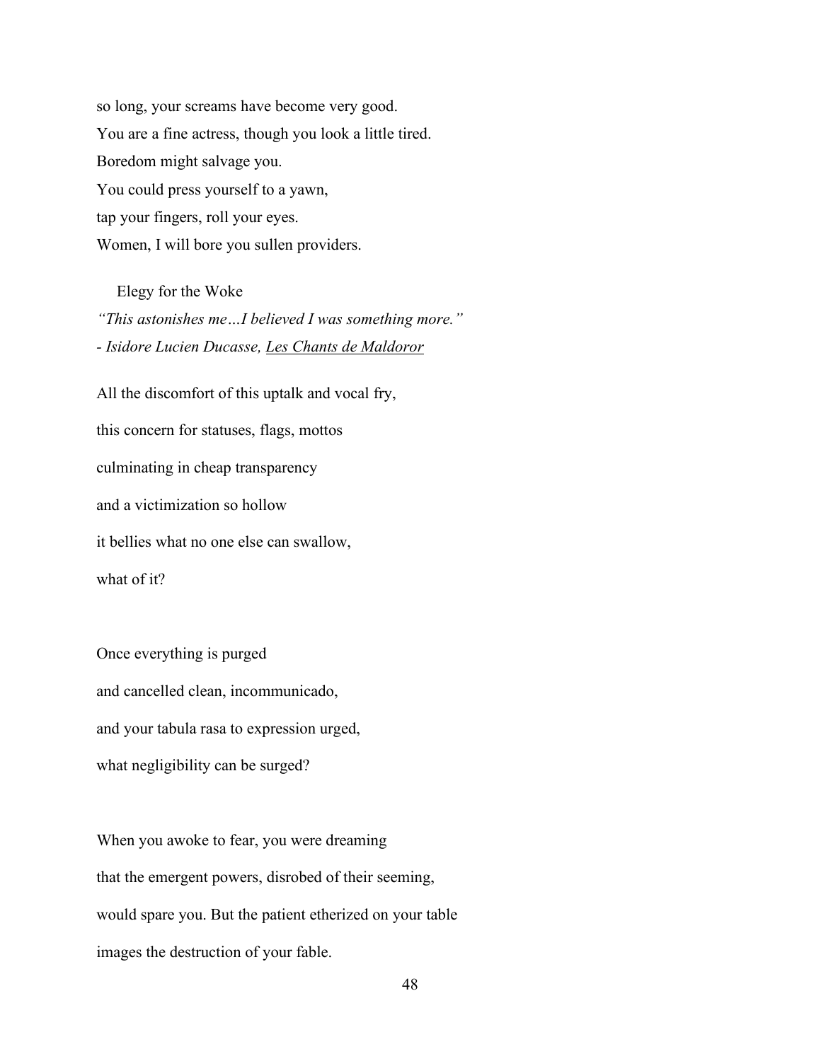so long, your screams have become very good.
You are a fine actress, though you look a little tired.
Boredom might salvage you.
You could press yourself to a yawn,
tap your fingers, roll your eyes.
Women, I will bore you sullen providers.

## Elegy for the Woke

*"This astonishes me…I believed I was something more."*
*- Isidore Lucien Ducasse, Les Chants de Maldoror*

All the discomfort of this uptalk and vocal fry,
this concern for statuses, flags, mottos
culminating in cheap transparency
and a victimization so hollow
it bellies what no one else can swallow,
what of it?

Once everything is purged
and cancelled clean, incommunicado,
and your tabula rasa to expression urged,
what negligibility can be surged?

When you awoke to fear, you were dreaming
that the emergent powers, disrobed of their seeming,
would spare you. But the patient etherized on your table
images the destruction of your fable.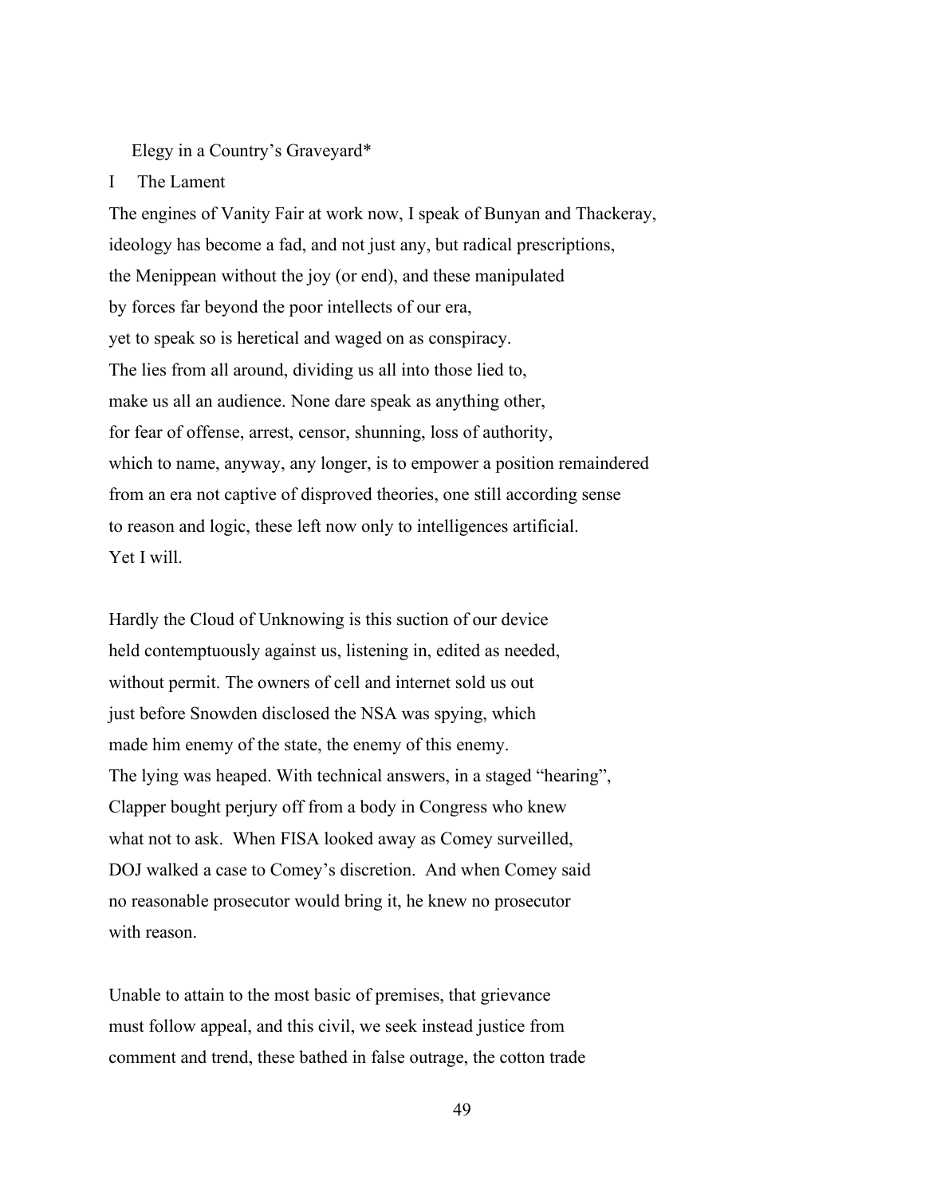# Elegy in a Country's Graveyard*

## I The Lament

The engines of Vanity Fair at work now, I speak of Bunyan and Thackeray,
ideology has become a fad, and not just any, but radical prescriptions,
the Menippean without the joy (or end), and these manipulated
by forces far beyond the poor intellects of our era,
yet to speak so is heretical and waged on as conspiracy.
The lies from all around, dividing us all into those lied to,
make us all an audience. None dare speak as anything other,
for fear of offense, arrest, censor, shunning, loss of authority,
which to name, anyway, any longer, is to empower a position remaindered
from an era not captive of disproved theories, one still according sense
to reason and logic, these left now only to intelligences artificial.
Yet I will.

Hardly the Cloud of Unknowing is this suction of our device
held contemptuously against us, listening in, edited as needed,
without permit. The owners of cell and internet sold us out
just before Snowden disclosed the NSA was spying, which
made him enemy of the state, the enemy of this enemy.
The lying was heaped. With technical answers, in a staged "hearing",
Clapper bought perjury off from a body in Congress who knew
what not to ask. When FISA looked away as Comey surveilled,
DOJ walked a case to Comey's discretion. And when Comey said
no reasonable prosecutor would bring it, he knew no prosecutor
with reason.

Unable to attain to the most basic of premises, that grievance
must follow appeal, and this civil, we seek instead justice from
comment and trend, these bathed in false outrage, the cotton trade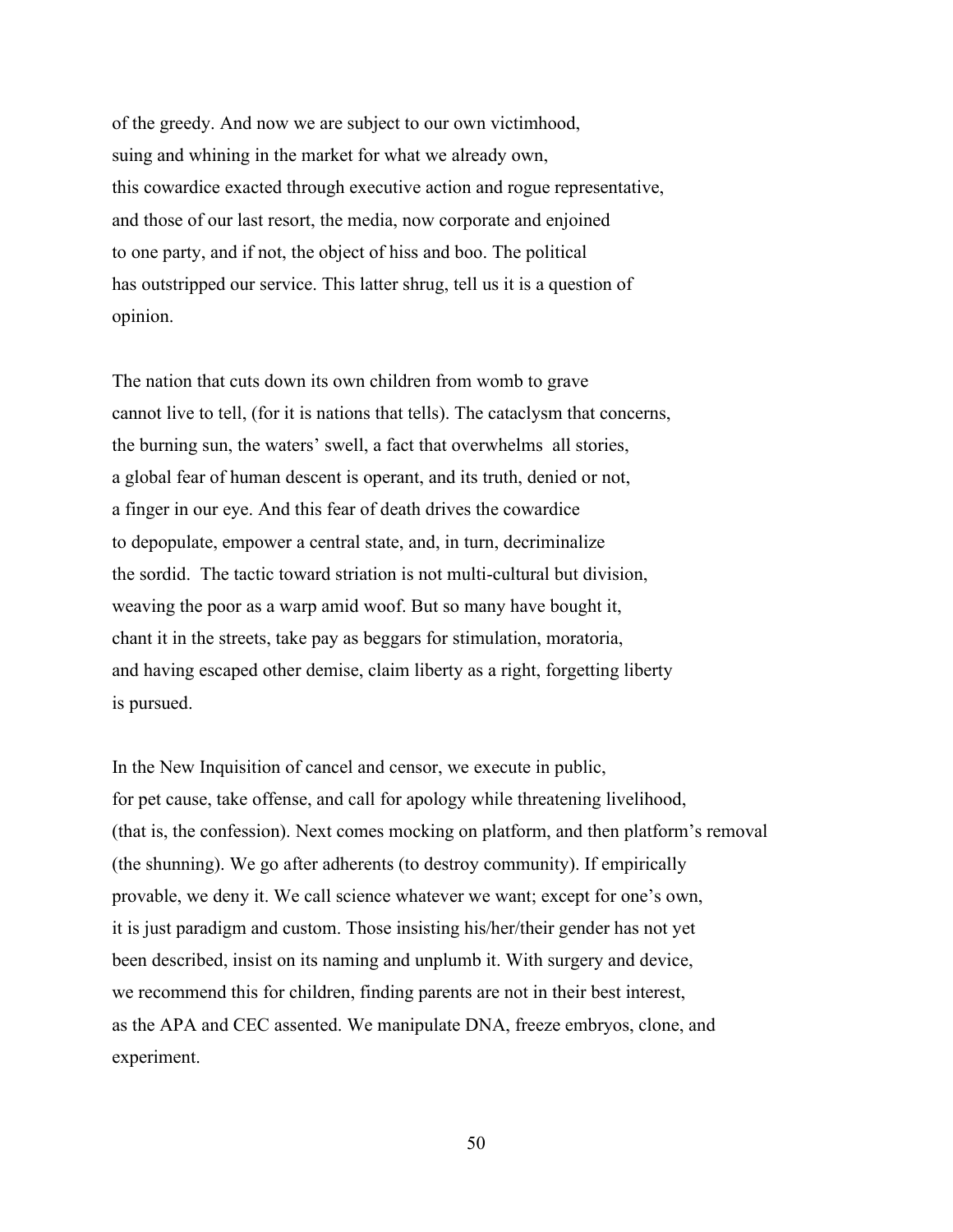of the greedy. And now we are subject to our own victimhood,
suing and whining in the market for what we already own,
this cowardice exacted through executive action and rogue representative,
and those of our last resort, the media, now corporate and enjoined
to one party, and if not, the object of hiss and boo. The political
has outstripped our service. This latter shrug, tell us it is a question of
opinion.

The nation that cuts down its own children from womb to grave
cannot live to tell, (for it is nations that tells). The cataclysm that concerns,
the burning sun, the waters' swell, a fact that overwhelms all stories,
a global fear of human descent is operant, and its truth, denied or not,
a finger in our eye. And this fear of death drives the cowardice
to depopulate, empower a central state, and, in turn, decriminalize
the sordid. The tactic toward striation is not multi-cultural but division,
weaving the poor as a warp amid woof. But so many have bought it,
chant it in the streets, take pay as beggars for stimulation, moratoria,
and having escaped other demise, claim liberty as a right, forgetting liberty
is pursued.

In the New Inquisition of cancel and censor, we execute in public,
for pet cause, take offense, and call for apology while threatening livelihood,
(that is, the confession). Next comes mocking on platform, and then platform's removal
(the shunning). We go after adherents (to destroy community). If empirically
provable, we deny it. We call science whatever we want; except for one's own,
it is just paradigm and custom. Those insisting his/her/their gender has not yet
been described, insist on its naming and unplumb it. With surgery and device,
we recommend this for children, finding parents are not in their best interest,
as the APA and CEC assented. We manipulate DNA, freeze embryos, clone, and
experiment.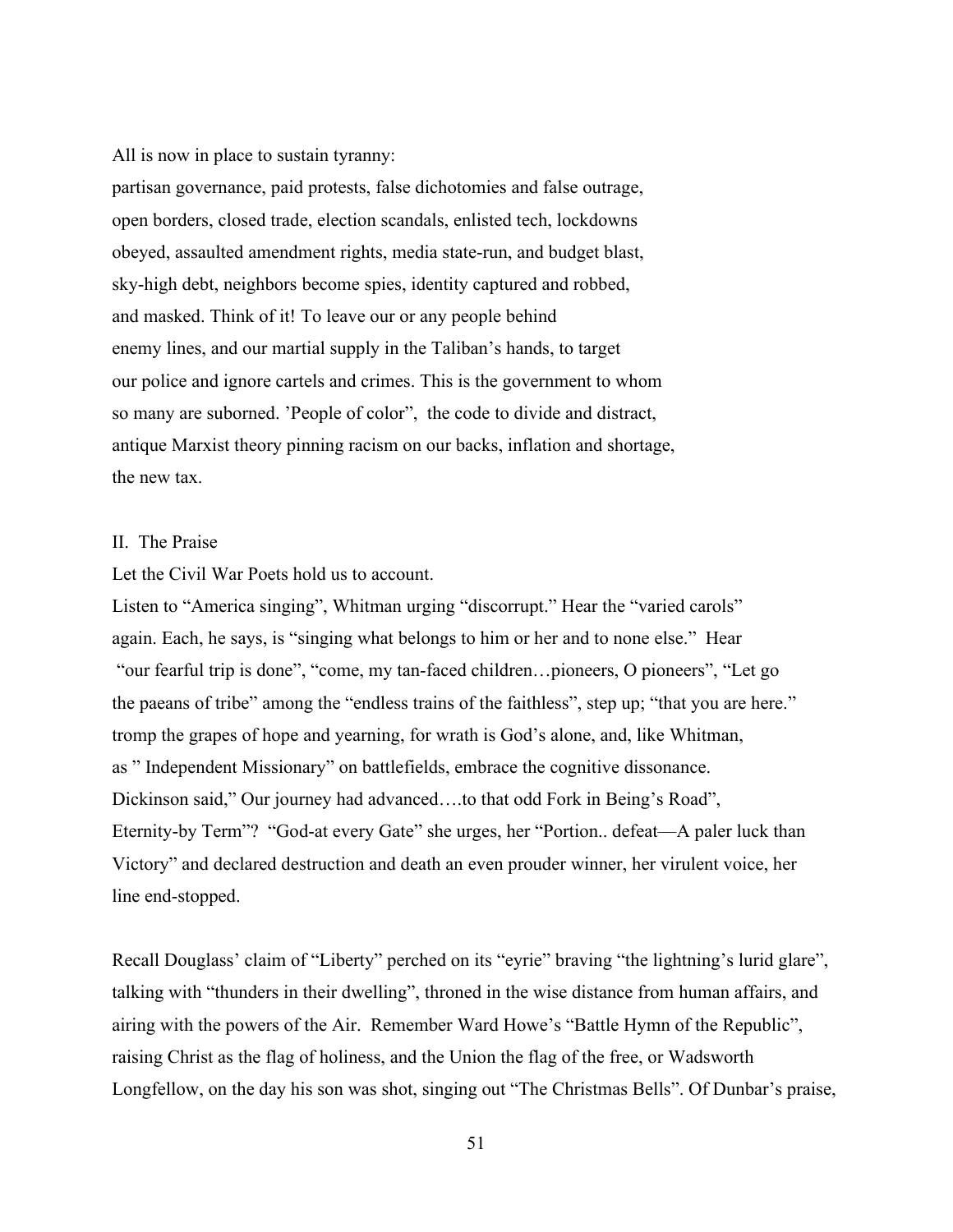All is now in place to sustain tyranny:
partisan governance, paid protests, false dichotomies and false outrage,
open borders, closed trade, election scandals, enlisted tech, lockdowns
obeyed, assaulted amendment rights, media state-run, and budget blast,
sky-high debt, neighbors become spies, identity captured and robbed,
and masked. Think of it! To leave our or any people behind
enemy lines, and our martial supply in the Taliban's hands, to target
our police and ignore cartels and crimes. This is the government to whom
so many are suborned. 'People of color", the code to divide and distract,
antique Marxist theory pinning racism on our backs, inflation and shortage,
the new tax.

II. The Praise

Let the Civil War Poets hold us to account.
Listen to "America singing", Whitman urging "discorrupt." Hear the "varied carols"
again. Each, he says, is "singing what belongs to him or her and to none else." Hear
"our fearful trip is done", "come, my tan-faced children…pioneers, O pioneers", "Let go
the paeans of tribe" among the "endless trains of the faithless", step up; "that you are here."
tromp the grapes of hope and yearning, for wrath is God's alone, and, like Whitman,
as " Independent Missionary" on battlefields, embrace the cognitive dissonance.
Dickinson said," Our journey had advanced….to that odd Fork in Being's Road",
Eternity-by Term"? "God-at every Gate" she urges, her "Portion.. defeat—A paler luck than
Victory" and declared destruction and death an even prouder winner, her virulent voice, her
line end-stopped.

Recall Douglass' claim of "Liberty" perched on its "eyrie" braving "the lightning's lurid glare",
talking with "thunders in their dwelling", throned in the wise distance from human affairs, and
airing with the powers of the Air. Remember Ward Howe's "Battle Hymn of the Republic",
raising Christ as the flag of holiness, and the Union the flag of the free, or Wadsworth
Longfellow, on the day his son was shot, singing out "The Christmas Bells". Of Dunbar's praise,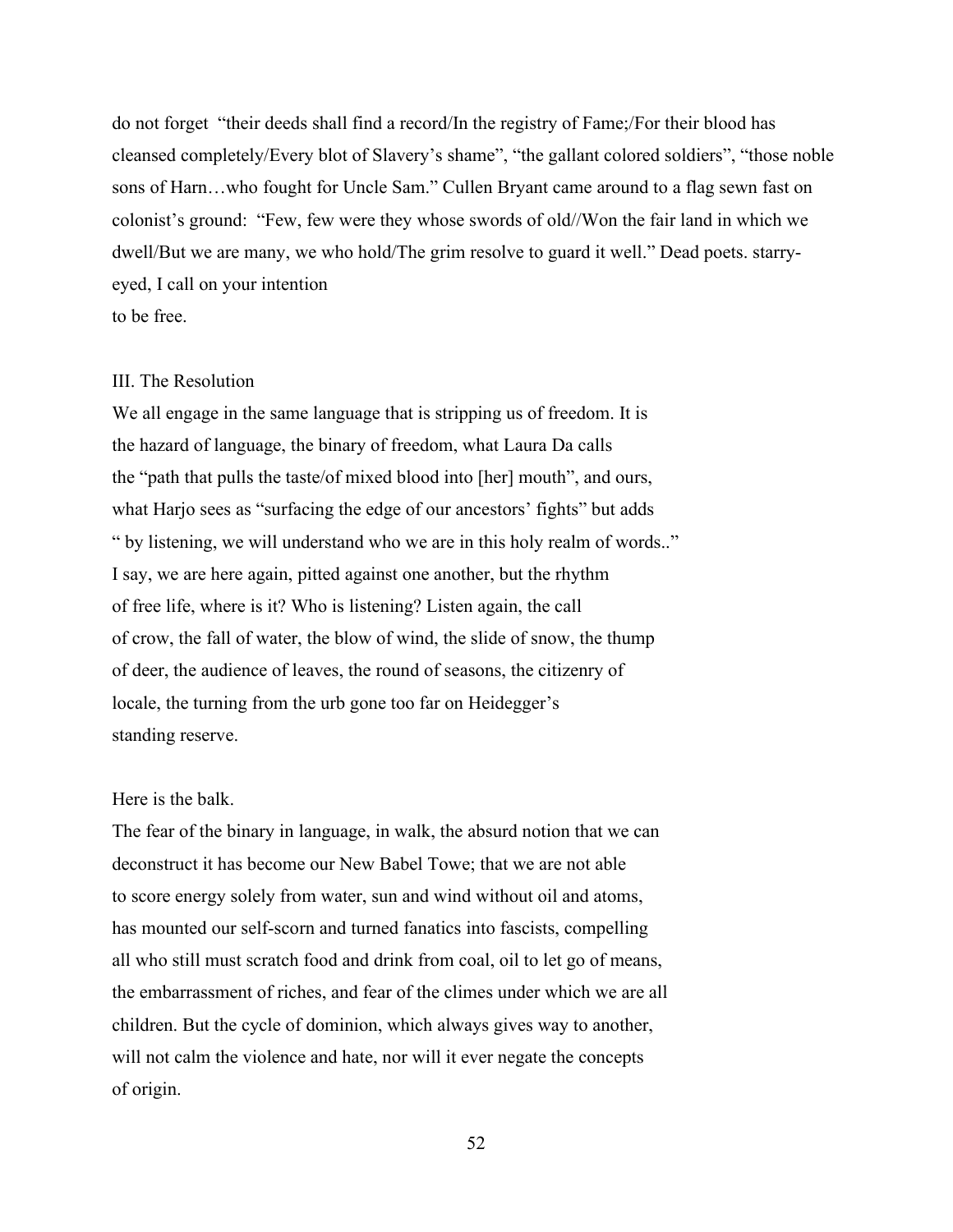do not forget "their deeds shall find a record/In the registry of Fame;/For their blood has cleansed completely/Every blot of Slavery's shame", "the gallant colored soldiers", "those noble sons of Harn…who fought for Uncle Sam." Cullen Bryant came around to a flag sewn fast on colonist's ground: "Few, few were they whose swords of old//Won the fair land in which we dwell/But we are many, we who hold/The grim resolve to guard it well." Dead poets. starry-eyed, I call on your intention
to be free.

III. The Resolution

We all engage in the same language that is stripping us of freedom. It is
the hazard of language, the binary of freedom, what Laura Da calls
the "path that pulls the taste/of mixed blood into [her] mouth", and ours,
what Harjo sees as "surfacing the edge of our ancestors' fights" but adds
" by listening, we will understand who we are in this holy realm of words.."
I say, we are here again, pitted against one another, but the rhythm
of free life, where is it? Who is listening? Listen again, the call
of crow, the fall of water, the blow of wind, the slide of snow, the thump
of deer, the audience of leaves, the round of seasons, the citizenry of
locale, the turning from the urb gone too far on Heidegger's
standing reserve.

Here is the balk.
The fear of the binary in language, in walk, the absurd notion that we can
deconstruct it has become our New Babel Towe; that we are not able
to score energy solely from water, sun and wind without oil and atoms,
has mounted our self-scorn and turned fanatics into fascists, compelling
all who still must scratch food and drink from coal, oil to let go of means,
the embarrassment of riches, and fear of the climes under which we are all
children. But the cycle of dominion, which always gives way to another,
will not calm the violence and hate, nor will it ever negate the concepts
of origin.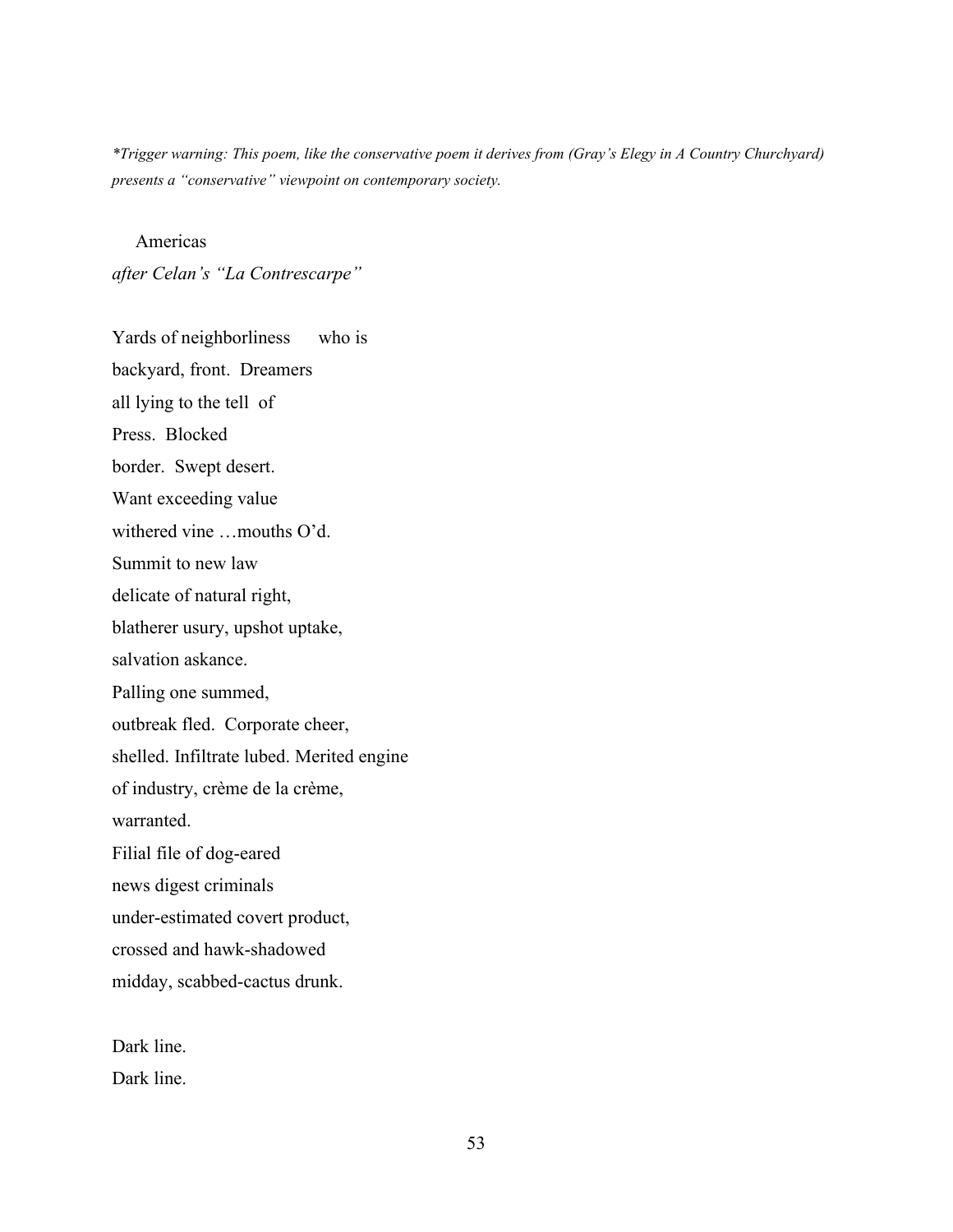*\*Trigger warning: This poem, like the conservative poem it derives from (Gray's Elegy in A Country Churchyard) presents a "conservative" viewpoint on contemporary society.*

Americas

*after Celan's "La Contrescarpe"*

Yards of neighborliness      who is  
backyard, front.  Dreamers  
all lying to the tell  of  
Press.  Blocked  
border.  Swept desert.  
Want exceeding value  
withered vine …mouths O'd.  
Summit to new law  
delicate of natural right,  
blatherer usury, upshot uptake,  
salvation askance.  
Palling one summed,  
outbreak fled.  Corporate cheer,  
shelled. Infiltrate lubed. Merited engine  
of industry, crème de la crème,  
warranted.  
Filial file of dog-eared  
news digest criminals  
under-estimated covert product,  
crossed and hawk-shadowed  
midday, scabbed-cactus drunk.

Dark line.  
Dark line.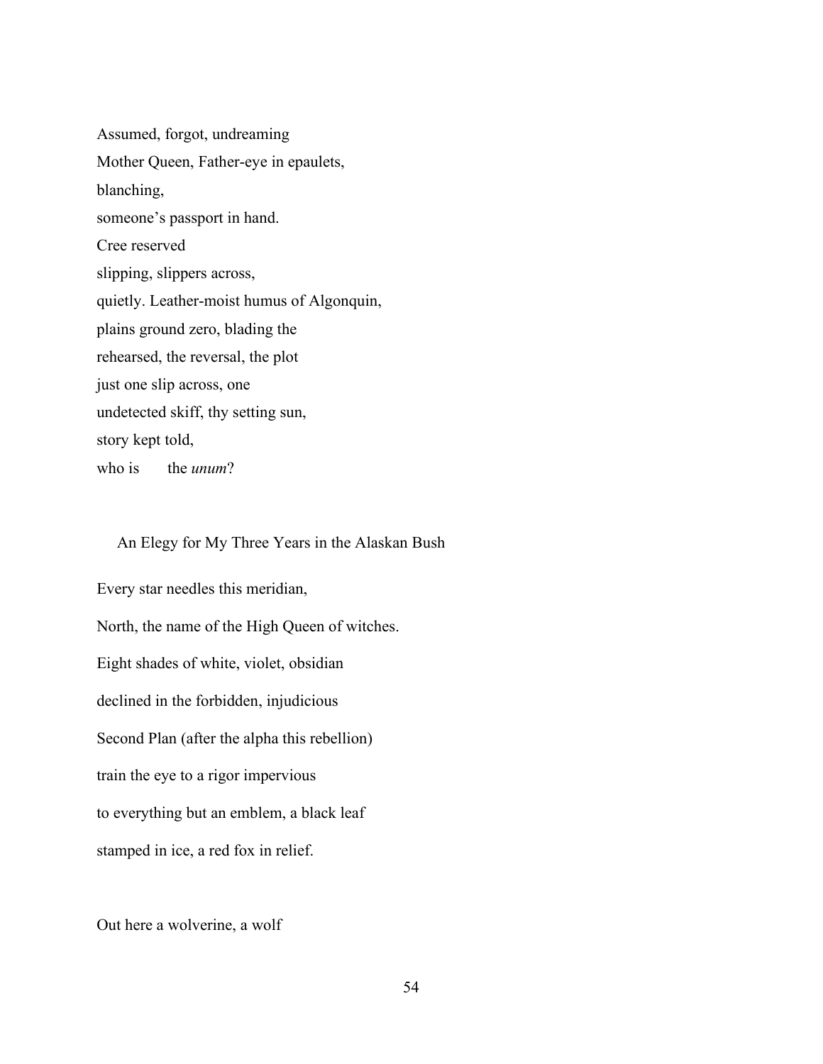Assumed, forgot, undreaming
Mother Queen, Father-eye in epaulets,
blanching,
someone's passport in hand.
Cree reserved
slipping, slippers across,
quietly. Leather-moist humus of Algonquin,
plains ground zero, blading the
rehearsed, the reversal, the plot
just one slip across, one
undetected skiff, thy setting sun,
story kept told,
who is     the *unum*?

## An Elegy for My Three Years in the Alaskan Bush

Every star needles this meridian,
North, the name of the High Queen of witches.
Eight shades of white, violet, obsidian
declined in the forbidden, injudicious
Second Plan (after the alpha this rebellion)
train the eye to a rigor impervious
to everything but an emblem, a black leaf
stamped in ice, a red fox in relief.

Out here a wolverine, a wolf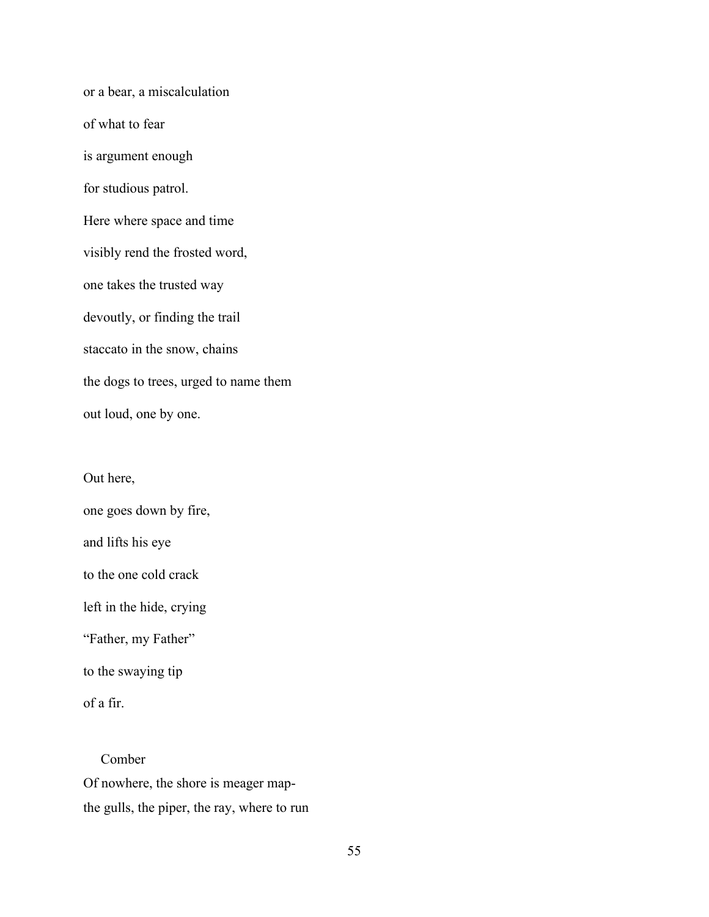or a bear, a miscalculation

of what to fear

is argument enough

for studious patrol.

Here where space and time

visibly rend the frosted word,

one takes the trusted way

devoutly, or finding the trail

staccato in the snow, chains

the dogs to trees, urged to name them

out loud, one by one.

Out here,

one goes down by fire,

and lifts his eye

to the one cold crack

left in the hide, crying

“Father, my Father”

to the swaying tip

of a fir.

### Comber

Of nowhere, the shore is meager map-
the gulls, the piper, the ray, where to run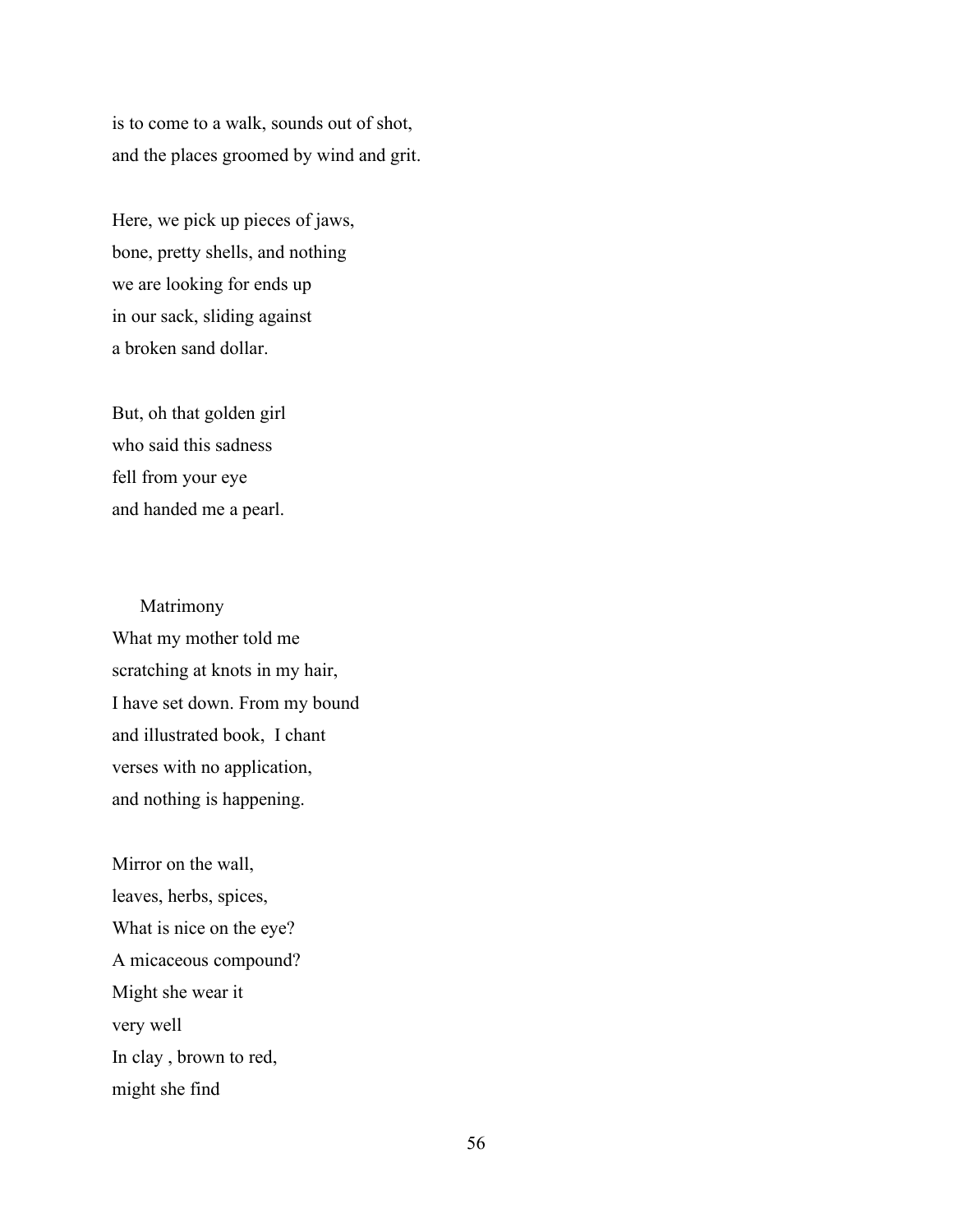is to come to a walk, sounds out of shot,
and the places groomed by wind and grit.

Here, we pick up pieces of jaws,
bone, pretty shells, and nothing
we are looking for ends up
in our sack, sliding against
a broken sand dollar.

But, oh that golden girl
who said this sadness
fell from your eye
and handed me a pearl.

## Matrimony

What my mother told me
scratching at knots in my hair,
I have set down. From my bound
and illustrated book,  I chant
verses with no application,
and nothing is happening.

Mirror on the wall,
leaves, herbs, spices,
What is nice on the eye?
A micaceous compound?
Might she wear it
very well
In clay , brown to red,
might she find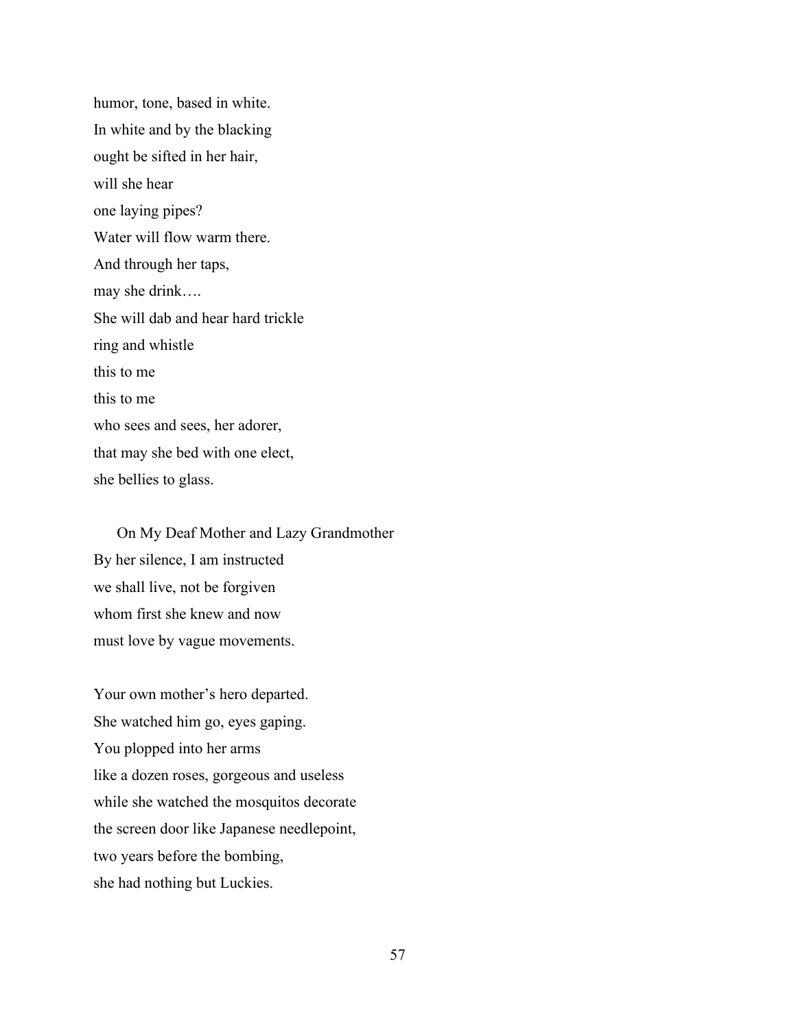humor, tone, based in white.  
In white and by the blacking  
ought be sifted in her hair,  
will she hear  
one laying pipes?  
Water will flow warm there.  
And through her taps,  
may she drink….  
She will dab and hear hard trickle  
ring and whistle  
this to me  
this to me  
who sees and sees, her adorer,  
that may she bed with one elect,  
she bellies to glass.

### On My Deaf Mother and Lazy Grandmother

By her silence, I am instructed  
we shall live, not be forgiven  
whom first she knew and now  
must love by vague movements.

Your own mother's hero departed.  
She watched him go, eyes gaping.  
You plopped into her arms  
like a dozen roses, gorgeous and useless  
while she watched the mosquitos decorate  
the screen door like Japanese needlepoint,  
two years before the bombing,  
she had nothing but Luckies.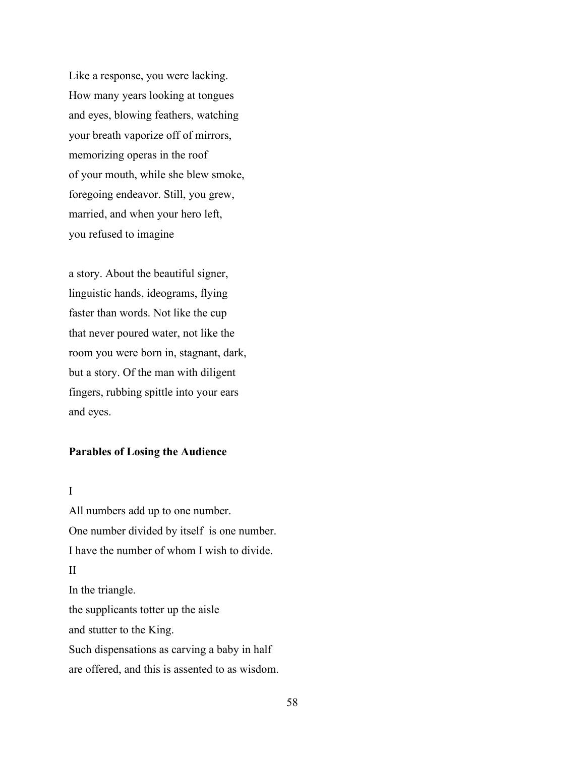Like a response, you were lacking.
How many years looking at tongues
and eyes, blowing feathers, watching
your breath vaporize off of mirrors,
memorizing operas in the roof
of your mouth, while she blew smoke,
foregoing endeavor. Still, you grew,
married, and when your hero left,
you refused to imagine

a story. About the beautiful signer,
linguistic hands, ideograms, flying
faster than words. Not like the cup
that never poured water, not like the
room you were born in, stagnant, dark,
but a story. Of the man with diligent
fingers, rubbing spittle into your ears
and eyes.

### Parables of Losing the Audience

I

All numbers add up to one number.
One number divided by itself is one number.
I have the number of whom I wish to divide.

II

In the triangle.
the supplicants totter up the aisle
and stutter to the King.
Such dispensations as carving a baby in half
are offered, and this is assented to as wisdom.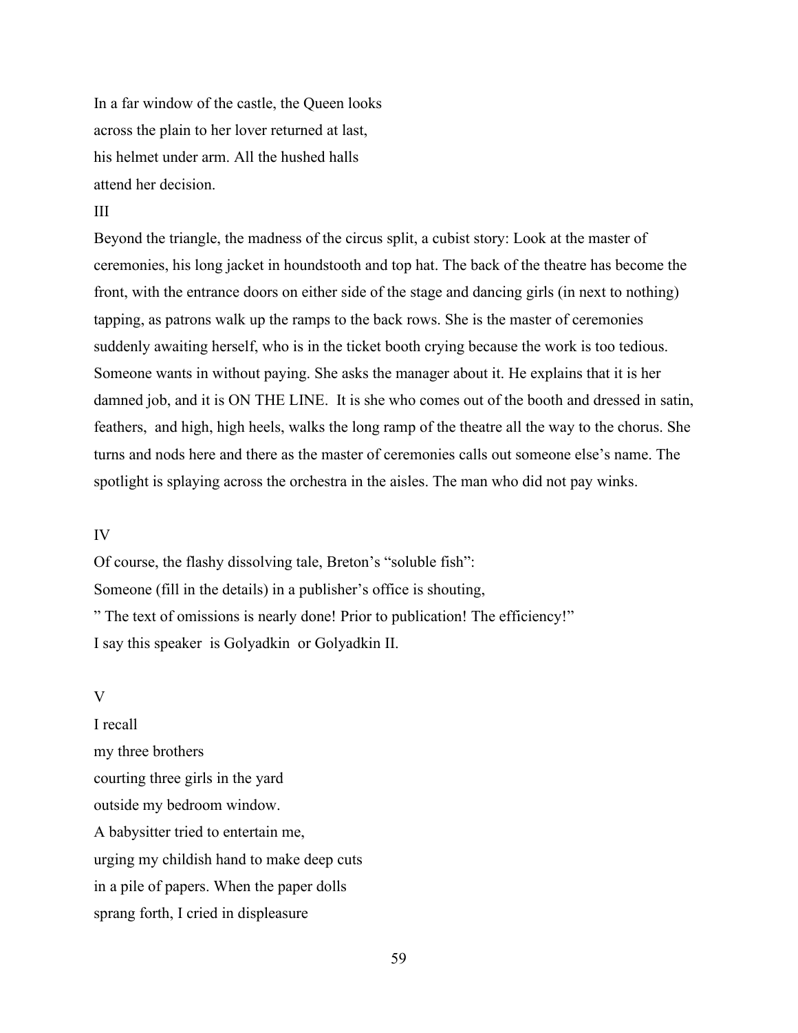In a far window of the castle, the Queen looks
across the plain to her lover returned at last,
his helmet under arm. All the hushed halls
attend her decision.

III

Beyond the triangle, the madness of the circus split, a cubist story: Look at the master of ceremonies, his long jacket in houndstooth and top hat. The back of the theatre has become the front, with the entrance doors on either side of the stage and dancing girls (in next to nothing) tapping, as patrons walk up the ramps to the back rows. She is the master of ceremonies suddenly awaiting herself, who is in the ticket booth crying because the work is too tedious. Someone wants in without paying. She asks the manager about it. He explains that it is her damned job, and it is ON THE LINE.  It is she who comes out of the booth and dressed in satin, feathers,  and high, high heels, walks the long ramp of the theatre all the way to the chorus. She turns and nods here and there as the master of ceremonies calls out someone else's name. The spotlight is splaying across the orchestra in the aisles. The man who did not pay winks.

IV

Of course, the flashy dissolving tale, Breton's "soluble fish":
Someone (fill in the details) in a publisher's office is shouting,
" The text of omissions is nearly done! Prior to publication! The efficiency!"
I say this speaker  is Golyadkin  or Golyadkin II.

V

I recall
my three brothers
courting three girls in the yard
outside my bedroom window.
A babysitter tried to entertain me,
urging my childish hand to make deep cuts
in a pile of papers. When the paper dolls
sprang forth, I cried in displeasure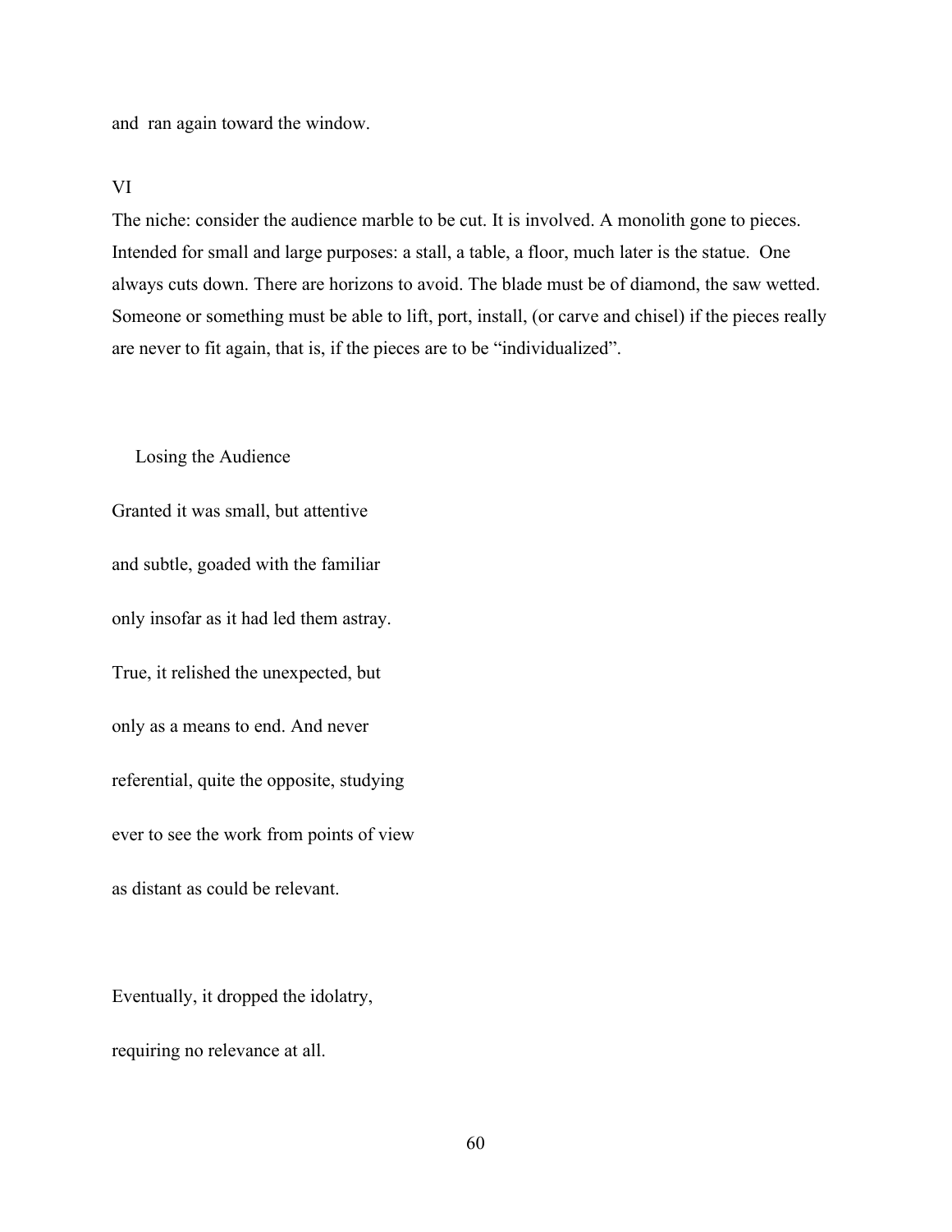and  ran again toward the window.

VI

The niche: consider the audience marble to be cut. It is involved. A monolith gone to pieces. Intended for small and large purposes: a stall, a table, a floor, much later is the statue.  One always cuts down. There are horizons to avoid. The blade must be of diamond, the saw wetted. Someone or something must be able to lift, port, install, (or carve and chisel) if the pieces really are never to fit again, that is, if the pieces are to be "individualized".

## Losing the Audience

Granted it was small, but attentive

and subtle, goaded with the familiar

only insofar as it had led them astray.

True, it relished the unexpected, but

only as a means to end. And never

referential, quite the opposite, studying

ever to see the work from points of view

as distant as could be relevant.

Eventually, it dropped the idolatry,

requiring no relevance at all.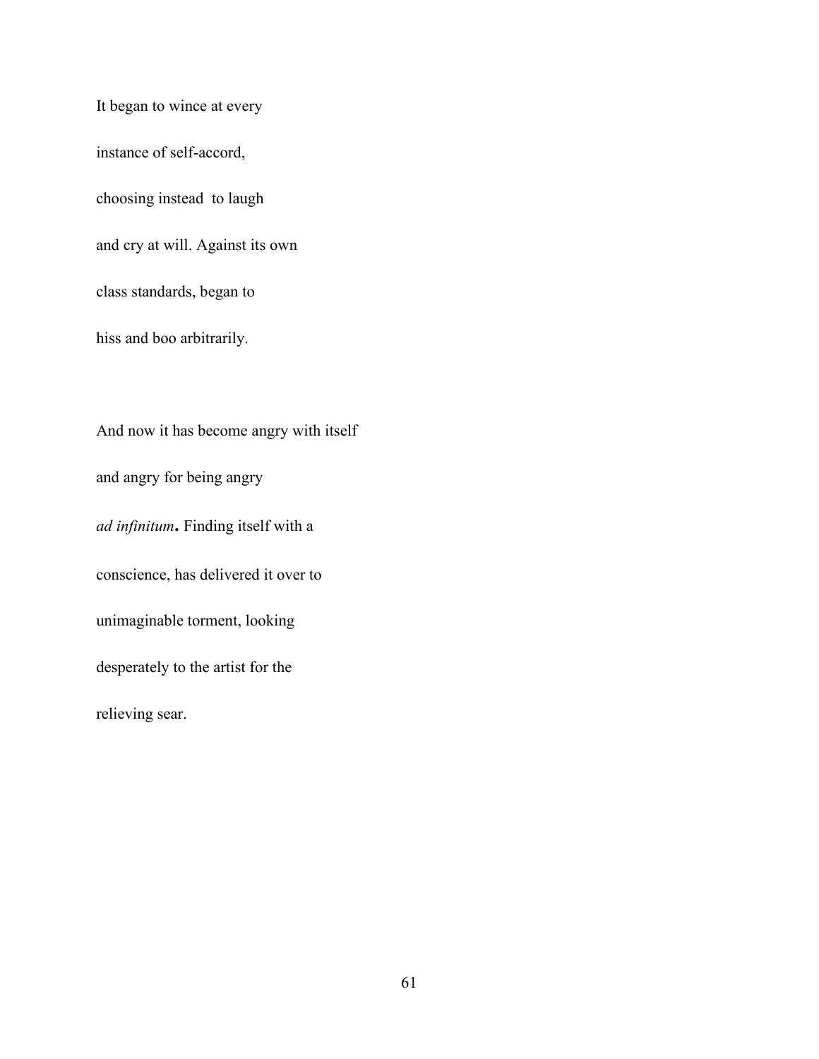It began to wince at every

instance of self-accord,

choosing instead  to laugh

and cry at will. Against its own

class standards, began to

hiss and boo arbitrarily.

And now it has become angry with itself

and angry for being angry

*ad infinitum***.** Finding itself with a

conscience, has delivered it over to

unimaginable torment, looking

desperately to the artist for the

relieving sear.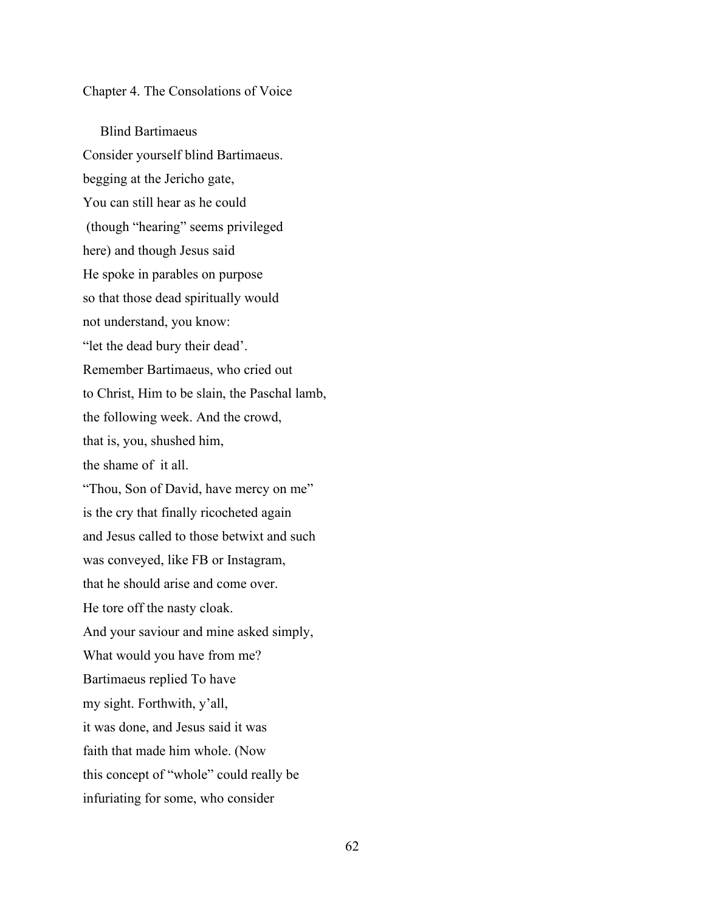## Chapter 4. The Consolations of Voice

### Blind Bartimaeus

Consider yourself blind Bartimaeus.  
begging at the Jericho gate,  
You can still hear as he could  
(though "hearing" seems privileged  
here) and though Jesus said  
He spoke in parables on purpose  
so that those dead spiritually would  
not understand, you know:  
"let the dead bury their dead'.  
Remember Bartimaeus, who cried out  
to Christ, Him to be slain, the Paschal lamb,  
the following week. And the crowd,  
that is, you, shushed him,  
the shame of it all.  
"Thou, Son of David, have mercy on me"  
is the cry that finally ricocheted again  
and Jesus called to those betwixt and such  
was conveyed, like FB or Instagram,  
that he should arise and come over.  
He tore off the nasty cloak.  
And your saviour and mine asked simply,  
What would you have from me?  
Bartimaeus replied To have  
my sight. Forthwith, y'all,  
it was done, and Jesus said it was  
faith that made him whole. (Now  
this concept of "whole" could really be  
infuriating for some, who consider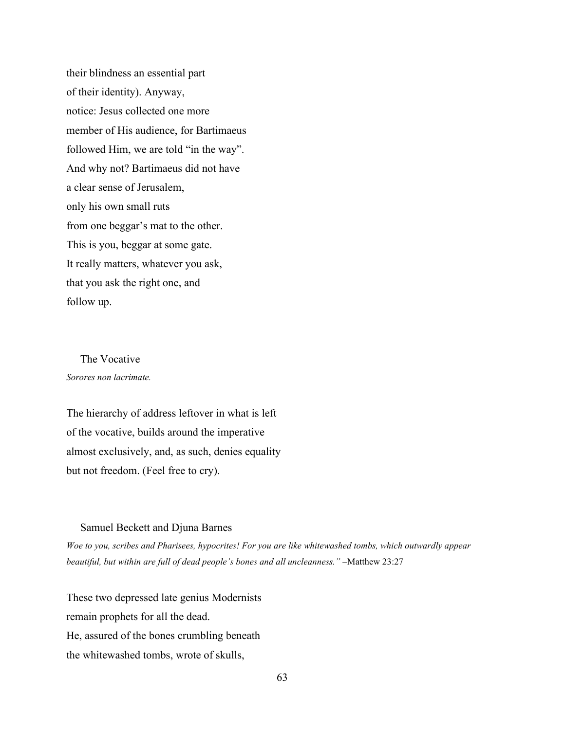their blindness an essential part
of their identity). Anyway,
notice: Jesus collected one more
member of His audience, for Bartimaeus
followed Him, we are told “in the way”.
And why not? Bartimaeus did not have
a clear sense of Jerusalem,
only his own small ruts
from one beggar’s mat to the other.
This is you, beggar at some gate.
It really matters, whatever you ask,
that you ask the right one, and
follow up.

## The Vocative

*Sorores non lacrimate.*

The hierarchy of address leftover in what is left
of the vocative, builds around the imperative
almost exclusively, and, as such, denies equality
but not freedom. (Feel free to cry).

## Samuel Beckett and Djuna Barnes

*Woe to you, scribes and Pharisees, hypocrites! For you are like whitewashed tombs, which outwardly appear beautiful, but within are full of dead people’s bones and all uncleanness.”* –Matthew 23:27

These two depressed late genius Modernists
remain prophets for all the dead.
He, assured of the bones crumbling beneath
the whitewashed tombs, wrote of skulls,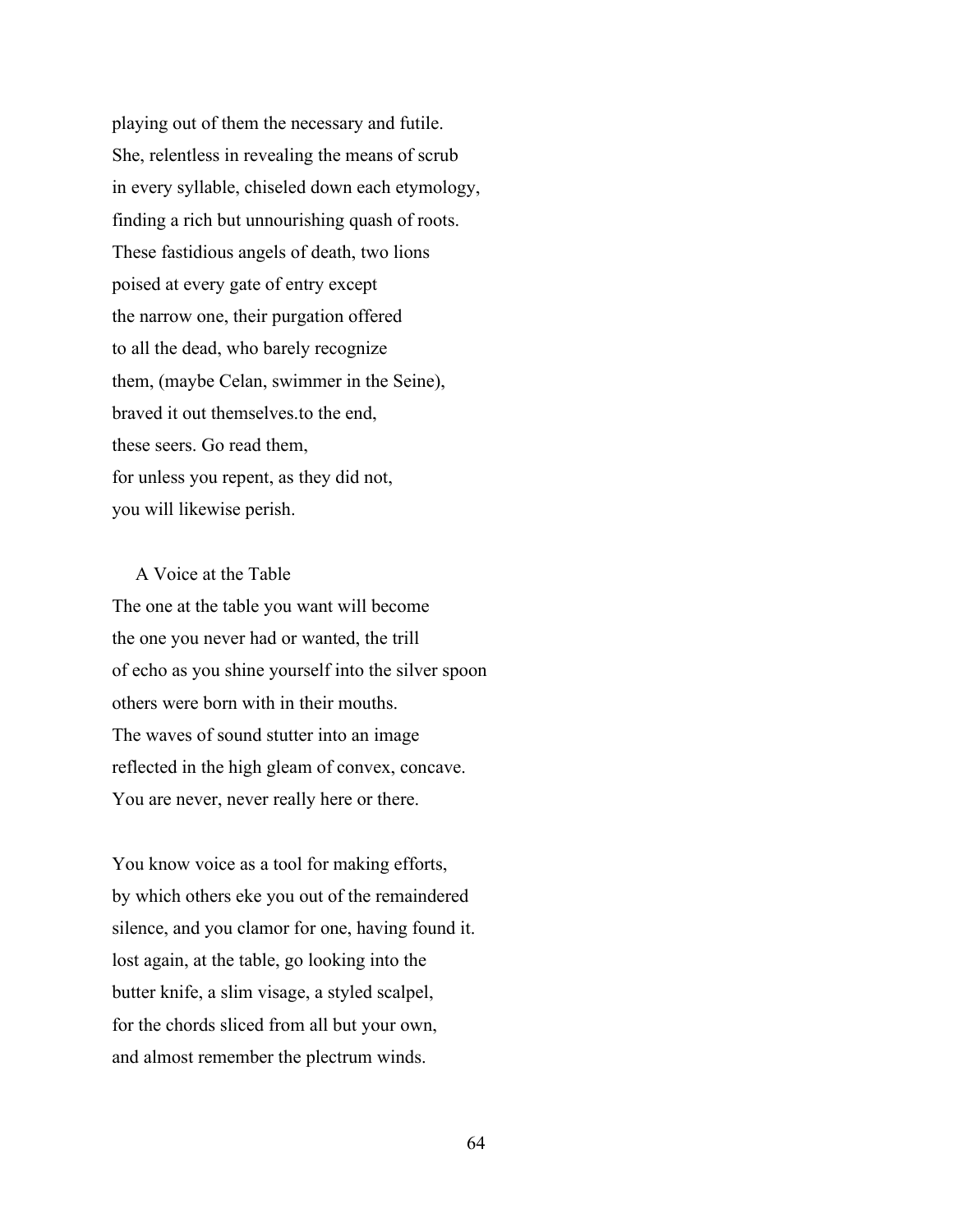playing out of them the necessary and futile.
She, relentless in revealing the means of scrub
in every syllable, chiseled down each etymology,
finding a rich but unnourishing quash of roots.
These fastidious angels of death, two lions
poised at every gate of entry except
the narrow one, their purgation offered
to all the dead, who barely recognize
them, (maybe Celan, swimmer in the Seine),
braved it out themselves.to the end,
these seers. Go read them,
for unless you repent, as they did not,
you will likewise perish.

## A Voice at the Table

The one at the table you want will become
the one you never had or wanted, the trill
of echo as you shine yourself into the silver spoon
others were born with in their mouths.
The waves of sound stutter into an image
reflected in the high gleam of convex, concave.
You are never, never really here or there.

You know voice as a tool for making efforts,
by which others eke you out of the remaindered
silence, and you clamor for one, having found it.
lost again, at the table, go looking into the
butter knife, a slim visage, a styled scalpel,
for the chords sliced from all but your own,
and almost remember the plectrum winds.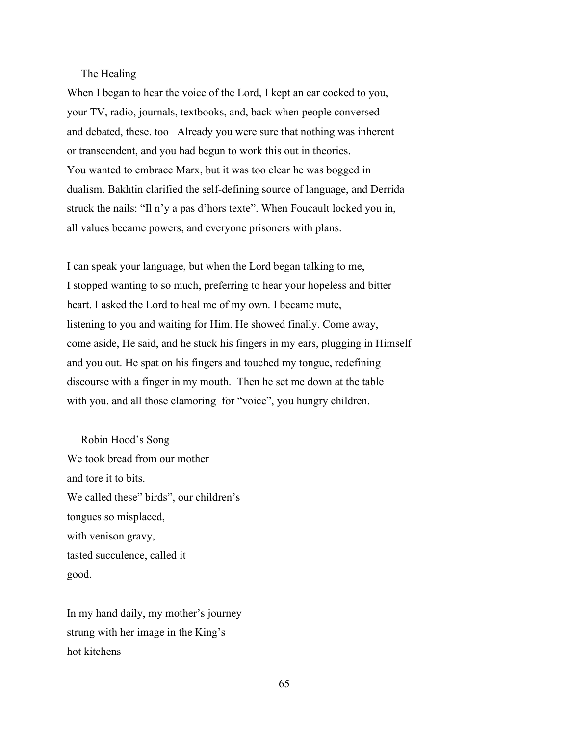## The Healing

When I began to hear the voice of the Lord, I kept an ear cocked to you,
your TV, radio, journals, textbooks, and, back when people conversed
and debated, these. too   Already you were sure that nothing was inherent
or transcendent, and you had begun to work this out in theories.
You wanted to embrace Marx, but it was too clear he was bogged in
dualism. Bakhtin clarified the self-defining source of language, and Derrida
struck the nails: "Il n'y a pas d'hors texte". When Foucault locked you in,
all values became powers, and everyone prisoners with plans.

I can speak your language, but when the Lord began talking to me,
I stopped wanting to so much, preferring to hear your hopeless and bitter
heart. I asked the Lord to heal me of my own. I became mute,
listening to you and waiting for Him. He showed finally. Come away,
come aside, He said, and he stuck his fingers in my ears, plugging in Himself
and you out. He spat on his fingers and touched my tongue, redefining
discourse with a finger in my mouth.  Then he set me down at the table
with you. and all those clamoring  for "voice", you hungry children.

## Robin Hood's Song

We took bread from our mother
and tore it to bits.
We called these" birds", our children's
tongues so misplaced,
with venison gravy,
tasted succulence, called it
good.

In my hand daily, my mother's journey
strung with her image in the King's
hot kitchens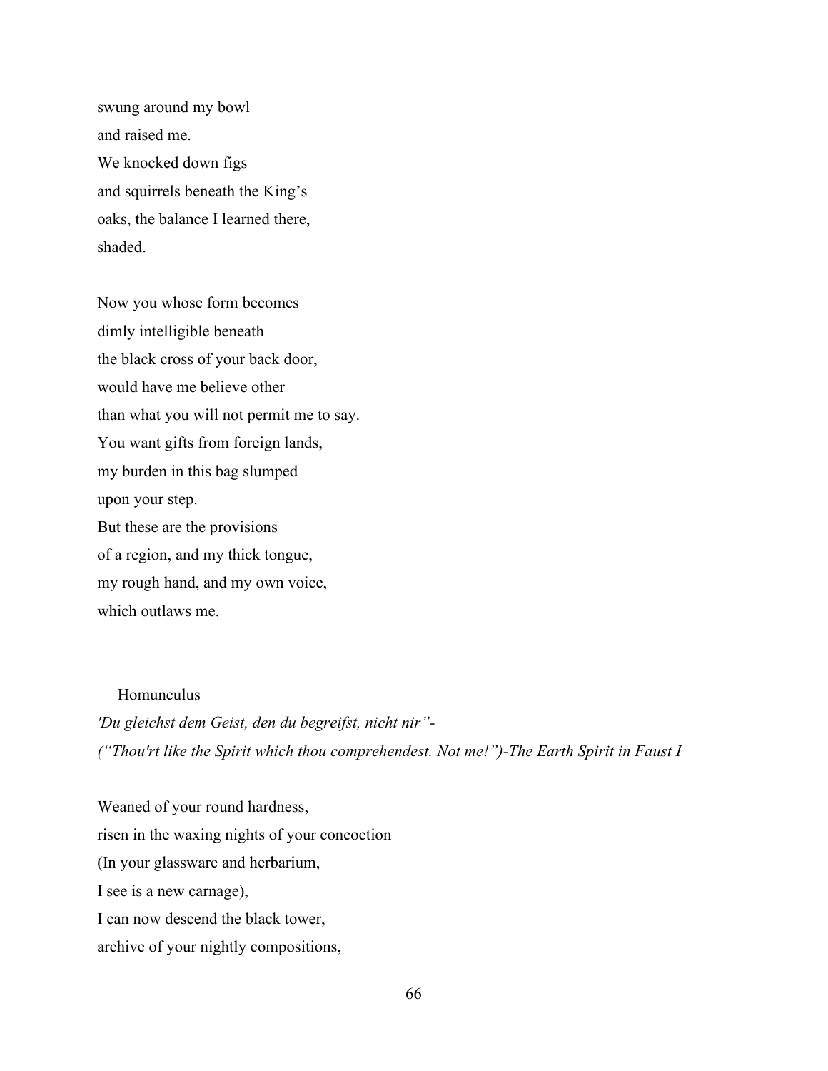swung around my bowl  
and raised me.  
We knocked down figs  
and squirrels beneath the King's  
oaks, the balance I learned there,  
shaded.

Now you whose form becomes  
dimly intelligible beneath  
the black cross of your back door,  
would have me believe other  
than what you will not permit me to say.  
You want gifts from foreign lands,  
my burden in this bag slumped  
upon your step.  
But these are the provisions  
of a region, and my thick tongue,  
my rough hand, and my own voice,  
which outlaws me.

## Homunculus

*'Du gleichst dem Geist, den du begreifst, nicht nir"-*  
*("Thou'rt like the Spirit which thou comprehendest. Not me!")-The Earth Spirit in Faust I*

Weaned of your round hardness,  
risen in the waxing nights of your concoction  
(In your glassware and herbarium,  
I see is a new carnage),  
I can now descend the black tower,  
archive of your nightly compositions,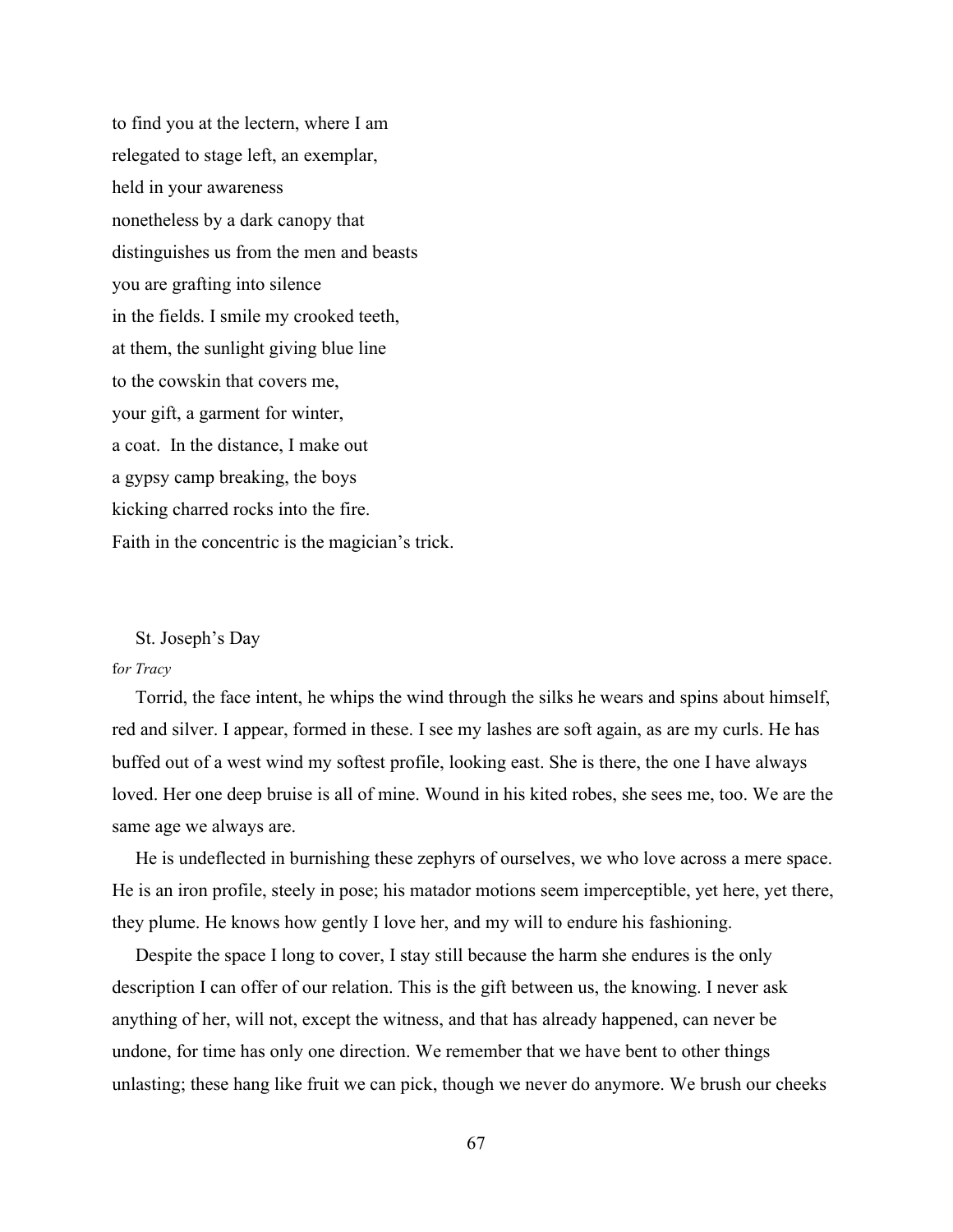to find you at the lectern, where I am  
relegated to stage left, an exemplar,  
held in your awareness  
nonetheless by a dark canopy that  
distinguishes us from the men and beasts  
you are grafting into silence  
in the fields. I smile my crooked teeth,  
at them, the sunlight giving blue line  
to the cowskin that covers me,  
your gift, a garment for winter,  
a coat.  In the distance, I make out  
a gypsy camp breaking, the boys  
kicking charred rocks into the fire.  
Faith in the concentric is the magician's trick.

## St. Joseph's Day

*for Tracy*

Torrid, the face intent, he whips the wind through the silks he wears and spins about himself, red and silver. I appear, formed in these. I see my lashes are soft again, as are my curls. He has buffed out of a west wind my softest profile, looking east. She is there, the one I have always loved. Her one deep bruise is all of mine. Wound in his kited robes, she sees me, too. We are the same age we always are.

He is undeflected in burnishing these zephyrs of ourselves, we who love across a mere space. He is an iron profile, steely in pose; his matador motions seem imperceptible, yet here, yet there, they plume. He knows how gently I love her, and my will to endure his fashioning.

Despite the space I long to cover, I stay still because the harm she endures is the only description I can offer of our relation. This is the gift between us, the knowing. I never ask anything of her, will not, except the witness, and that has already happened, can never be undone, for time has only one direction. We remember that we have bent to other things unlasting; these hang like fruit we can pick, though we never do anymore. We brush our cheeks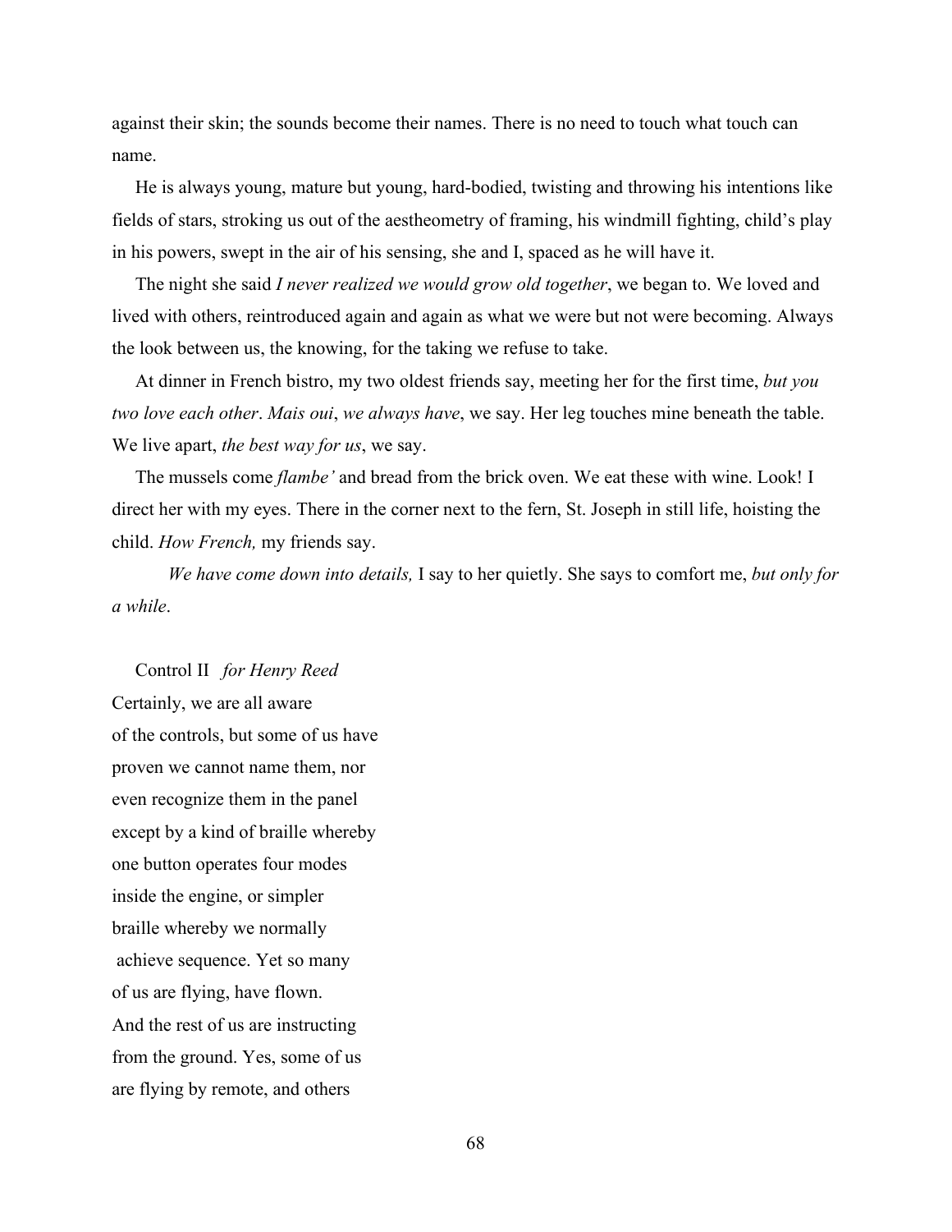against their skin; the sounds become their names. There is no need to touch what touch can name.

He is always young, mature but young, hard-bodied, twisting and throwing his intentions like fields of stars, stroking us out of the aestheometry of framing, his windmill fighting, child's play in his powers, swept in the air of his sensing, she and I, spaced as he will have it.

The night she said *I never realized we would grow old together*, we began to. We loved and lived with others, reintroduced again and again as what we were but not were becoming. Always the look between us, the knowing, for the taking we refuse to take.

At dinner in French bistro, my two oldest friends say, meeting her for the first time, *but you two love each other*. *Mais oui*, *we always have*, we say. Her leg touches mine beneath the table. We live apart, *the best way for us*, we say.

The mussels come *flambe'* and bread from the brick oven. We eat these with wine. Look! I direct her with my eyes. There in the corner next to the fern, St. Joseph in still life, hoisting the child. *How French,* my friends say.

*We have come down into details,* I say to her quietly. She says to comfort me, *but only for a while*.

Control II *for Henry Reed*

Certainly, we are all aware  
of the controls, but some of us have  
proven we cannot name them, nor  
even recognize them in the panel  
except by a kind of braille whereby  
one button operates four modes  
inside the engine, or simpler  
braille whereby we normally  
achieve sequence. Yet so many  
of us are flying, have flown.  
And the rest of us are instructing  
from the ground. Yes, some of us  
are flying by remote, and others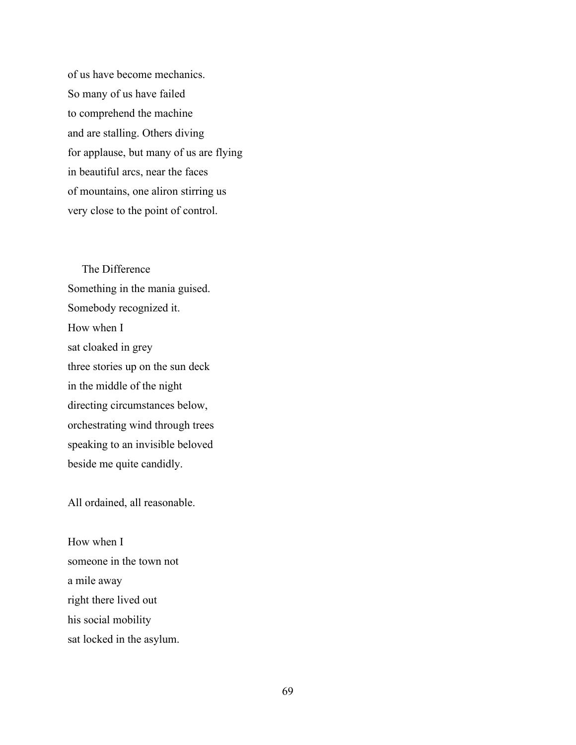of us have become mechanics.
So many of us have failed
to comprehend the machine
and are stalling. Others diving
for applause, but many of us are flying
in beautiful arcs, near the faces
of mountains, one aliron stirring us
very close to the point of control.

## The Difference

Something in the mania guised.
Somebody recognized it.
How when I
sat cloaked in grey
three stories up on the sun deck
in the middle of the night
directing circumstances below,
orchestrating wind through trees
speaking to an invisible beloved
beside me quite candidly.

All ordained, all reasonable.

How when I
someone in the town not
a mile away
right there lived out
his social mobility
sat locked in the asylum.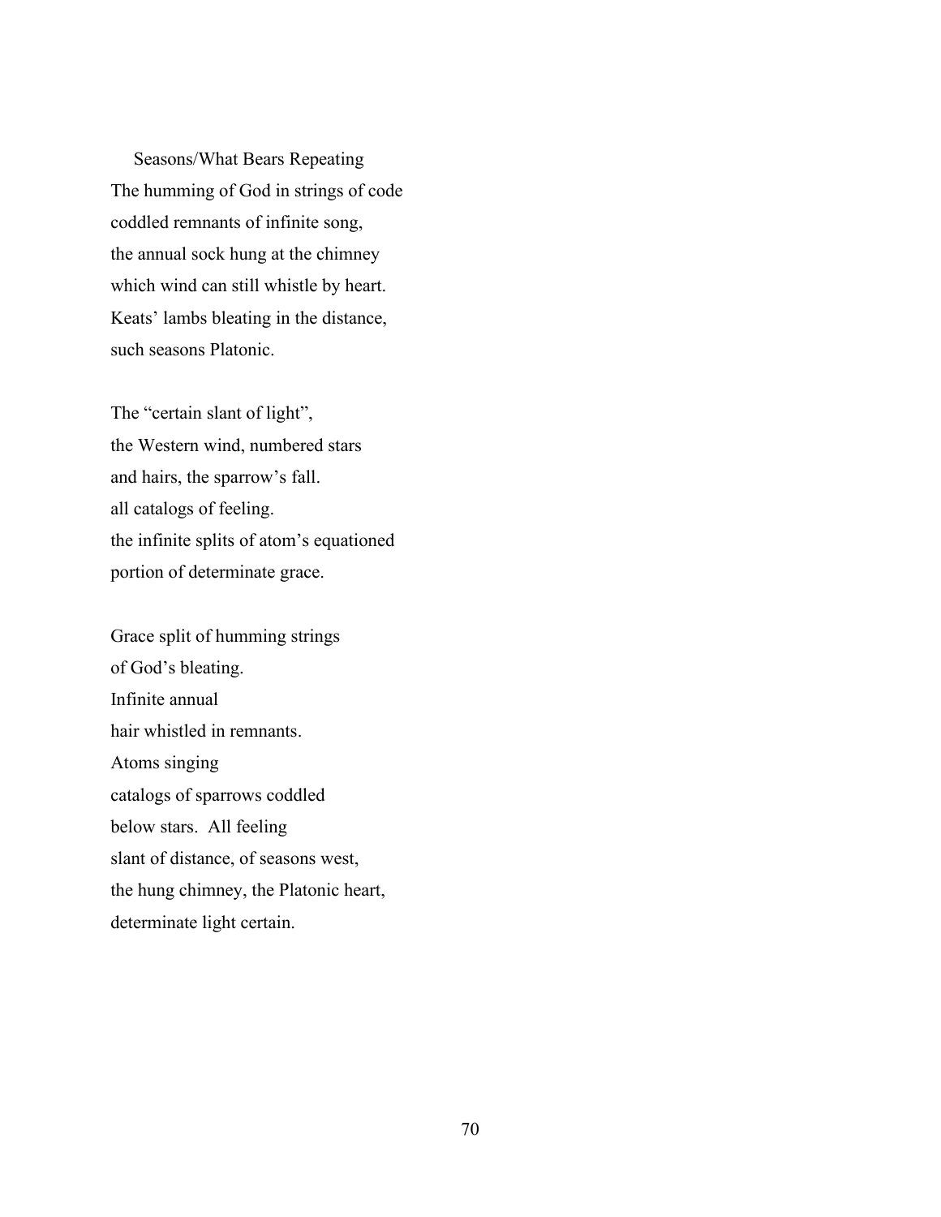### Seasons/What Bears Repeating

The humming of God in strings of code
coddled remnants of infinite song,
the annual sock hung at the chimney
which wind can still whistle by heart.
Keats' lambs bleating in the distance,
such seasons Platonic.

The "certain slant of light",
the Western wind, numbered stars
and hairs, the sparrow's fall.
all catalogs of feeling.
the infinite splits of atom's equationed
portion of determinate grace.

Grace split of humming strings
of God's bleating.
Infinite annual
hair whistled in remnants.
Atoms singing
catalogs of sparrows coddled
below stars.  All feeling
slant of distance, of seasons west,
the hung chimney, the Platonic heart,
determinate light certain.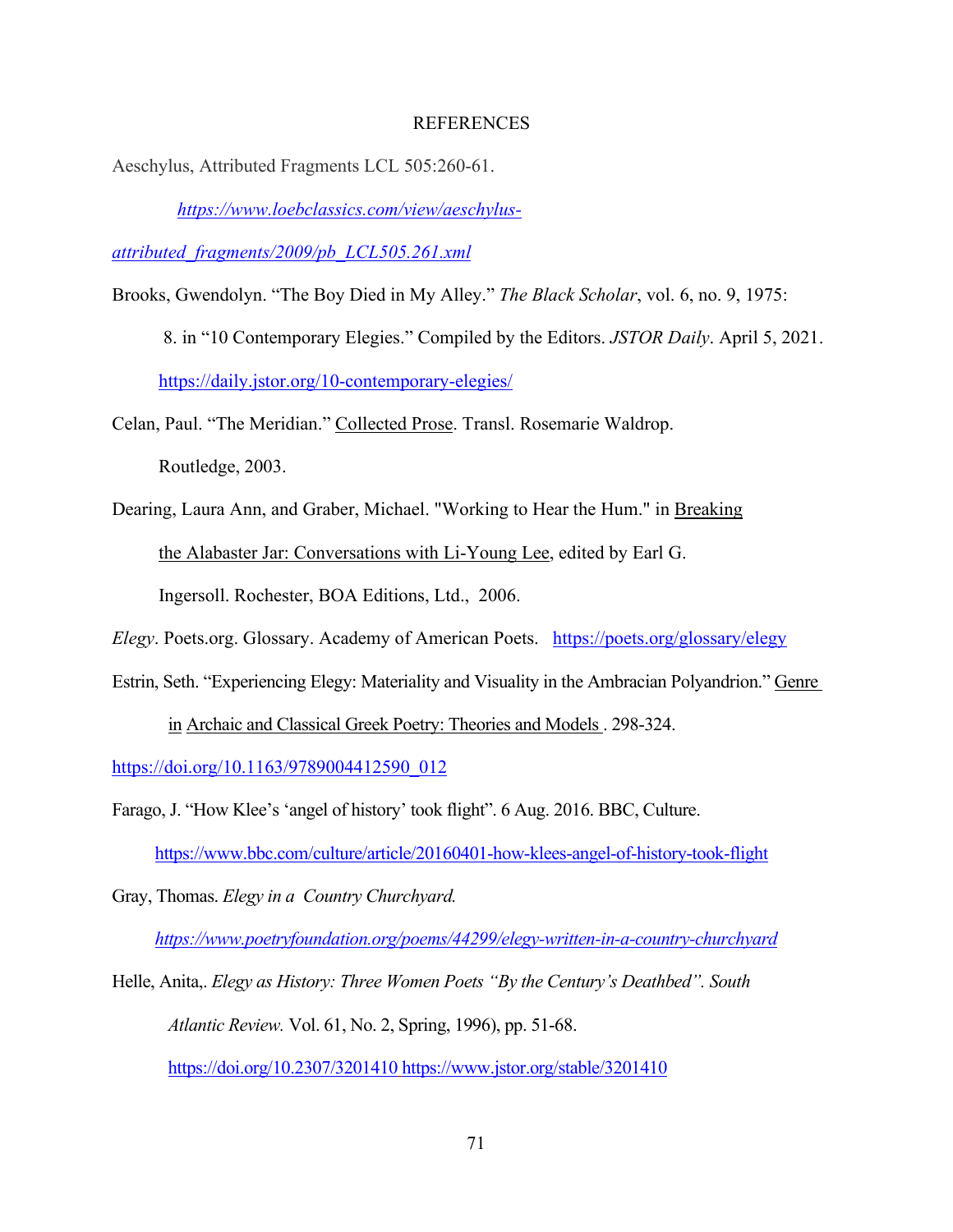# REFERENCES

Aeschylus, Attributed Fragments LCL 505:260-61. *https://www.loebclassics.com/view/aeschylus-attributed_fragments/2009/pb_LCL505.261.xml*

Brooks, Gwendolyn. "The Boy Died in My Alley." *The Black Scholar*, vol. 6, no. 9, 1975: 8. in "10 Contemporary Elegies." Compiled by the Editors. *JSTOR Daily*. April 5, 2021. https://daily.jstor.org/10-contemporary-elegies/

Celan, Paul. "The Meridian." Collected Prose. Transl. Rosemarie Waldrop. Routledge, 2003.

Dearing, Laura Ann, and Graber, Michael. "Working to Hear the Hum." in Breaking the Alabaster Jar: Conversations with Li-Young Lee, edited by Earl G. Ingersoll. Rochester, BOA Editions, Ltd., 2006.

*Elegy*. Poets.org. Glossary. Academy of American Poets. https://poets.org/glossary/elegy

Estrin, Seth. "Experiencing Elegy: Materiality and Visuality in the Ambracian Polyandrion." Genre in Archaic and Classical Greek Poetry: Theories and Models . 298-324. https://doi.org/10.1163/9789004412590_012

Farago, J. "How Klee's 'angel of history' took flight". 6 Aug. 2016. BBC, Culture. https://www.bbc.com/culture/article/20160401-how-klees-angel-of-history-took-flight

Gray, Thomas. *Elegy in a Country Churchyard.* *https://www.poetryfoundation.org/poems/44299/elegy-written-in-a-country-churchyard*

Helle, Anita,. *Elegy as History: Three Women Poets "By the Century's Deathbed". South Atlantic Review.* Vol. 61, No. 2, Spring, 1996), pp. 51-68. https://doi.org/10.2307/3201410 https://www.jstor.org/stable/3201410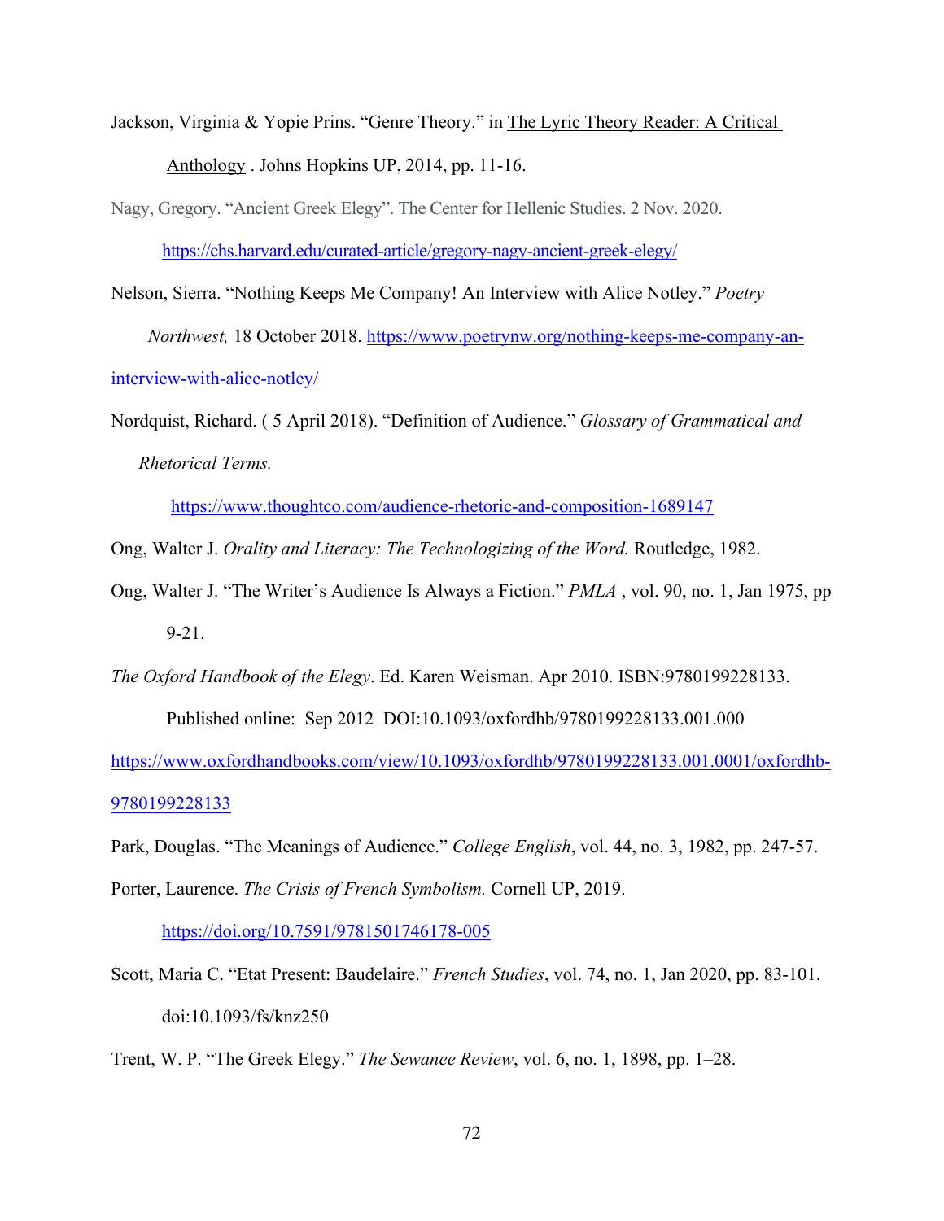Jackson, Virginia & Yopie Prins. "Genre Theory." in The Lyric Theory Reader: A Critical Anthology . Johns Hopkins UP, 2014, pp. 11-16.

Nagy, Gregory. "Ancient Greek Elegy". The Center for Hellenic Studies. 2 Nov. 2020. https://chs.harvard.edu/curated-article/gregory-nagy-ancient-greek-elegy/

Nelson, Sierra. "Nothing Keeps Me Company! An Interview with Alice Notley." *Poetry Northwest,* 18 October 2018. https://www.poetrynw.org/nothing-keeps-me-company-an-interview-with-alice-notley/

Nordquist, Richard. ( 5 April 2018). "Definition of Audience." *Glossary of Grammatical and Rhetorical Terms.* https://www.thoughtco.com/audience-rhetoric-and-composition-1689147

Ong, Walter J. *Orality and Literacy: The Technologizing of the Word.* Routledge, 1982.

Ong, Walter J. "The Writer's Audience Is Always a Fiction." *PMLA* , vol. 90, no. 1, Jan 1975, pp 9-21.

*The Oxford Handbook of the Elegy*. Ed. Karen Weisman. Apr 2010. ISBN:9780199228133. Published online: Sep 2012 DOI:10.1093/oxfordhb/9780199228133.001.000 https://www.oxfordhandbooks.com/view/10.1093/oxfordhb/9780199228133.001.0001/oxfordhb-9780199228133

Park, Douglas. "The Meanings of Audience." *College English*, vol. 44, no. 3, 1982, pp. 247-57.

Porter, Laurence. *The Crisis of French Symbolism.* Cornell UP, 2019. https://doi.org/10.7591/9781501746178-005

Scott, Maria C. "Etat Present: Baudelaire." *French Studies*, vol. 74, no. 1, Jan 2020, pp. 83-101. doi:10.1093/fs/knz250

Trent, W. P. "The Greek Elegy." *The Sewanee Review*, vol. 6, no. 1, 1898, pp. 1–28.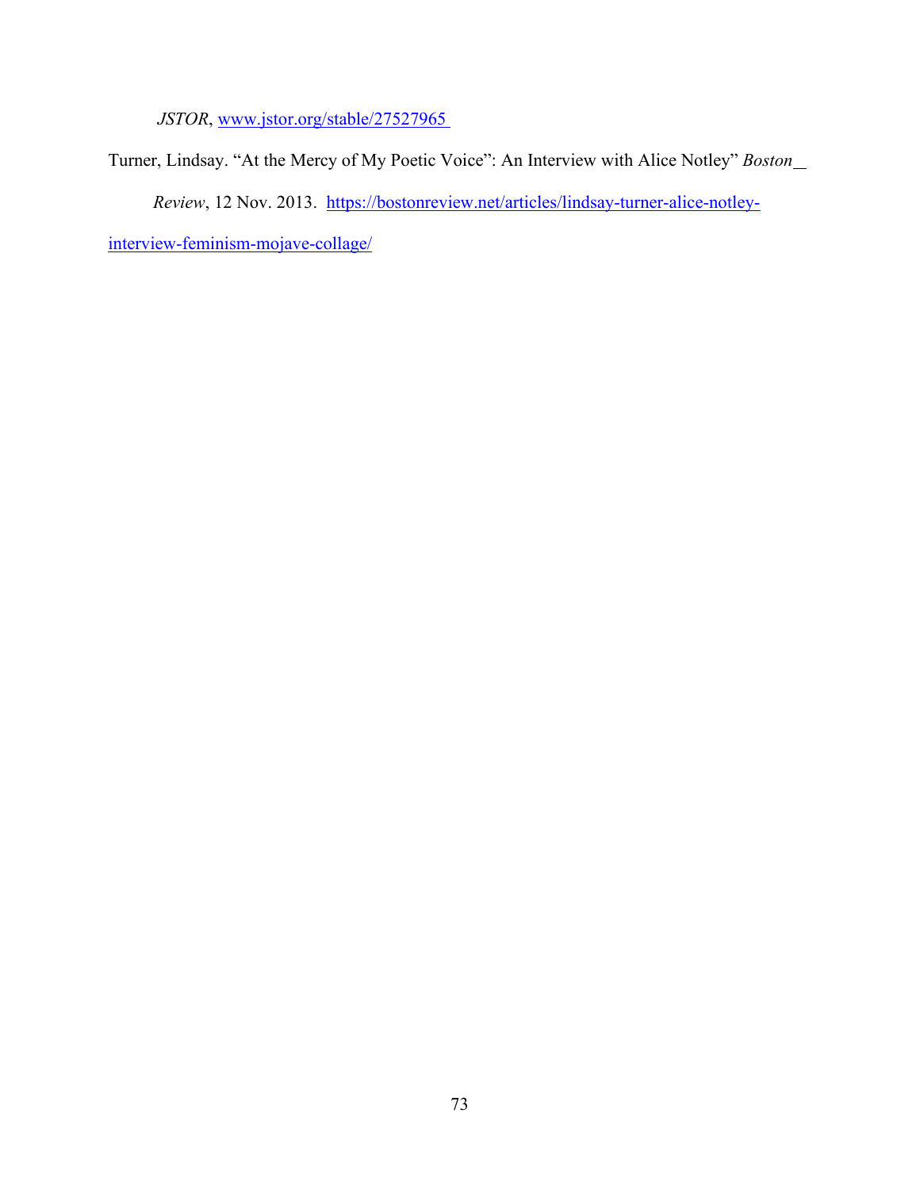*JSTOR*, www.jstor.org/stable/27527965

Turner, Lindsay. "At the Mercy of My Poetic Voice": An Interview with Alice Notley" *Boston Review*, 12 Nov. 2013. https://bostonreview.net/articles/lindsay-turner-alice-notley-interview-feminism-mojave-collage/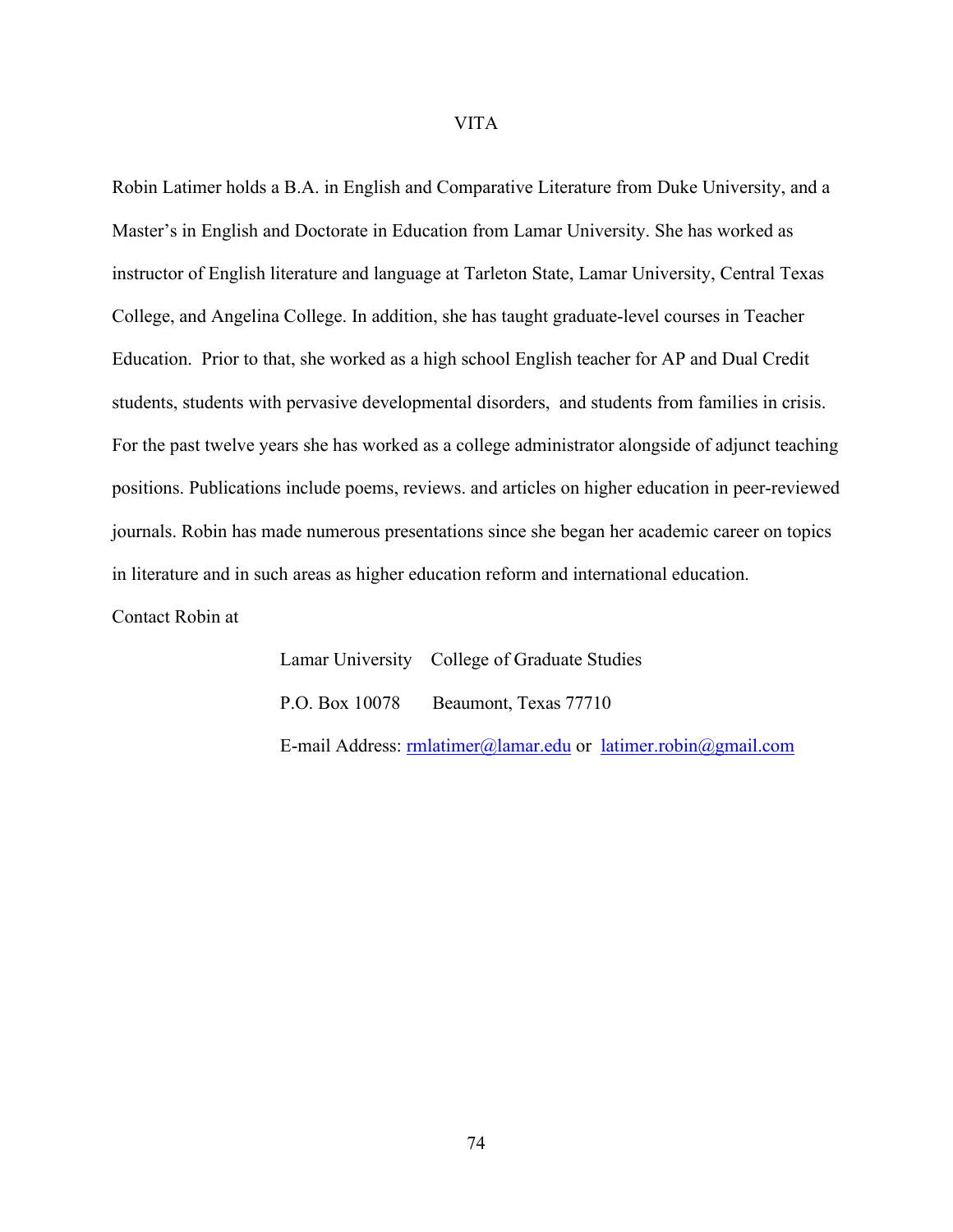# VITA

Robin Latimer holds a B.A. in English and Comparative Literature from Duke University, and a Master's in English and Doctorate in Education from Lamar University. She has worked as instructor of English literature and language at Tarleton State, Lamar University, Central Texas College, and Angelina College. In addition, she has taught graduate-level courses in Teacher Education. Prior to that, she worked as a high school English teacher for AP and Dual Credit students, students with pervasive developmental disorders, and students from families in crisis. For the past twelve years she has worked as a college administrator alongside of adjunct teaching positions. Publications include poems, reviews. and articles on higher education in peer-reviewed journals. Robin has made numerous presentations since she began her academic career on topics in literature and in such areas as higher education reform and international education.

Contact Robin at

Lamar University    College of Graduate Studies

P.O. Box 10078    Beaumont, Texas 77710

E-mail Address: rmlatimer@lamar.edu or latimer.robin@gmail.com